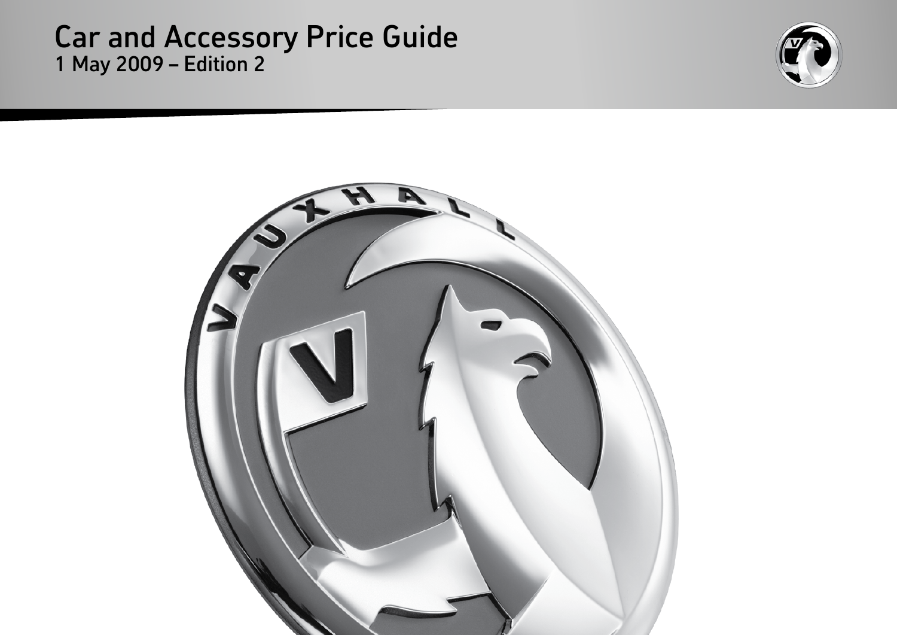# Car and Accessory Price Guide

1 May 2009 – Edition 2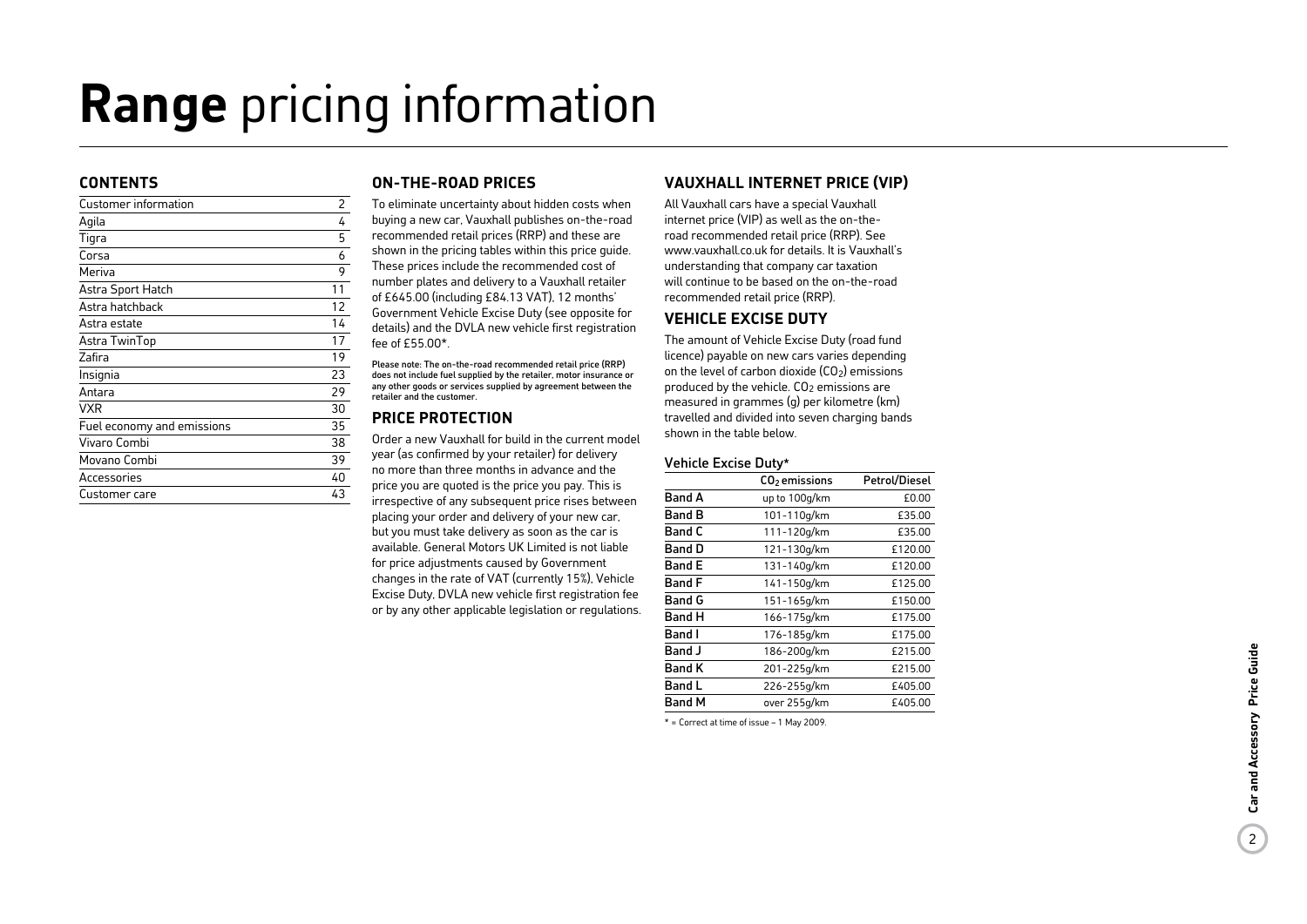# **Range** pricing information

## CONTENTS

| | |
|---|---|
| Customer information | 2 |
| Agila | 4 |
| Tigra | 5 |
| Corsa | 6 |
| Meriva | 9 |
| Astra Sport Hatch | 11 |
| Astra hatchback | 12 |
| Astra estate | 14 |
| Astra TwinTop | 17 |
| Zafira | 19 |
| Insignia | 23 |
| Antara | 29 |
| VXR | 30 |
| Fuel economy and emissions | 35 |
| Vivaro Combi | 38 |
| Movano Combi | 39 |
| Accessories | 40 |
| Customer care | 43 |

## ON-THE-ROAD PRICES

To eliminate uncertainty about hidden costs when buying a new car, Vauxhall publishes on-the-road recommended retail prices (RRP) and these are shown in the pricing tables within this price guide. These prices include the recommended cost of number plates and delivery to a Vauxhall retailer of £645.00 (including £84.13 VAT), 12 months' Government Vehicle Excise Duty (see opposite for details) and the DVLA new vehicle first registration fee of £55.00*.

Please note: The on-the-road recommended retail price (RRP) does not include fuel supplied by the retailer, motor insurance or any other goods or services supplied by agreement between the retailer and the customer.

## PRICE PROTECTION

Order a new Vauxhall for build in the current model year (as confirmed by your retailer) for delivery no more than three months in advance and the price you are quoted is the price you pay. This is irrespective of any subsequent price rises between placing your order and delivery of your new car, but you must take delivery as soon as the car is available. General Motors UK Limited is not liable for price adjustments caused by Government changes in the rate of VAT (currently 15%), Vehicle Excise Duty, DVLA new vehicle first registration fee or by any other applicable legislation or regulations.

## VAUXHALL INTERNET PRICE (VIP)

All Vauxhall cars have a special Vauxhall internet price (VIP) as well as the on-the-road recommended retail price (RRP). See www.vauxhall.co.uk for details. It is Vauxhall's understanding that company car taxation will continue to be based on the on-the-road recommended retail price (RRP).

## VEHICLE EXCISE DUTY

The amount of Vehicle Excise Duty (road fund licence) payable on new cars varies depending on the level of carbon dioxide ($CO_2$) emissions produced by the vehicle. $CO_2$ emissions are measured in grammes (g) per kilometre (km) travelled and divided into seven charging bands shown in the table below.

**Vehicle Excise Duty***

| | $CO_2$ emissions | Petrol/Diesel |
|---|---|---|
| **Band A** | up to 100g/km | £0.00 |
| **Band B** | 101-110g/km | £35.00 |
| **Band C** | 111-120g/km | £35.00 |
| **Band D** | 121-130g/km | £120.00 |
| **Band E** | 131-140g/km | £120.00 |
| **Band F** | 141-150g/km | £125.00 |
| **Band G** | 151-165g/km | £150.00 |
| **Band H** | 166-175g/km | £175.00 |
| **Band I** | 176-185g/km | £175.00 |
| **Band J** | 186-200g/km | £215.00 |
| **Band K** | 201-225g/km | £215.00 |
| **Band L** | 226-255g/km | £405.00 |
| **Band M** | over 255g/km | £405.00 |

* = Correct at time of issue – 1 May 2009.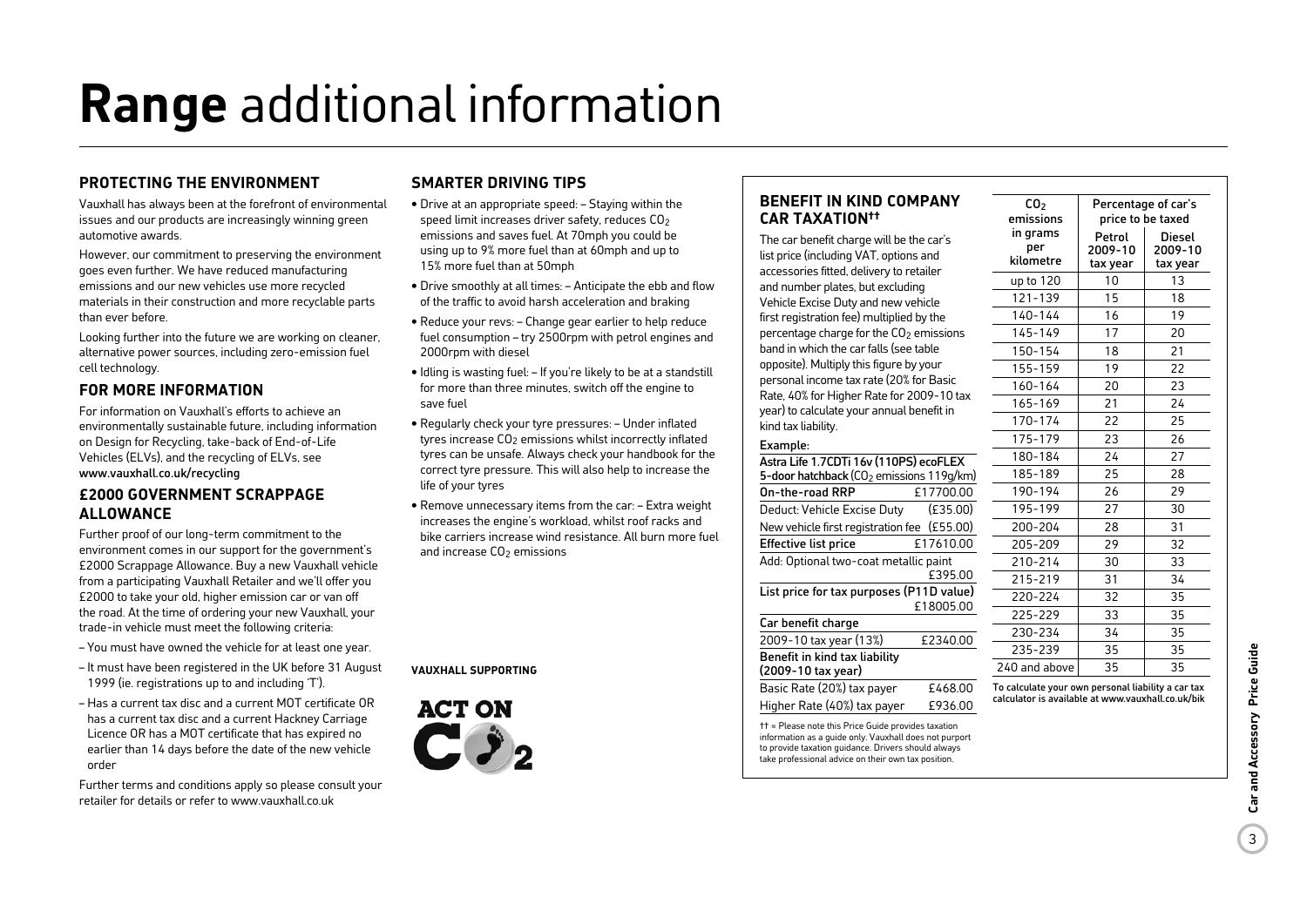# Range additional information

## PROTECTING THE ENVIRONMENT

Vauxhall has always been at the forefront of environmental issues and our products are increasingly winning green automotive awards.

However, our commitment to preserving the environment goes even further. We have reduced manufacturing emissions and our new vehicles use more recycled materials in their construction and more recyclable parts than ever before.

Looking further into the future we are working on cleaner, alternative power sources, including zero-emission fuel cell technology.

## FOR MORE INFORMATION

For information on Vauxhall's efforts to achieve an environmentally sustainable future, including information on Design for Recycling, take-back of End-of-Life Vehicles (ELVs), and the recycling of ELVs, see **www.vauxhall.co.uk/recycling**

## £2000 GOVERNMENT SCRAPPAGE ALLOWANCE

Further proof of our long-term commitment to the environment comes in our support for the government's £2000 Scrappage Allowance. Buy a new Vauxhall vehicle from a participating Vauxhall Retailer and we'll offer you £2000 to take your old, higher emission car or van off the road. At the time of ordering your new Vauxhall, your trade-in vehicle must meet the following criteria:

- You must have owned the vehicle for at least one year.
- It must have been registered in the UK before 31 August 1999 (ie. registrations up to and including 'T').
- Has a current tax disc and a current MOT certificate OR has a current tax disc and a current Hackney Carriage Licence OR has a MOT certificate that has expired no earlier than 14 days before the date of the new vehicle order

Further terms and conditions apply so please consult your retailer for details or refer to www.vauxhall.co.uk

## SMARTER DRIVING TIPS

- Drive at an appropriate speed: – Staying within the speed limit increases driver safety, reduces $CO_2$ emissions and saves fuel. At 70mph you could be using up to 9% more fuel than at 60mph and up to 15% more fuel than at 50mph
- Drive smoothly at all times: – Anticipate the ebb and flow of the traffic to avoid harsh acceleration and braking
- Reduce your revs: – Change gear earlier to help reduce fuel consumption – try 2500rpm with petrol engines and 2000rpm with diesel
- Idling is wasting fuel: – If you're likely to be at a standstill for more than three minutes, switch off the engine to save fuel
- Regularly check your tyre pressures: – Under inflated tyres increase $CO_2$ emissions whilst incorrectly inflated tyres can be unsafe. Always check your handbook for the correct tyre pressure. This will also help to increase the life of your tyres
- Remove unnecessary items from the car: – Extra weight increases the engine's workload, whilst roof racks and bike carriers increase wind resistance. All burn more fuel and increase $CO_2$ emissions

**VAUXHALL SUPPORTING**

ACT ON $CO_2$

## BENEFIT IN KIND COMPANY CAR TAXATION††

The car benefit charge will be the car's list price (including VAT, options and accessories fitted, delivery to retailer and number plates, but excluding Vehicle Excise Duty and new vehicle first registration fee) multiplied by the percentage charge for the $CO_2$ emissions band in which the car falls (see table opposite). Multiply this figure by your personal income tax rate (20% for Basic Rate, 40% for Higher Rate for 2009-10 tax year) to calculate your annual benefit in kind tax liability.

**Example:**

| **Astra Life 1.7CDTi 16v (110PS) ecoFLEX 5-door hatchback** ($CO_2$ emissions 119g/km) | |
|---|---|
| **On-the-road RRP** | £17700.00 |
| Deduct: Vehicle Excise Duty | (£35.00) |
| New vehicle first registration fee | (£55.00) |
| **Effective list price** | £17610.00 |
| Add: Optional two-coat metallic paint | £395.00 |
| **List price for tax purposes (P11D value)** | £18005.00 |
| **Car benefit charge** | |
| 2009-10 tax year (13%) | £2340.00 |
| **Benefit in kind tax liability (2009-10 tax year)** | |
| Basic Rate (20%) tax payer | £468.00 |
| Higher Rate (40%) tax payer | £936.00 |

†† = Please note this Price Guide provides taxation information as a guide only. Vauxhall does not purport to provide taxation guidance. Drivers should always take professional advice on their own tax position.

| $CO_2$ emissions in grams per kilometre | Percentage of car's price to be taxed | |
|---|---|---|
| | Petrol 2009-10 tax year | Diesel 2009-10 tax year |
| up to 120 | 10 | 13 |
| 121-139 | 15 | 18 |
| 140-144 | 16 | 19 |
| 145-149 | 17 | 20 |
| 150-154 | 18 | 21 |
| 155-159 | 19 | 22 |
| 160-164 | 20 | 23 |
| 165-169 | 21 | 24 |
| 170-174 | 22 | 25 |
| 175-179 | 23 | 26 |
| 180-184 | 24 | 27 |
| 185-189 | 25 | 28 |
| 190-194 | 26 | 29 |
| 195-199 | 27 | 30 |
| 200-204 | 28 | 31 |
| 205-209 | 29 | 32 |
| 210-214 | 30 | 33 |
| 215-219 | 31 | 34 |
| 220-224 | 32 | 35 |
| 225-229 | 33 | 35 |
| 230-234 | 34 | 35 |
| 235-239 | 35 | 35 |
| 240 and above | 35 | 35 |

To calculate your own personal liability a car tax calculator is available at www.vauxhall.co.uk/bik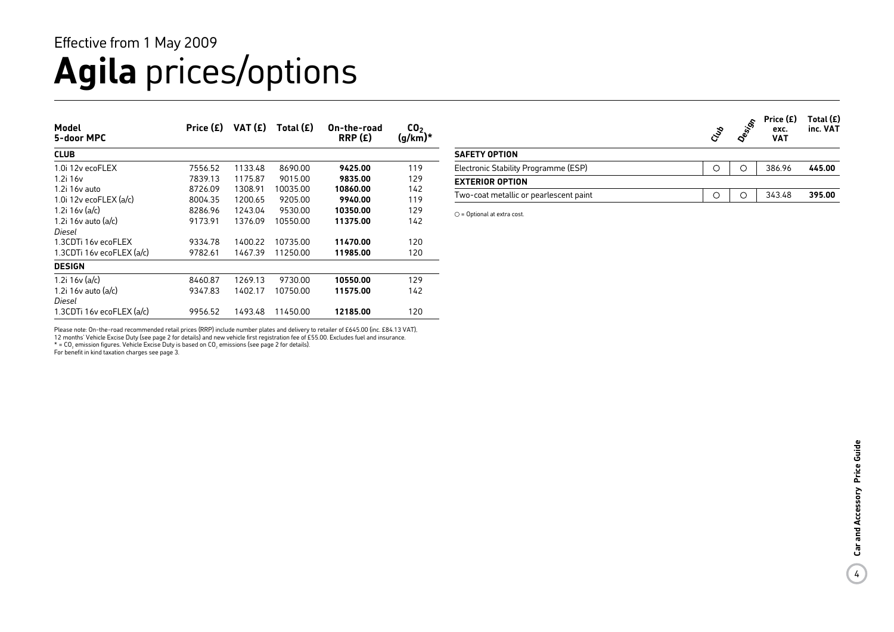Effective from 1 May 2009

# **Agila** prices/options

| Model<br>5-door MPC | Price (£) | VAT (£) | Total (£) | On-the-road RRP (£) | $CO_2$ (g/km)* |
|---|---|---|---|---|---|
| **CLUB** | | | | | |
| 1.0i 12v ecoFLEX | 7556.52 | 1133.48 | 8690.00 | **9425.00** | 119 |
| 1.2i 16v | 7839.13 | 1175.87 | 9015.00 | **9835.00** | 129 |
| 1.2i 16v auto | 8726.09 | 1308.91 | 10035.00 | **10860.00** | 142 |
| 1.0i 12v ecoFLEX (a/c) | 8004.35 | 1200.65 | 9205.00 | **9940.00** | 119 |
| 1.2i 16v (a/c) | 8286.96 | 1243.04 | 9530.00 | **10350.00** | 129 |
| 1.2i 16v auto (a/c) | 9173.91 | 1376.09 | 10550.00 | **11375.00** | 142 |
| *Diesel* | | | | | |
| 1.3CDTi 16v ecoFLEX | 9334.78 | 1400.22 | 10735.00 | **11470.00** | 120 |
| 1.3CDTi 16v ecoFLEX (a/c) | 9782.61 | 1467.39 | 11250.00 | **11985.00** | 120 |
| **DESIGN** | | | | | |
| 1.2i 16v (a/c) | 8460.87 | 1269.13 | 9730.00 | **10550.00** | 129 |
| 1.2i 16v auto (a/c) | 9347.83 | 1402.17 | 10750.00 | **11575.00** | 142 |
| *Diesel* | | | | | |
| 1.3CDTi 16v ecoFLEX (a/c) | 9956.52 | 1493.48 | 11450.00 | **12185.00** | 120 |

Please note: On-the-road recommended retail prices (RRP) include number plates and delivery to retailer of £645.00 (inc. £84.13 VAT), 12 months' Vehicle Excise Duty (see page 2 for details) and new vehicle first registration fee of £55.00. Excludes fuel and insurance.
* = $CO_2$ emission figures. Vehicle Excise Duty is based on $CO_2$ emissions (see page 2 for details).
For benefit in kind taxation charges see page 3.

| | Club | Design | Price (£) exc. VAT | Total (£) inc. VAT |
|---|---|---|---|---|
| **SAFETY OPTION** | | | | |
| Electronic Stability Programme (ESP) | ○ | ○ | 386.96 | **445.00** |
| **EXTERIOR OPTION** | | | | |
| Two-coat metallic or pearlescent paint | ○ | ○ | 343.48 | **395.00** |

○ = Optional at extra cost.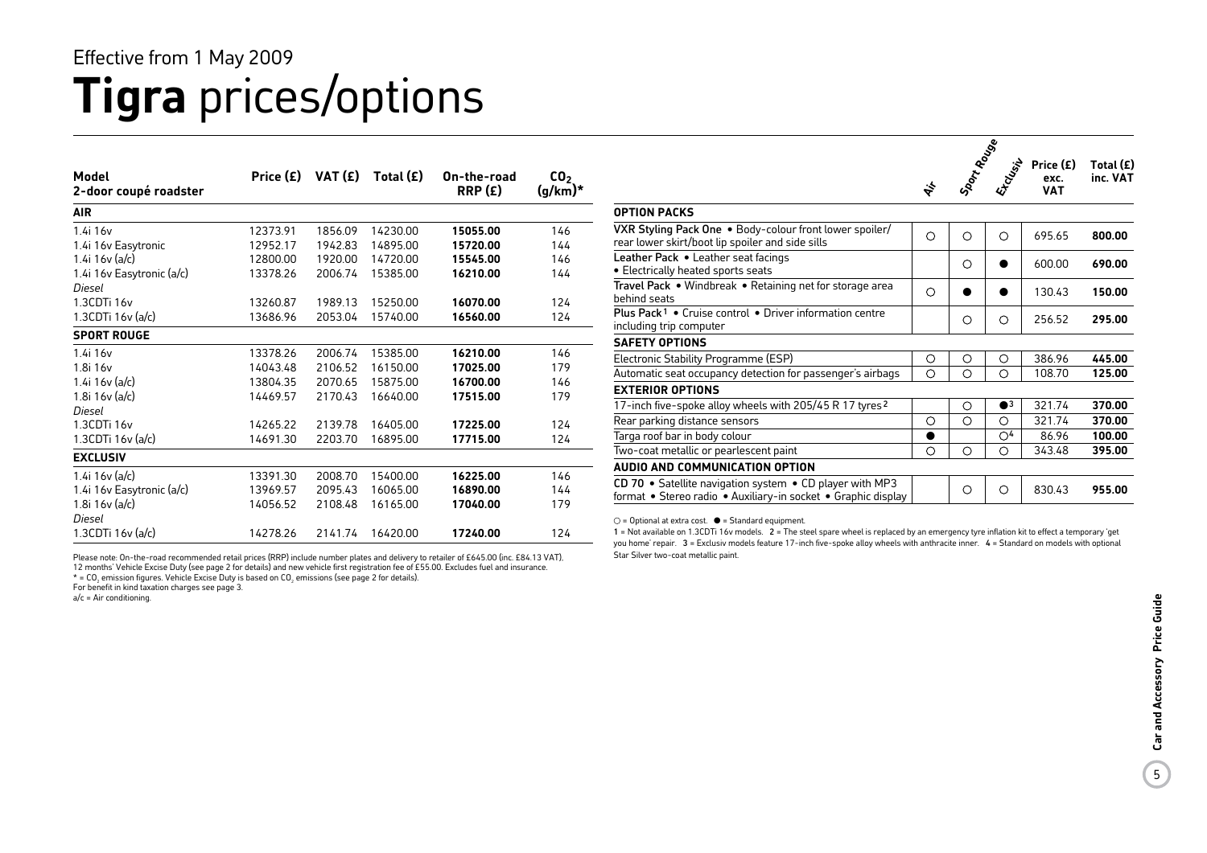Effective from 1 May 2009

# Tigra prices/options

| Model<br>2-door coupé roadster | Price (£) | VAT (£) | Total (£) | On-the-road RRP (£) | $CO_2$ (g/km)* |
|---|---|---|---|---|---|
| **AIR** | | | | | |
| 1.4i 16v | 12373.91 | 1856.09 | 14230.00 | **15055.00** | 146 |
| 1.4i 16v Easytronic | 12952.17 | 1942.83 | 14895.00 | **15720.00** | 144 |
| 1.4i 16v (a/c) | 12800.00 | 1920.00 | 14720.00 | **15545.00** | 146 |
| 1.4i 16v Easytronic (a/c) | 13378.26 | 2006.74 | 15385.00 | **16210.00** | 144 |
| *Diesel* | | | | | |
| 1.3CDTi 16v | 13260.87 | 1989.13 | 15250.00 | **16070.00** | 124 |
| 1.3CDTi 16v (a/c) | 13686.96 | 2053.04 | 15740.00 | **16560.00** | 124 |
| **SPORT ROUGE** | | | | | |
| 1.4i 16v | 13378.26 | 2006.74 | 15385.00 | **16210.00** | 146 |
| 1.8i 16v | 14043.48 | 2106.52 | 16150.00 | **17025.00** | 179 |
| 1.4i 16v (a/c) | 13804.35 | 2070.65 | 15875.00 | **16700.00** | 146 |
| 1.8i 16v (a/c) | 14469.57 | 2170.43 | 16640.00 | **17515.00** | 179 |
| *Diesel* | | | | | |
| 1.3CDTi 16v | 14265.22 | 2139.78 | 16405.00 | **17225.00** | 124 |
| 1.3CDTi 16v (a/c) | 14691.30 | 2203.70 | 16895.00 | **17715.00** | 124 |
| **EXCLUSIV** | | | | | |
| 1.4i 16v (a/c) | 13391.30 | 2008.70 | 15400.00 | **16225.00** | 146 |
| 1.4i 16v Easytronic (a/c) | 13969.57 | 2095.43 | 16065.00 | **16890.00** | 144 |
| 1.8i 16v (a/c) | 14056.52 | 2108.48 | 16165.00 | **17040.00** | 179 |
| *Diesel* | | | | | |
| 1.3CDTi 16v (a/c) | 14278.26 | 2141.74 | 16420.00 | **17240.00** | 124 |

Please note: On-the-road recommended retail prices (RRP) include number plates and delivery to retailer of £645.00 (inc. £84.13 VAT), 12 months' Vehicle Excise Duty (see page 2 for details) and new vehicle first registration fee of £55.00. Excludes fuel and insurance.
* = $CO_2$ emission figures. Vehicle Excise Duty is based on $CO_2$ emissions (see page 2 for details).
For benefit in kind taxation charges see page 3.
a/c = Air conditioning.

| | Air | Sport Rouge | Exclusiv | Price (£) exc. VAT | Total (£) inc. VAT |
|---|---|---|---|---|---|
| **OPTION PACKS** | | | | | |
| **VXR Styling Pack One** • Body-colour front lower spoiler/ rear lower skirt/boot lip spoiler and side sills | ○ | ○ | ○ | 695.65 | **800.00** |
| **Leather Pack** • Leather seat facings • Electrically heated sports seats | | ○ | ● | 600.00 | **690.00** |
| **Travel Pack** • Windbreak • Retaining net for storage area behind seats | ○ | ● | ● | 130.43 | **150.00** |
| **Plus Pack**[1] • Cruise control • Driver information centre including trip computer | | ○ | ○ | 256.52 | **295.00** |
| **SAFETY OPTIONS** | | | | | |
| Electronic Stability Programme (ESP) | ○ | ○ | ○ | 386.96 | **445.00** |
| Automatic seat occupancy detection for passenger's airbags | ○ | ○ | ○ | 108.70 | **125.00** |
| **EXTERIOR OPTIONS** | | | | | |
| 17-inch five-spoke alloy wheels with 205/45 R 17 tyres[2] | | ○ | ●[3] | 321.74 | **370.00** |
| Rear parking distance sensors | ○ | ○ | ○ | 321.74 | **370.00** |
| Targa roof bar in body colour | ● | | ○[4] | 86.96 | **100.00** |
| Two-coat metallic or pearlescent paint | ○ | ○ | ○ | 343.48 | **395.00** |
| **AUDIO AND COMMUNICATION OPTION** | | | | | |
| **CD 70** • Satellite navigation system • CD player with MP3 format • Stereo radio • Auxiliary-in socket • Graphic display | | ○ | ○ | 830.43 | **955.00** |

○ = Optional at extra cost. ● = Standard equipment.

1 = Not available on 1.3CDTi 16v models. 2 = The steel spare wheel is replaced by an emergency tyre inflation kit to effect a temporary 'get you home' repair. 3 = Exclusiv models feature 17-inch five-spoke alloy wheels with anthracite inner. 4 = Standard on models with optional Star Silver two-coat metallic paint.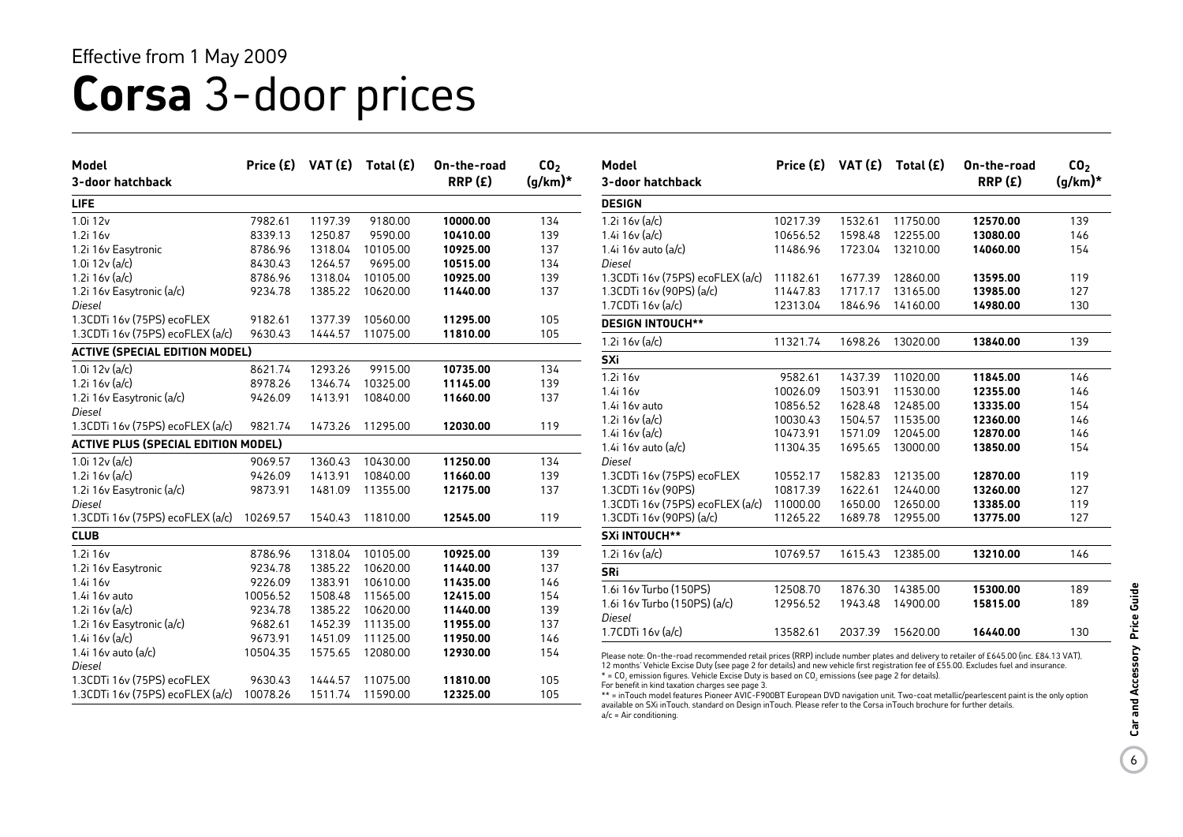Effective from 1 May 2009

# **Corsa** 3-door prices

| Model 3-door hatchback | Price (£) | VAT (£) | Total (£) | On-the-road RRP (£) | $CO_2$ (g/km)* |
|---|---|---|---|---|---|
| **LIFE** | | | | | |
| 1.0i 12v | 7982.61 | 1197.39 | 9180.00 | **10000.00** | 134 |
| 1.2i 16v | 8339.13 | 1250.87 | 9590.00 | **10410.00** | 139 |
| 1.2i 16v Easytronic | 8786.96 | 1318.04 | 10105.00 | **10925.00** | 137 |
| 1.0i 12v (a/c) | 8430.43 | 1264.57 | 9695.00 | **10515.00** | 134 |
| 1.2i 16v (a/c) | 8786.96 | 1318.04 | 10105.00 | **10925.00** | 139 |
| 1.2i 16v Easytronic (a/c) | 9234.78 | 1385.22 | 10620.00 | **11440.00** | 137 |
| *Diesel* | | | | | |
| 1.3CDTi 16v (75PS) ecoFLEX | 9182.61 | 1377.39 | 10560.00 | **11295.00** | 105 |
| 1.3CDTi 16v (75PS) ecoFLEX (a/c) | 9630.43 | 1444.57 | 11075.00 | **11810.00** | 105 |
| **ACTIVE (SPECIAL EDITION MODEL)** | | | | | |
| 1.0i 12v (a/c) | 8621.74 | 1293.26 | 9915.00 | **10735.00** | 134 |
| 1.2i 16v (a/c) | 8978.26 | 1346.74 | 10325.00 | **11145.00** | 139 |
| 1.2i 16v Easytronic (a/c) | 9426.09 | 1413.91 | 10840.00 | **11660.00** | 137 |
| *Diesel* | | | | | |
| 1.3CDTi 16v (75PS) ecoFLEX (a/c) | 9821.74 | 1473.26 | 11295.00 | **12030.00** | 119 |
| **ACTIVE PLUS (SPECIAL EDITION MODEL)** | | | | | |
| 1.0i 12v (a/c) | 9069.57 | 1360.43 | 10430.00 | **11250.00** | 134 |
| 1.2i 16v (a/c) | 9426.09 | 1413.91 | 10840.00 | **11660.00** | 139 |
| 1.2i 16v Easytronic (a/c) | 9873.91 | 1481.09 | 11355.00 | **12175.00** | 137 |
| *Diesel* | | | | | |
| 1.3CDTi 16v (75PS) ecoFLEX (a/c) | 10269.57 | 1540.43 | 11810.00 | **12545.00** | 119 |
| **CLUB** | | | | | |
| 1.2i 16v | 8786.96 | 1318.04 | 10105.00 | **10925.00** | 139 |
| 1.2i 16v Easytronic | 9234.78 | 1385.22 | 10620.00 | **11440.00** | 137 |
| 1.4i 16v | 9226.09 | 1383.91 | 10610.00 | **11435.00** | 146 |
| 1.4i 16v auto | 10056.52 | 1508.48 | 11565.00 | **12415.00** | 154 |
| 1.2i 16v (a/c) | 9234.78 | 1385.22 | 10620.00 | **11440.00** | 139 |
| 1.2i 16v Easytronic (a/c) | 9682.61 | 1452.39 | 11135.00 | **11955.00** | 137 |
| 1.4i 16v (a/c) | 9673.91 | 1451.09 | 11125.00 | **11950.00** | 146 |
| 1.4i 16v auto (a/c) | 10504.35 | 1575.65 | 12080.00 | **12930.00** | 154 |
| *Diesel* | | | | | |
| 1.3CDTi 16v (75PS) ecoFLEX | 9630.43 | 1444.57 | 11075.00 | **11810.00** | 105 |
| 1.3CDTi 16v (75PS) ecoFLEX (a/c) | 10078.26 | 1511.74 | 11590.00 | **12325.00** | 105 |

| Model 3-door hatchback | Price (£) | VAT (£) | Total (£) | On-the-road RRP (£) | $CO_2$ (g/km)* |
|---|---|---|---|---|---|
| **DESIGN** | | | | | |
| 1.2i 16v (a/c) | 10217.39 | 1532.61 | 11750.00 | **12570.00** | 139 |
| 1.4i 16v (a/c) | 10656.52 | 1598.48 | 12255.00 | **13080.00** | 146 |
| 1.4i 16v auto (a/c) | 11486.96 | 1723.04 | 13210.00 | **14060.00** | 154 |
| *Diesel* | | | | | |
| 1.3CDTi 16v (75PS) ecoFLEX (a/c) | 11182.61 | 1677.39 | 12860.00 | **13595.00** | 119 |
| 1.3CDTi 16v (90PS) (a/c) | 11447.83 | 1717.17 | 13165.00 | **13985.00** | 127 |
| 1.7CDTi 16v (a/c) | 12313.04 | 1846.96 | 14160.00 | **14980.00** | 130 |
| **DESIGN INTOUCH**** | | | | | |
| 1.2i 16v (a/c) | 11321.74 | 1698.26 | 13020.00 | **13840.00** | 139 |
| **SXi** | | | | | |
| 1.2i 16v | 9582.61 | 1437.39 | 11020.00 | **11845.00** | 146 |
| 1.4i 16v | 10026.09 | 1503.91 | 11530.00 | **12355.00** | 146 |
| 1.4i 16v auto | 10856.52 | 1628.48 | 12485.00 | **13335.00** | 154 |
| 1.2i 16v (a/c) | 10030.43 | 1504.57 | 11535.00 | **12360.00** | 146 |
| 1.4i 16v (a/c) | 10473.91 | 1571.09 | 12045.00 | **12870.00** | 146 |
| 1.4i 16v auto (a/c) | 11304.35 | 1695.65 | 13000.00 | **13850.00** | 154 |
| *Diesel* | | | | | |
| 1.3CDTi 16v (75PS) ecoFLEX | 10552.17 | 1582.83 | 12135.00 | **12870.00** | 119 |
| 1.3CDTi 16v (90PS) | 10817.39 | 1622.61 | 12440.00 | **13260.00** | 127 |
| 1.3CDTi 16v (75PS) ecoFLEX (a/c) | 11000.00 | 1650.00 | 12650.00 | **13385.00** | 119 |
| 1.3CDTi 16v (90PS) (a/c) | 11265.22 | 1689.78 | 12955.00 | **13775.00** | 127 |
| **SXi INTOUCH**** | | | | | |
| 1.2i 16v (a/c) | 10769.57 | 1615.43 | 12385.00 | **13210.00** | 146 |
| **SRi** | | | | | |
| 1.6i 16v Turbo (150PS) | 12508.70 | 1876.30 | 14385.00 | **15300.00** | 189 |
| 1.6i 16v Turbo (150PS) (a/c) | 12956.52 | 1943.48 | 14900.00 | **15815.00** | 189 |
| *Diesel* | | | | | |
| 1.7CDTi 16v (a/c) | 13582.61 | 2037.39 | 15620.00 | **16440.00** | 130 |

Please note: On-the-road recommended retail prices (RRP) include number plates and delivery to retailer of £645.00 (inc. £84.13 VAT), 12 months' Vehicle Excise Duty (see page 2 for details) and new vehicle first registration fee of £55.00. Excludes fuel and insurance.
* = $CO_2$ emission figures. Vehicle Excise Duty is based on $CO_2$ emissions (see page 2 for details).
For benefit in kind taxation charges see page 3.
** = inTouch model features Pioneer AVIC-F900BT European DVD navigation unit. Two-coat metallic/pearlescent paint is the only option available on SXi inTouch, standard on Design inTouch. Please refer to the Corsa inTouch brochure for further details.
a/c = Air conditioning.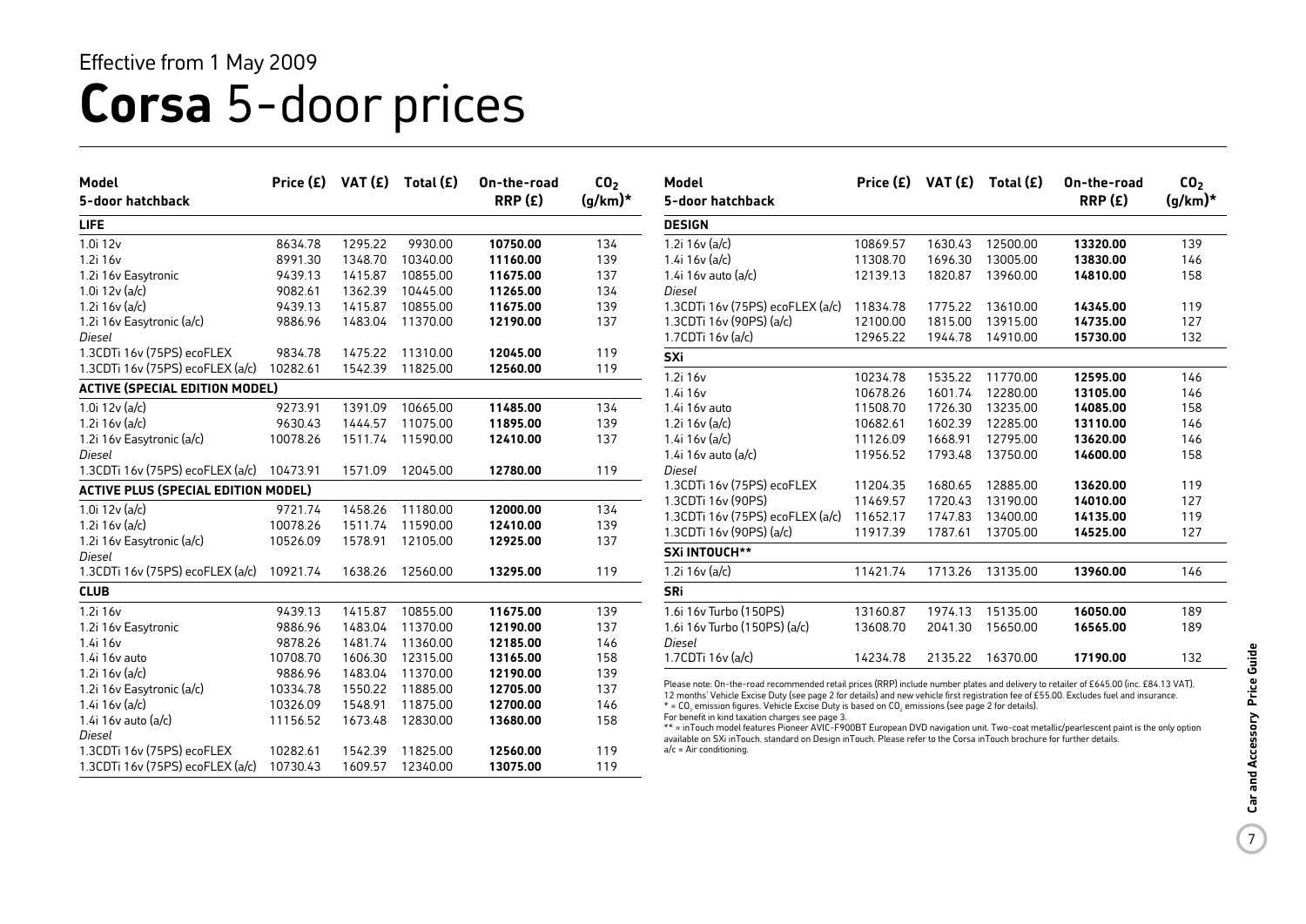Effective from 1 May 2009

# **Corsa** 5-door prices

| Model<br>5-door hatchback | Price (£) | VAT (£) | Total (£) | On-the-road RRP (£) | $CO_2$ (g/km)* |
|---|---|---|---|---|---|
| **LIFE** | | | | | |
| 1.0i 12v | 8634.78 | 1295.22 | 9930.00 | **10750.00** | 134 |
| 1.2i 16v | 8991.30 | 1348.70 | 10340.00 | **11160.00** | 139 |
| 1.2i 16v Easytronic | 9439.13 | 1415.87 | 10855.00 | **11675.00** | 137 |
| 1.0i 12v (a/c) | 9082.61 | 1362.39 | 10445.00 | **11265.00** | 134 |
| 1.2i 16v (a/c) | 9439.13 | 1415.87 | 10855.00 | **11675.00** | 139 |
| 1.2i 16v Easytronic (a/c) | 9886.96 | 1483.04 | 11370.00 | **12190.00** | 137 |
| *Diesel* | | | | | |
| 1.3CDTi 16v (75PS) ecoFLEX | 9834.78 | 1475.22 | 11310.00 | **12045.00** | 119 |
| 1.3CDTi 16v (75PS) ecoFLEX (a/c) | 10282.61 | 1542.39 | 11825.00 | **12560.00** | 119 |
| **ACTIVE (SPECIAL EDITION MODEL)** | | | | | |
| 1.0i 12v (a/c) | 9273.91 | 1391.09 | 10665.00 | **11485.00** | 134 |
| 1.2i 16v (a/c) | 9630.43 | 1444.57 | 11075.00 | **11895.00** | 139 |
| 1.2i 16v Easytronic (a/c) | 10078.26 | 1511.74 | 11590.00 | **12410.00** | 137 |
| *Diesel* | | | | | |
| 1.3CDTi 16v (75PS) ecoFLEX (a/c) | 10473.91 | 1571.09 | 12045.00 | **12780.00** | 119 |
| **ACTIVE PLUS (SPECIAL EDITION MODEL)** | | | | | |
| 1.0i 12v (a/c) | 9721.74 | 1458.26 | 11180.00 | **12000.00** | 134 |
| 1.2i 16v (a/c) | 10078.26 | 1511.74 | 11590.00 | **12410.00** | 139 |
| 1.2i 16v Easytronic (a/c) | 10526.09 | 1578.91 | 12105.00 | **12925.00** | 137 |
| *Diesel* | | | | | |
| 1.3CDTi 16v (75PS) ecoFLEX (a/c) | 10921.74 | 1638.26 | 12560.00 | **13295.00** | 119 |
| **CLUB** | | | | | |
| 1.2i 16v | 9439.13 | 1415.87 | 10855.00 | **11675.00** | 139 |
| 1.2i 16v Easytronic | 9886.96 | 1483.04 | 11370.00 | **12190.00** | 137 |
| 1.4i 16v | 9878.26 | 1481.74 | 11360.00 | **12185.00** | 146 |
| 1.4i 16v auto | 10708.70 | 1606.30 | 12315.00 | **13165.00** | 158 |
| 1.2i 16v (a/c) | 9886.96 | 1483.04 | 11370.00 | **12190.00** | 139 |
| 1.2i 16v Easytronic (a/c) | 10334.78 | 1550.22 | 11885.00 | **12705.00** | 137 |
| 1.4i 16v (a/c) | 10326.09 | 1548.91 | 11875.00 | **12700.00** | 146 |
| 1.4i 16v auto (a/c) | 11156.52 | 1673.48 | 12830.00 | **13680.00** | 158 |
| *Diesel* | | | | | |
| 1.3CDTi 16v (75PS) ecoFLEX | 10282.61 | 1542.39 | 11825.00 | **12560.00** | 119 |
| 1.3CDTi 16v (75PS) ecoFLEX (a/c) | 10730.43 | 1609.57 | 12340.00 | **13075.00** | 119 |

| Model<br>5-door hatchback | Price (£) | VAT (£) | Total (£) | On-the-road RRP (£) | $CO_2$ (g/km)* |
|---|---|---|---|---|---|
| **DESIGN** | | | | | |
| 1.2i 16v (a/c) | 10869.57 | 1630.43 | 12500.00 | **13320.00** | 139 |
| 1.4i 16v (a/c) | 11308.70 | 1696.30 | 13005.00 | **13830.00** | 146 |
| 1.4i 16v auto (a/c) | 12139.13 | 1820.87 | 13960.00 | **14810.00** | 158 |
| *Diesel* | | | | | |
| 1.3CDTi 16v (75PS) ecoFLEX (a/c) | 11834.78 | 1775.22 | 13610.00 | **14345.00** | 119 |
| 1.3CDTi 16v (90PS) (a/c) | 12100.00 | 1815.00 | 13915.00 | **14735.00** | 127 |
| 1.7CDTi 16v (a/c) | 12965.22 | 1944.78 | 14910.00 | **15730.00** | 132 |
| **SXi** | | | | | |
| 1.2i 16v | 10234.78 | 1535.22 | 11770.00 | **12595.00** | 146 |
| 1.4i 16v | 10678.26 | 1601.74 | 12280.00 | **13105.00** | 146 |
| 1.4i 16v auto | 11508.70 | 1726.30 | 13235.00 | **14085.00** | 158 |
| 1.2i 16v (a/c) | 10682.61 | 1602.39 | 12285.00 | **13110.00** | 146 |
| 1.4i 16v (a/c) | 11126.09 | 1668.91 | 12795.00 | **13620.00** | 146 |
| 1.4i 16v auto (a/c) | 11956.52 | 1793.48 | 13750.00 | **14600.00** | 158 |
| *Diesel* | | | | | |
| 1.3CDTi 16v (75PS) ecoFLEX | 11204.35 | 1680.65 | 12885.00 | **13620.00** | 119 |
| 1.3CDTi 16v (90PS) | 11469.57 | 1720.43 | 13190.00 | **14010.00** | 127 |
| 1.3CDTi 16v (75PS) ecoFLEX (a/c) | 11652.17 | 1747.83 | 13400.00 | **14135.00** | 119 |
| 1.3CDTi 16v (90PS) (a/c) | 11917.39 | 1787.61 | 13705.00 | **14525.00** | 127 |
| **SXi INTOUCH**** | | | | | |
| 1.2i 16v (a/c) | 11421.74 | 1713.26 | 13135.00 | **13960.00** | 146 |
| **SRi** | | | | | |
| 1.6i 16v Turbo (150PS) | 13160.87 | 1974.13 | 15135.00 | **16050.00** | 189 |
| 1.6i 16v Turbo (150PS) (a/c) | 13608.70 | 2041.30 | 15650.00 | **16565.00** | 189 |
| *Diesel* | | | | | |
| 1.7CDTi 16v (a/c) | 14234.78 | 2135.22 | 16370.00 | **17190.00** | 132 |

Please note: On-the-road recommended retail prices (RRP) include number plates and delivery to retailer of £645.00 (inc. £84.13 VAT), 12 months' Vehicle Excise Duty (see page 2 for details) and new vehicle first registration fee of £55.00. Excludes fuel and insurance.
* = $CO_2$ emission figures. Vehicle Excise Duty is based on $CO_2$ emissions (see page 2 for details).
For benefit in kind taxation charges see page 3.
** = inTouch model features Pioneer AVIC-F900BT European DVD navigation unit. Two-coat metallic/pearlescent paint is the only option available on SXi inTouch, standard on Design inTouch. Please refer to the Corsa inTouch brochure for further details.
a/c = Air conditioning.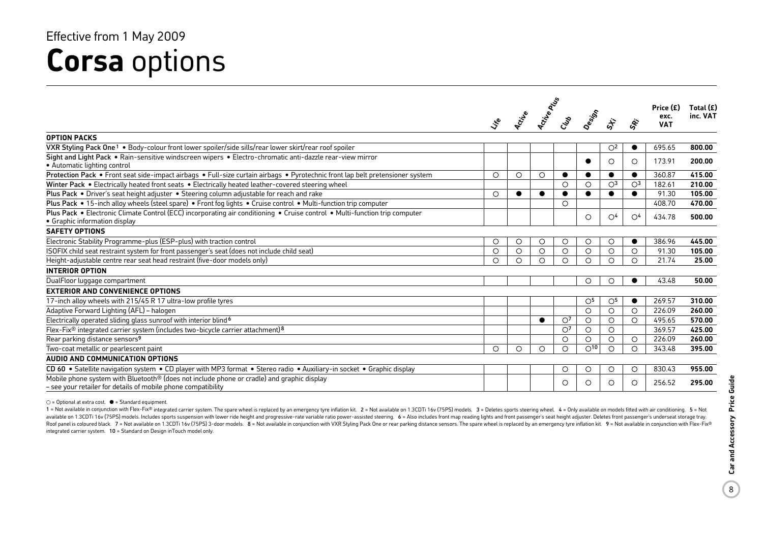Effective from 1 May 2009

# **Corsa** options

| | Life | Active | Active Plus | Club | Design | SXi | SRi | Price (£) exc. VAT | Total (£) inc. VAT |
|---|---|---|---|---|---|---|---|---|---|
| **OPTION PACKS** | | | | | | | | | |
| **VXR Styling Pack One**[1] • Body-colour front lower spoiler/side sills/rear lower skirt/rear roof spoiler | | | | | | ○[2] | ● | 695.65 | **800.00** |
| **Sight and Light Pack** • Rain-sensitive windscreen wipers • Electro-chromatic anti-dazzle rear-view mirror • Automatic lighting control | | | | | ● | ○ | ○ | 173.91 | **200.00** |
| **Protection Pack** • Front seat side-impact airbags • Full-size curtain airbags • Pyrotechnic front lap belt pretensioner system | ○ | ○ | ○ | ● | ● | ● | ● | 360.87 | **415.00** |
| **Winter Pack** • Electrically heated front seats • Electrically heated leather-covered steering wheel | | | | ○ | ○ | ○[3] | ○[3] | 182.61 | **210.00** |
| **Plus Pack** • Driver's seat height adjuster • Steering column adjustable for reach and rake | ○ | ● | ● | ● | ● | ● | ● | 91.30 | **105.00** |
| **Plus Pack** • 15-inch alloy wheels (steel spare) • Front fog lights • Cruise control • Multi-function trip computer | | | | ○ | | | | 408.70 | **470.00** |
| **Plus Pack** • Electronic Climate Control (ECC) incorporating air conditioning • Cruise control • Multi-function trip computer • Graphic information display | | | | | ○ | ○[4] | ○[4] | 434.78 | **500.00** |
| **SAFETY OPTIONS** | | | | | | | | | |
| Electronic Stability Programme-plus (ESP-plus) with traction control | ○ | ○ | ○ | ○ | ○ | ○ | ● | 386.96 | **445.00** |
| ISOFIX child seat restraint system for front passenger's seat (does not include child seat) | ○ | ○ | ○ | ○ | ○ | ○ | ○ | 91.30 | **105.00** |
| Height-adjustable centre rear seat head restraint (five-door models only) | ○ | ○ | ○ | ○ | ○ | ○ | ○ | 21.74 | **25.00** |
| **INTERIOR OPTION** | | | | | | | | | |
| DualFloor luggage compartment | | | | | ○ | ○ | ● | 43.48 | **50.00** |
| **EXTERIOR AND CONVENIENCE OPTIONS** | | | | | | | | | |
| 17-inch alloy wheels with 215/45 R 17 ultra-low profile tyres | | | | | ○[5] | ○[5] | ● | 269.57 | **310.00** |
| Adaptive Forward Lighting (AFL) – halogen | | | | | ○ | ○ | ○ | 226.09 | **260.00** |
| Electrically operated sliding glass sunroof with interior blind[6] | | | ● | ○[7] | ○ | ○ | ○ | 495.65 | **570.00** |
| Flex-Fix® integrated carrier system (includes two-bicycle carrier attachment)[8] | | | | ○[7] | ○ | ○ | | 369.57 | **425.00** |
| Rear parking distance sensors[9] | | | | ○ | ○ | ○ | ○ | 226.09 | **260.00** |
| Two-coat metallic or pearlescent paint | ○ | ○ | ○ | ○ | ○[10] | ○ | ○ | 343.48 | **395.00** |
| **AUDIO AND COMMUNICATION OPTIONS** | | | | | | | | | |
| **CD 60** • Satellite navigation system • CD player with MP3 format • Stereo radio • Auxiliary-in socket • Graphic display | | | | ○ | ○ | ○ | ○ | 830.43 | **955.00** |
| Mobile phone system with Bluetooth® (does not include phone or cradle) and graphic display – see your retailer for details of mobile phone compatibility | | | | ○ | ○ | ○ | ○ | 256.52 | **295.00** |

○ = Optional at extra cost. ● = Standard equipment.

1 = Not available in conjunction with Flex-Fix® integrated carrier system. The spare wheel is replaced by an emergency tyre inflation kit. 2 = Not available on 1.3CDTi 16v (75PS) models. 3 = Deletes sports steering wheel. 4 = Only available on models fitted with air conditioning. 5 = Not available on 1.3CDTi 16v (75PS) models. Includes sports suspension with lower ride height and progressive-rate variable ratio power-assisted steering. 6 = Also includes front map reading lights and front passenger's seat height adjuster. Deletes front passenger's underseat storage tray. Roof panel is coloured black. 7 = Not available on 1.3CDTi 16v (75PS) 3-door models. 8 = Not available in conjunction with VXR Styling Pack One or rear parking distance sensors. The spare wheel is replaced by an emergency tyre inflation kit. 9 = Not available in conjunction with Flex-Fix® integrated carrier system. 10 = Standard on Design inTouch model only.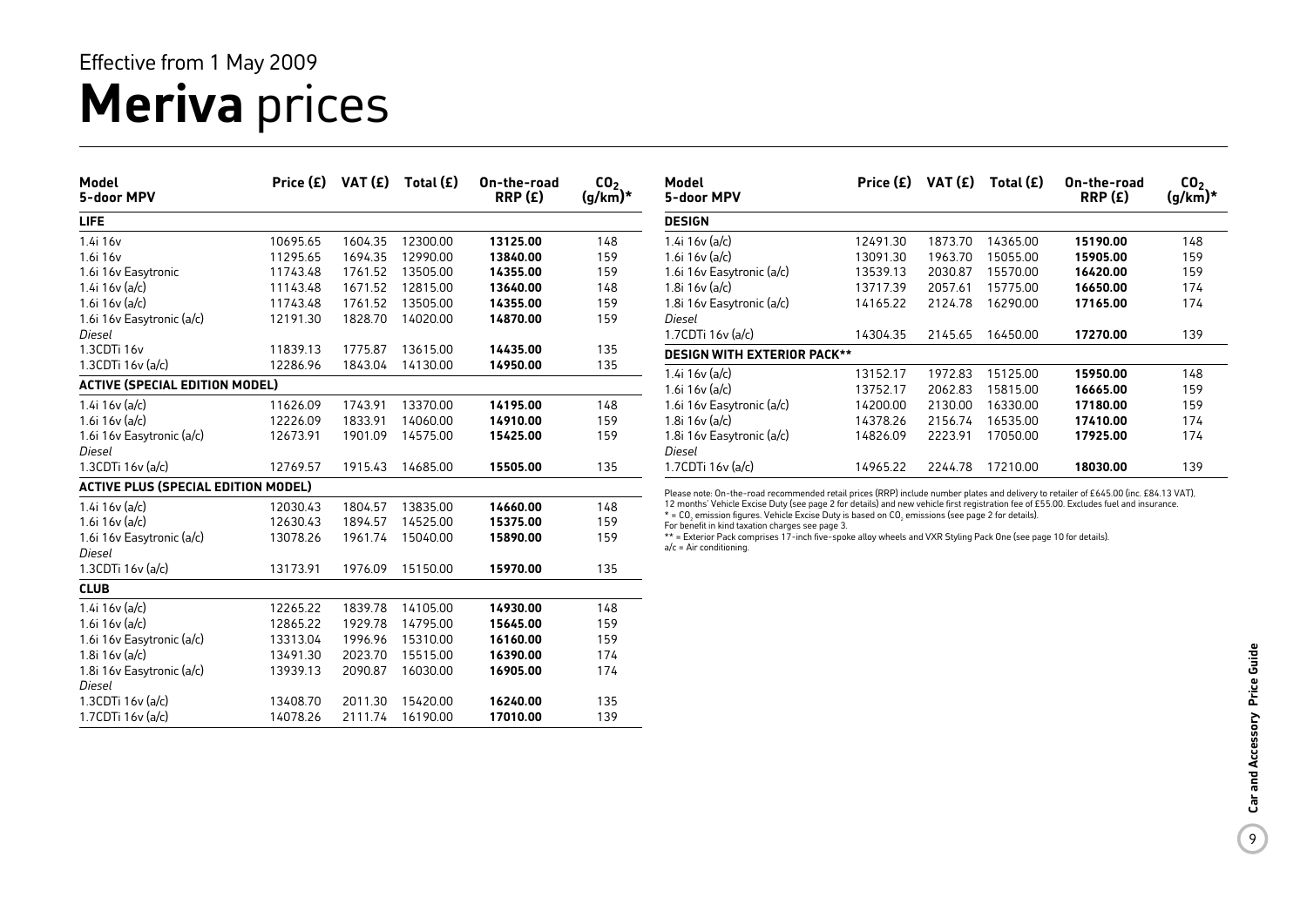Effective from 1 May 2009

# **Meriva** prices

| Model<br>5-door MPV | Price (£) | VAT (£) | Total (£) | On-the-road RRP (£) | $CO_2$ (g/km)* |
|---|---|---|---|---|---|
| **LIFE** | | | | | |
| 1.4i 16v | 10695.65 | 1604.35 | 12300.00 | **13125.00** | 148 |
| 1.6i 16v | 11295.65 | 1694.35 | 12990.00 | **13840.00** | 159 |
| 1.6i 16v Easytronic | 11743.48 | 1761.52 | 13505.00 | **14355.00** | 159 |
| 1.4i 16v (a/c) | 11143.48 | 1671.52 | 12815.00 | **13640.00** | 148 |
| 1.6i 16v (a/c) | 11743.48 | 1761.52 | 13505.00 | **14355.00** | 159 |
| 1.6i 16v Easytronic (a/c) | 12191.30 | 1828.70 | 14020.00 | **14870.00** | 159 |
| *Diesel* | | | | | |
| 1.3CDTi 16v | 11839.13 | 1775.87 | 13615.00 | **14435.00** | 135 |
| 1.3CDTi 16v (a/c) | 12286.96 | 1843.04 | 14130.00 | **14950.00** | 135 |
| **ACTIVE (SPECIAL EDITION MODEL)** | | | | | |
| 1.4i 16v (a/c) | 11626.09 | 1743.91 | 13370.00 | **14195.00** | 148 |
| 1.6i 16v (a/c) | 12226.09 | 1833.91 | 14060.00 | **14910.00** | 159 |
| 1.6i 16v Easytronic (a/c) | 12673.91 | 1901.09 | 14575.00 | **15425.00** | 159 |
| *Diesel* | | | | | |
| 1.3CDTi 16v (a/c) | 12769.57 | 1915.43 | 14685.00 | **15505.00** | 135 |
| **ACTIVE PLUS (SPECIAL EDITION MODEL)** | | | | | |
| 1.4i 16v (a/c) | 12030.43 | 1804.57 | 13835.00 | **14660.00** | 148 |
| 1.6i 16v (a/c) | 12630.43 | 1894.57 | 14525.00 | **15375.00** | 159 |
| 1.6i 16v Easytronic (a/c) | 13078.26 | 1961.74 | 15040.00 | **15890.00** | 159 |
| *Diesel* | | | | | |
| 1.3CDTi 16v (a/c) | 13173.91 | 1976.09 | 15150.00 | **15970.00** | 135 |
| **CLUB** | | | | | |
| 1.4i 16v (a/c) | 12265.22 | 1839.78 | 14105.00 | **14930.00** | 148 |
| 1.6i 16v (a/c) | 12865.22 | 1929.78 | 14795.00 | **15645.00** | 159 |
| 1.6i 16v Easytronic (a/c) | 13313.04 | 1996.96 | 15310.00 | **16160.00** | 159 |
| 1.8i 16v (a/c) | 13491.30 | 2023.70 | 15515.00 | **16390.00** | 174 |
| 1.8i 16v Easytronic (a/c) | 13939.13 | 2090.87 | 16030.00 | **16905.00** | 174 |
| *Diesel* | | | | | |
| 1.3CDTi 16v (a/c) | 13408.70 | 2011.30 | 15420.00 | **16240.00** | 135 |
| 1.7CDTi 16v (a/c) | 14078.26 | 2111.74 | 16190.00 | **17010.00** | 139 |

| Model<br>5-door MPV | Price (£) | VAT (£) | Total (£) | On-the-road RRP (£) | $CO_2$ (g/km)* |
|---|---|---|---|---|---|
| **DESIGN** | | | | | |
| 1.4i 16v (a/c) | 12491.30 | 1873.70 | 14365.00 | **15190.00** | 148 |
| 1.6i 16v (a/c) | 13091.30 | 1963.70 | 15055.00 | **15905.00** | 159 |
| 1.6i 16v Easytronic (a/c) | 13539.13 | 2030.87 | 15570.00 | **16420.00** | 159 |
| 1.8i 16v (a/c) | 13717.39 | 2057.61 | 15775.00 | **16650.00** | 174 |
| 1.8i 16v Easytronic (a/c) | 14165.22 | 2124.78 | 16290.00 | **17165.00** | 174 |
| *Diesel* | | | | | |
| 1.7CDTi 16v (a/c) | 14304.35 | 2145.65 | 16450.00 | **17270.00** | 139 |
| **DESIGN WITH EXTERIOR PACK**** | | | | | |
| 1.4i 16v (a/c) | 13152.17 | 1972.83 | 15125.00 | **15950.00** | 148 |
| 1.6i 16v (a/c) | 13752.17 | 2062.83 | 15815.00 | **16665.00** | 159 |
| 1.6i 16v Easytronic (a/c) | 14200.00 | 2130.00 | 16330.00 | **17180.00** | 159 |
| 1.8i 16v (a/c) | 14378.26 | 2156.74 | 16535.00 | **17410.00** | 174 |
| 1.8i 16v Easytronic (a/c) | 14826.09 | 2223.91 | 17050.00 | **17925.00** | 174 |
| *Diesel* | | | | | |
| 1.7CDTi 16v (a/c) | 14965.22 | 2244.78 | 17210.00 | **18030.00** | 139 |

Please note: On-the-road recommended retail prices (RRP) include number plates and delivery to retailer of £645.00 (inc. £84.13 VAT), 12 months' Vehicle Excise Duty (see page 2 for details) and new vehicle first registration fee of £55.00. Excludes fuel and insurance.
* = $CO_2$ emission figures. Vehicle Excise Duty is based on $CO_2$ emissions (see page 2 for details).
For benefit in kind taxation charges see page 3.
** = Exterior Pack comprises 17-inch five-spoke alloy wheels and VXR Styling Pack One (see page 10 for details).
a/c = Air conditioning.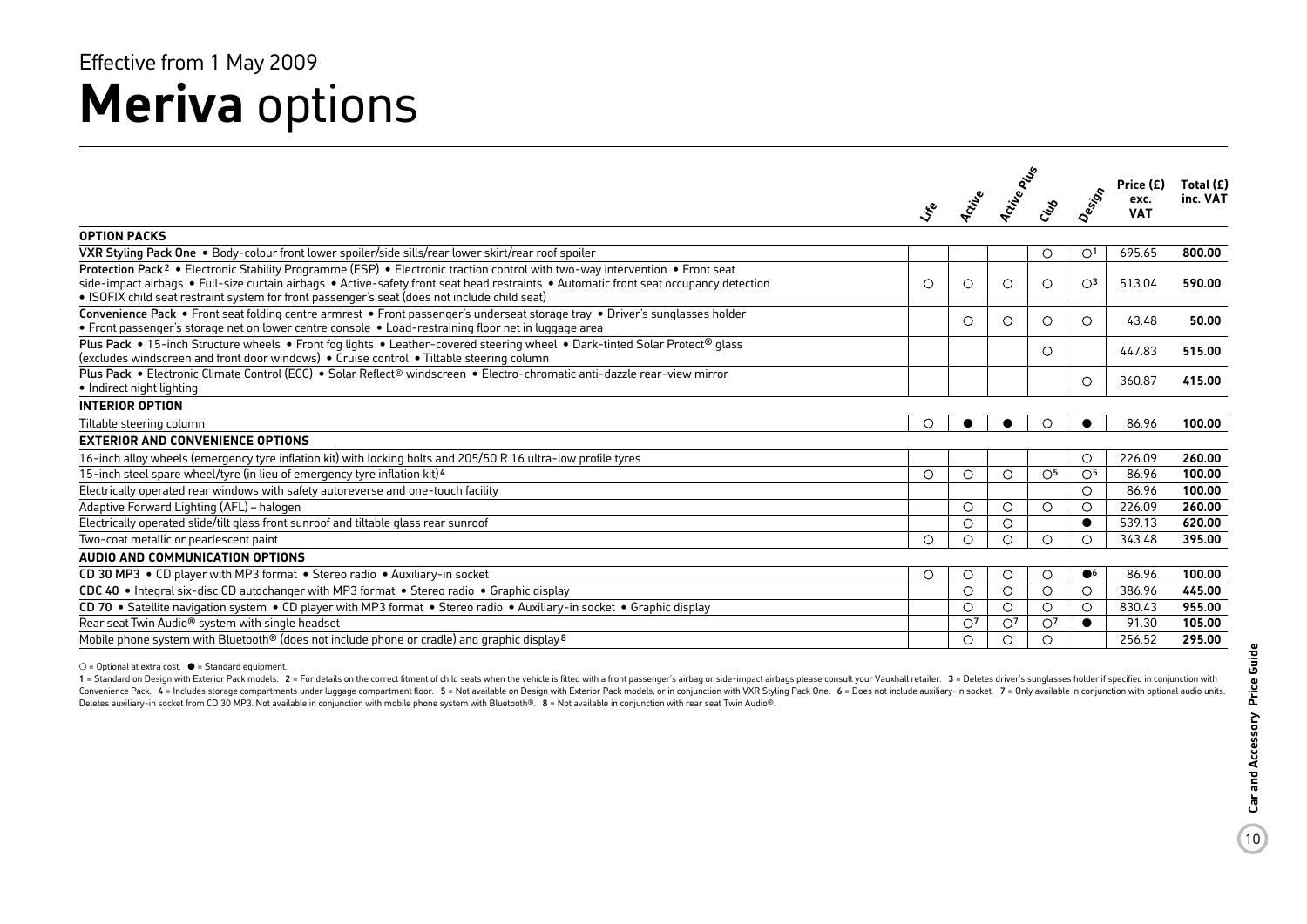Effective from 1 May 2009

# **Meriva** options

| | Life | Active | Active Plus | Club | Design | Price (£) exc. VAT | Total (£) inc. VAT |
|---|---|---|---|---|---|---|---|
| **OPTION PACKS** | | | | | | | |
| **VXR Styling Pack One** • Body-colour front lower spoiler/side sills/rear lower skirt/rear roof spoiler | | | | ○ | ○[1] | 695.65 | **800.00** |
| **Protection Pack**[2] • Electronic Stability Programme (ESP) • Electronic traction control with two-way intervention • Front seat side-impact airbags • Full-size curtain airbags • Active-safety front seat head restraints • Automatic front seat occupancy detection • ISOFIX child seat restraint system for front passenger's seat (does not include child seat) | ○ | ○ | ○ | ○ | ○[3] | 513.04 | **590.00** |
| **Convenience Pack** • Front seat folding centre armrest • Front passenger's underseat storage tray • Driver's sunglasses holder • Front passenger's storage net on lower centre console • Load-restraining floor net in luggage area | | ○ | ○ | ○ | ○ | 43.48 | **50.00** |
| **Plus Pack** • 15-inch Structure wheels • Front fog lights • Leather-covered steering wheel • Dark-tinted Solar Protect® glass (excludes windscreen and front door windows) • Cruise control • Tiltable steering column | | | | ○ | | 447.83 | **515.00** |
| **Plus Pack** • Electronic Climate Control (ECC) • Solar Reflect® windscreen • Electro-chromatic anti-dazzle rear-view mirror • Indirect night lighting | | | | | ○ | 360.87 | **415.00** |
| **INTERIOR OPTION** | | | | | | | |
| Tiltable steering column | ○ | ● | ● | ○ | ● | 86.96 | **100.00** |
| **EXTERIOR AND CONVENIENCE OPTIONS** | | | | | | | |
| 16-inch alloy wheels (emergency tyre inflation kit) with locking bolts and 205/50 R 16 ultra-low profile tyres | | | | | ○ | 226.09 | **260.00** |
| 15-inch steel spare wheel/tyre (in lieu of emergency tyre inflation kit)[4] | ○ | ○ | ○ | ○[5] | ○[5] | 86.96 | **100.00** |
| Electrically operated rear windows with safety autoreverse and one-touch facility | | | | | ○ | 86.96 | **100.00** |
| Adaptive Forward Lighting (AFL) – halogen | | ○ | ○ | ○ | ○ | 226.09 | **260.00** |
| Electrically operated slide/tilt glass front sunroof and tiltable glass rear sunroof | | ○ | ○ | | ● | 539.13 | **620.00** |
| Two-coat metallic or pearlescent paint | ○ | ○ | ○ | ○ | ○ | 343.48 | **395.00** |
| **AUDIO AND COMMUNICATION OPTIONS** | | | | | | | |
| **CD 30 MP3** • CD player with MP3 format • Stereo radio • Auxiliary-in socket | ○ | ○ | ○ | ○ | ●[6] | 86.96 | **100.00** |
| **CDC 40** • Integral six-disc CD autochanger with MP3 format • Stereo radio • Graphic display | | ○ | ○ | ○ | ○ | 386.96 | **445.00** |
| **CD 70** • Satellite navigation system • CD player with MP3 format • Stereo radio • Auxiliary-in socket • Graphic display | | ○ | ○ | ○ | ○ | 830.43 | **955.00** |
| Rear seat Twin Audio® system with single headset | | ○[7] | ○[7] | ○[7] | ● | 91.30 | **105.00** |
| Mobile phone system with Bluetooth® (does not include phone or cradle) and graphic display[8] | | ○ | ○ | ○ | | 256.52 | **295.00** |

○ = Optional at extra cost. ● = Standard equipment.

1 = Standard on Design with Exterior Pack models. 2 = For details on the correct fitment of child seats when the vehicle is fitted with a front passenger's airbag or side-impact airbags please consult your Vauxhall retailer. 3 = Deletes driver's sunglasses holder if specified in conjunction with Convenience Pack. 4 = Includes storage compartments under luggage compartment floor. 5 = Not available on Design with Exterior Pack models, or in conjunction with VXR Styling Pack One. 6 = Does not include auxiliary-in socket. 7 = Only available in conjunction with optional audio units. Deletes auxiliary-in socket from CD 30 MP3. Not available in conjunction with mobile phone system with Bluetooth®. 8 = Not available in conjunction with rear seat Twin Audio®.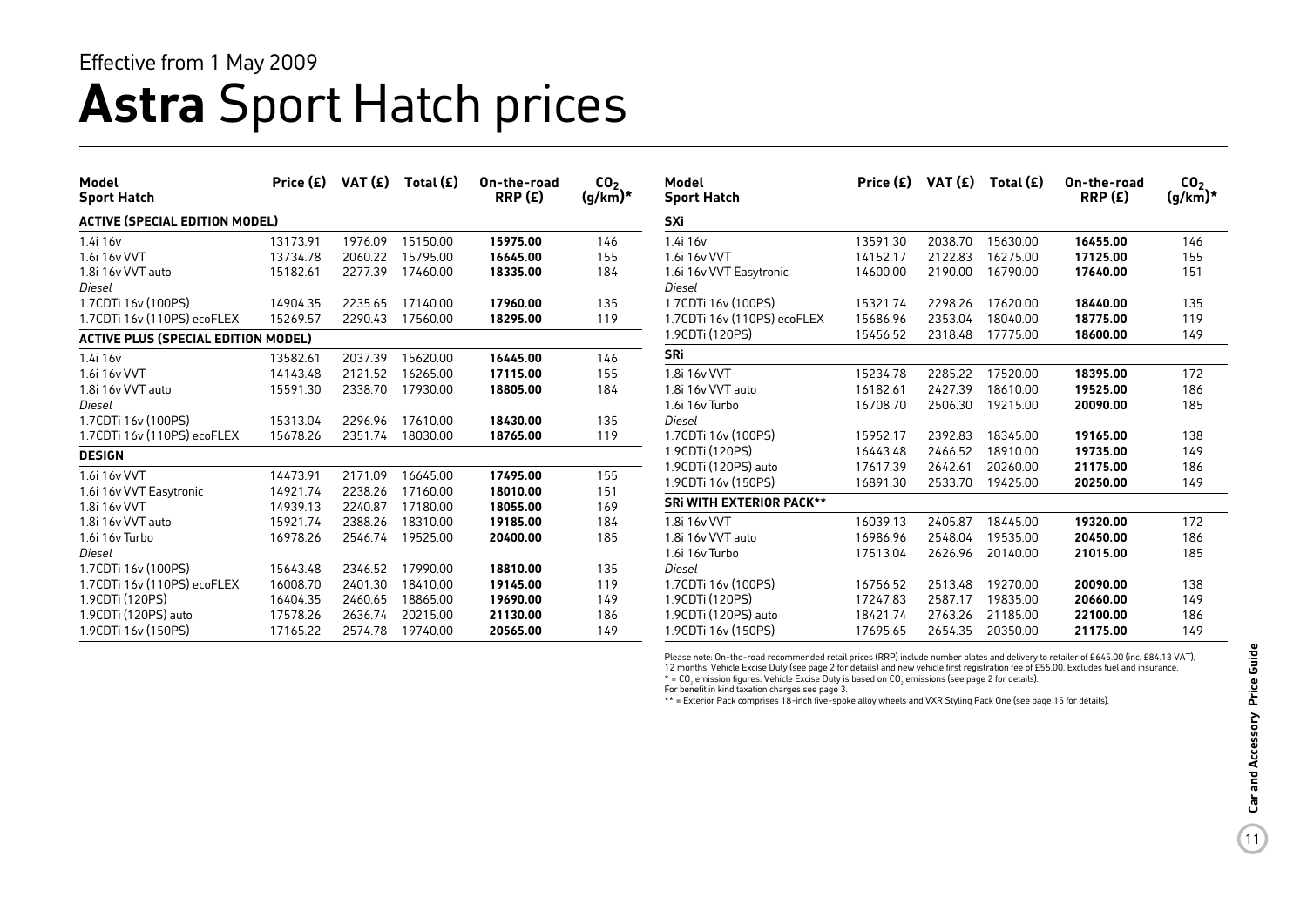Effective from 1 May 2009

# **Astra** Sport Hatch prices

| Model Sport Hatch | Price (£) | VAT (£) | Total (£) | On-the-road RRP (£) | $CO_2$ (g/km)* |
|---|---|---|---|---|---|
| **ACTIVE (SPECIAL EDITION MODEL)** | | | | | |
| 1.4i 16v | 13173.91 | 1976.09 | 15150.00 | **15975.00** | 146 |
| 1.6i 16v VVT | 13734.78 | 2060.22 | 15795.00 | **16645.00** | 155 |
| 1.8i 16v VVT auto | 15182.61 | 2277.39 | 17460.00 | **18335.00** | 184 |
| *Diesel* | | | | | |
| 1.7CDTi 16v (100PS) | 14904.35 | 2235.65 | 17140.00 | **17960.00** | 135 |
| 1.7CDTi 16v (110PS) ecoFLEX | 15269.57 | 2290.43 | 17560.00 | **18295.00** | 119 |
| **ACTIVE PLUS (SPECIAL EDITION MODEL)** | | | | | |
| 1.4i 16v | 13582.61 | 2037.39 | 15620.00 | **16445.00** | 146 |
| 1.6i 16v VVT | 14143.48 | 2121.52 | 16265.00 | **17115.00** | 155 |
| 1.8i 16v VVT auto | 15591.30 | 2338.70 | 17930.00 | **18805.00** | 184 |
| *Diesel* | | | | | |
| 1.7CDTi 16v (100PS) | 15313.04 | 2296.96 | 17610.00 | **18430.00** | 135 |
| 1.7CDTi 16v (110PS) ecoFLEX | 15678.26 | 2351.74 | 18030.00 | **18765.00** | 119 |
| **DESIGN** | | | | | |
| 1.6i 16v VVT | 14473.91 | 2171.09 | 16645.00 | **17495.00** | 155 |
| 1.6i 16v VVT Easytronic | 14921.74 | 2238.26 | 17160.00 | **18010.00** | 151 |
| 1.8i 16v VVT | 14939.13 | 2240.87 | 17180.00 | **18055.00** | 169 |
| 1.8i 16v VVT auto | 15921.74 | 2388.26 | 18310.00 | **19185.00** | 184 |
| 1.6i 16v Turbo | 16978.26 | 2546.74 | 19525.00 | **20400.00** | 185 |
| *Diesel* | | | | | |
| 1.7CDTi 16v (100PS) | 15643.48 | 2346.52 | 17990.00 | **18810.00** | 135 |
| 1.7CDTi 16v (110PS) ecoFLEX | 16008.70 | 2401.30 | 18410.00 | **19145.00** | 119 |
| 1.9CDTi (120PS) | 16404.35 | 2460.65 | 18865.00 | **19690.00** | 149 |
| 1.9CDTi (120PS) auto | 17578.26 | 2636.74 | 20215.00 | **21130.00** | 186 |
| 1.9CDTi 16v (150PS) | 17165.22 | 2574.78 | 19740.00 | **20565.00** | 149 |

| Model Sport Hatch | Price (£) | VAT (£) | Total (£) | On-the-road RRP (£) | $CO_2$ (g/km)* |
|---|---|---|---|---|---|
| **SXi** | | | | | |
| 1.4i 16v | 13591.30 | 2038.70 | 15630.00 | **16455.00** | 146 |
| 1.6i 16v VVT | 14152.17 | 2122.83 | 16275.00 | **17125.00** | 155 |
| 1.6i 16v VVT Easytronic | 14600.00 | 2190.00 | 16790.00 | **17640.00** | 151 |
| *Diesel* | | | | | |
| 1.7CDTi 16v (100PS) | 15321.74 | 2298.26 | 17620.00 | **18440.00** | 135 |
| 1.7CDTi 16v (110PS) ecoFLEX | 15686.96 | 2353.04 | 18040.00 | **18775.00** | 119 |
| 1.9CDTi (120PS) | 15456.52 | 2318.48 | 17775.00 | **18600.00** | 149 |
| **SRi** | | | | | |
| 1.8i 16v VVT | 15234.78 | 2285.22 | 17520.00 | **18395.00** | 172 |
| 1.8i 16v VVT auto | 16182.61 | 2427.39 | 18610.00 | **19525.00** | 186 |
| 1.6i 16v Turbo | 16708.70 | 2506.30 | 19215.00 | **20090.00** | 185 |
| *Diesel* | | | | | |
| 1.7CDTi 16v (100PS) | 15952.17 | 2392.83 | 18345.00 | **19165.00** | 138 |
| 1.9CDTi (120PS) | 16443.48 | 2466.52 | 18910.00 | **19735.00** | 149 |
| 1.9CDTi (120PS) auto | 17617.39 | 2642.61 | 20260.00 | **21175.00** | 186 |
| 1.9CDTi 16v (150PS) | 16891.30 | 2533.70 | 19425.00 | **20250.00** | 149 |
| **SRi WITH EXTERIOR PACK**** | | | | | |
| 1.8i 16v VVT | 16039.13 | 2405.87 | 18445.00 | **19320.00** | 172 |
| 1.8i 16v VVT auto | 16986.96 | 2548.04 | 19535.00 | **20450.00** | 186 |
| 1.6i 16v Turbo | 17513.04 | 2626.96 | 20140.00 | **21015.00** | 185 |
| *Diesel* | | | | | |
| 1.7CDTi 16v (100PS) | 16756.52 | 2513.48 | 19270.00 | **20090.00** | 138 |
| 1.9CDTi (120PS) | 17247.83 | 2587.17 | 19835.00 | **20660.00** | 149 |
| 1.9CDTi (120PS) auto | 18421.74 | 2763.26 | 21185.00 | **22100.00** | 186 |
| 1.9CDTi 16v (150PS) | 17695.65 | 2654.35 | 20350.00 | **21175.00** | 149 |

Please note: On-the-road recommended retail prices (RRP) include number plates and delivery to retailer of £645.00 (inc. £84.13 VAT), 12 months' Vehicle Excise Duty (see page 2 for details) and new vehicle first registration fee of £55.00. Excludes fuel and insurance.
* = $CO_2$ emission figures. Vehicle Excise Duty is based on $CO_2$ emissions (see page 2 for details).
For benefit in kind taxation charges see page 3.
** = Exterior Pack comprises 18-inch five-spoke alloy wheels and VXR Styling Pack One (see page 15 for details).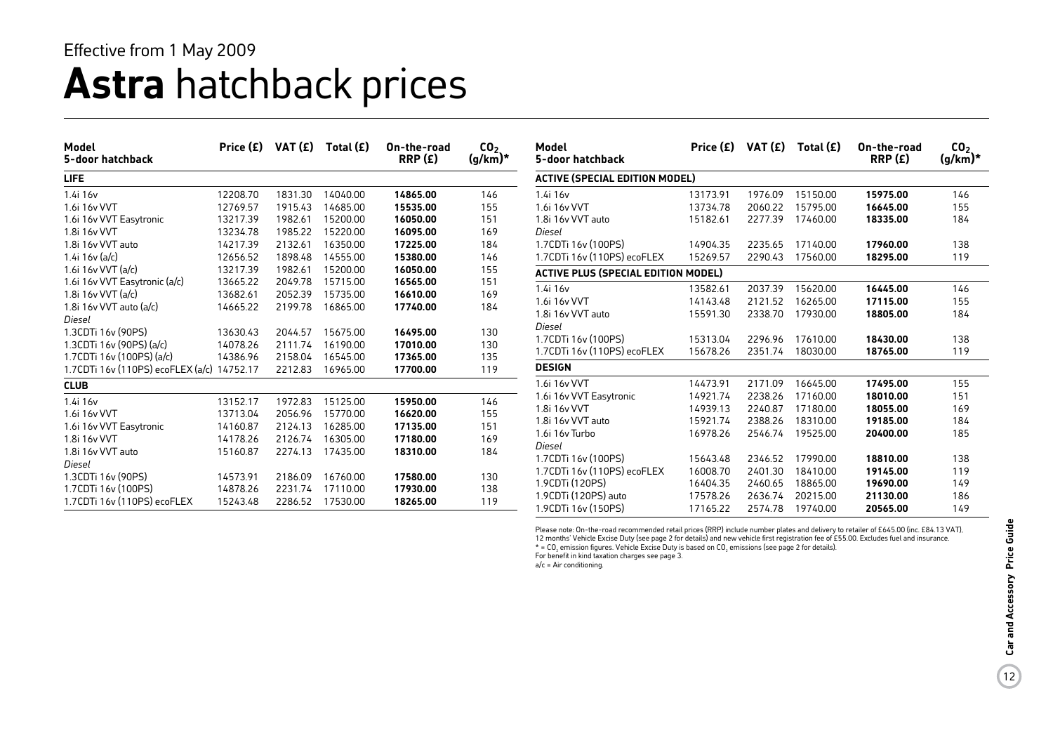Effective from 1 May 2009

# **Astra** hatchback prices

| Model 5-door hatchback | Price (£) | VAT (£) | Total (£) | On-the-road RRP (£) | $CO_2$ (g/km)* |
|---|---|---|---|---|---|
| **LIFE** | | | | | |
| 1.4i 16v | 12208.70 | 1831.30 | 14040.00 | **14865.00** | 146 |
| 1.6i 16v VVT | 12769.57 | 1915.43 | 14685.00 | **15535.00** | 155 |
| 1.6i 16v VVT Easytronic | 13217.39 | 1982.61 | 15200.00 | **16050.00** | 151 |
| 1.8i 16v VVT | 13234.78 | 1985.22 | 15220.00 | **16095.00** | 169 |
| 1.8i 16v VVT auto | 14217.39 | 2132.61 | 16350.00 | **17225.00** | 184 |
| 1.4i 16v (a/c) | 12656.52 | 1898.48 | 14555.00 | **15380.00** | 146 |
| 1.6i 16v VVT (a/c) | 13217.39 | 1982.61 | 15200.00 | **16050.00** | 155 |
| 1.6i 16v VVT Easytronic (a/c) | 13665.22 | 2049.78 | 15715.00 | **16565.00** | 151 |
| 1.8i 16v VVT (a/c) | 13682.61 | 2052.39 | 15735.00 | **16610.00** | 169 |
| 1.8i 16v VVT auto (a/c) | 14665.22 | 2199.78 | 16865.00 | **17740.00** | 184 |
| *Diesel* | | | | | |
| 1.3CDTi 16v (90PS) | 13630.43 | 2044.57 | 15675.00 | **16495.00** | 130 |
| 1.3CDTi 16v (90PS) (a/c) | 14078.26 | 2111.74 | 16190.00 | **17010.00** | 130 |
| 1.7CDTi 16v (100PS) (a/c) | 14386.96 | 2158.04 | 16545.00 | **17365.00** | 135 |
| 1.7CDTi 16v (110PS) ecoFLEX (a/c) | 14752.17 | 2212.83 | 16965.00 | **17700.00** | 119 |
| **CLUB** | | | | | |
| 1.4i 16v | 13152.17 | 1972.83 | 15125.00 | **15950.00** | 146 |
| 1.6i 16v VVT | 13713.04 | 2056.96 | 15770.00 | **16620.00** | 155 |
| 1.6i 16v VVT Easytronic | 14160.87 | 2124.13 | 16285.00 | **17135.00** | 151 |
| 1.8i 16v VVT | 14178.26 | 2126.74 | 16305.00 | **17180.00** | 169 |
| 1.8i 16v VVT auto | 15160.87 | 2274.13 | 17435.00 | **18310.00** | 184 |
| *Diesel* | | | | | |
| 1.3CDTi 16v (90PS) | 14573.91 | 2186.09 | 16760.00 | **17580.00** | 130 |
| 1.7CDTi 16v (100PS) | 14878.26 | 2231.74 | 17110.00 | **17930.00** | 138 |
| 1.7CDTi 16v (110PS) ecoFLEX | 15243.48 | 2286.52 | 17530.00 | **18265.00** | 119 |

| Model 5-door hatchback | Price (£) | VAT (£) | Total (£) | On-the-road RRP (£) | $CO_2$ (g/km)* |
|---|---|---|---|---|---|
| **ACTIVE (SPECIAL EDITION MODEL)** | | | | | |
| 1.4i 16v | 13173.91 | 1976.09 | 15150.00 | **15975.00** | 146 |
| 1.6i 16v VVT | 13734.78 | 2060.22 | 15795.00 | **16645.00** | 155 |
| 1.8i 16v VVT auto | 15182.61 | 2277.39 | 17460.00 | **18335.00** | 184 |
| *Diesel* | | | | | |
| 1.7CDTi 16v (100PS) | 14904.35 | 2235.65 | 17140.00 | **17960.00** | 138 |
| 1.7CDTi 16v (110PS) ecoFLEX | 15269.57 | 2290.43 | 17560.00 | **18295.00** | 119 |
| **ACTIVE PLUS (SPECIAL EDITION MODEL)** | | | | | |
| 1.4i 16v | 13582.61 | 2037.39 | 15620.00 | **16445.00** | 146 |
| 1.6i 16v VVT | 14143.48 | 2121.52 | 16265.00 | **17115.00** | 155 |
| 1.8i 16v VVT auto | 15591.30 | 2338.70 | 17930.00 | **18805.00** | 184 |
| *Diesel* | | | | | |
| 1.7CDTi 16v (100PS) | 15313.04 | 2296.96 | 17610.00 | **18430.00** | 138 |
| 1.7CDTi 16v (110PS) ecoFLEX | 15678.26 | 2351.74 | 18030.00 | **18765.00** | 119 |
| **DESIGN** | | | | | |
| 1.6i 16v VVT | 14473.91 | 2171.09 | 16645.00 | **17495.00** | 155 |
| 1.6i 16v VVT Easytronic | 14921.74 | 2238.26 | 17160.00 | **18010.00** | 151 |
| 1.8i 16v VVT | 14939.13 | 2240.87 | 17180.00 | **18055.00** | 169 |
| 1.8i 16v VVT auto | 15921.74 | 2388.26 | 18310.00 | **19185.00** | 184 |
| 1.6i 16v Turbo | 16978.26 | 2546.74 | 19525.00 | **20400.00** | 185 |
| *Diesel* | | | | | |
| 1.7CDTi 16v (100PS) | 15643.48 | 2346.52 | 17990.00 | **18810.00** | 138 |
| 1.7CDTi 16v (110PS) ecoFLEX | 16008.70 | 2401.30 | 18410.00 | **19145.00** | 119 |
| 1.9CDTi (120PS) | 16404.35 | 2460.65 | 18865.00 | **19690.00** | 149 |
| 1.9CDTi (120PS) auto | 17578.26 | 2636.74 | 20215.00 | **21130.00** | 186 |
| 1.9CDTi 16v (150PS) | 17165.22 | 2574.78 | 19740.00 | **20565.00** | 149 |

Please note: On-the-road recommended retail prices (RRP) include number plates and delivery to retailer of £645.00 (inc. £84.13 VAT), 12 months' Vehicle Excise Duty (see page 2 for details) and new vehicle first registration fee of £55.00. Excludes fuel and insurance.
\* = $CO_2$ emission figures. Vehicle Excise Duty is based on $CO_2$ emissions (see page 2 for details).
For benefit in kind taxation charges see page 3.
a/c = Air conditioning.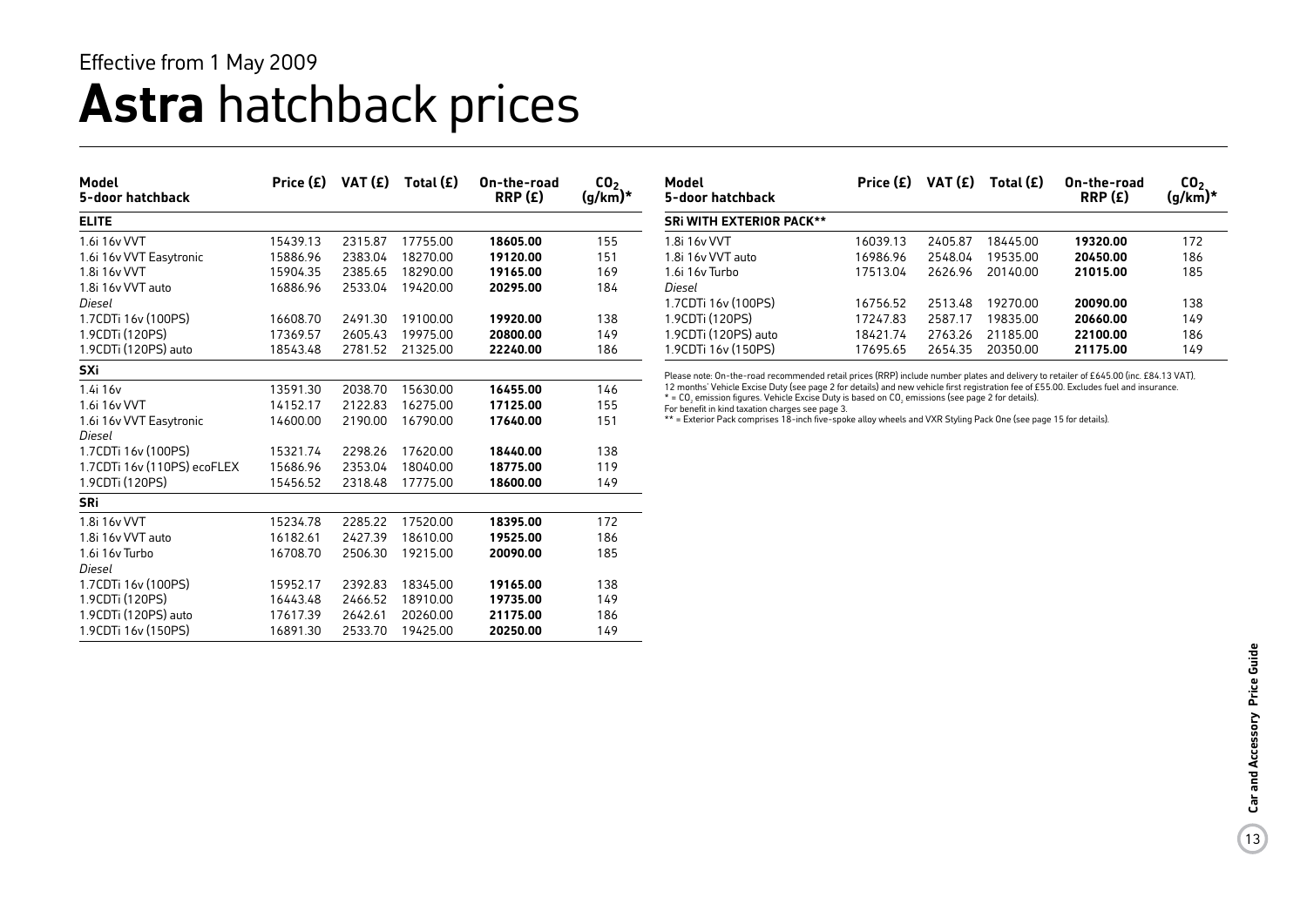Effective from 1 May 2009

# **Astra** hatchback prices

| Model 5-door hatchback | Price (£) | VAT (£) | Total (£) | On-the-road RRP (£) | $CO_2$ (g/km)* |
|---|---|---|---|---|---|
| **ELITE** | | | | | |
| 1.6i 16v VVT | 15439.13 | 2315.87 | 17755.00 | **18605.00** | 155 |
| 1.6i 16v VVT Easytronic | 15886.96 | 2383.04 | 18270.00 | **19120.00** | 151 |
| 1.8i 16v VVT | 15904.35 | 2385.65 | 18290.00 | **19165.00** | 169 |
| 1.8i 16v VVT auto | 16886.96 | 2533.04 | 19420.00 | **20295.00** | 184 |
| *Diesel* | | | | | |
| 1.7CDTi 16v (100PS) | 16608.70 | 2491.30 | 19100.00 | **19920.00** | 138 |
| 1.9CDTi (120PS) | 17369.57 | 2605.43 | 19975.00 | **20800.00** | 149 |
| 1.9CDTi (120PS) auto | 18543.48 | 2781.52 | 21325.00 | **22240.00** | 186 |
| **SXi** | | | | | |
| 1.4i 16v | 13591.30 | 2038.70 | 15630.00 | **16455.00** | 146 |
| 1.6i 16v VVT | 14152.17 | 2122.83 | 16275.00 | **17125.00** | 155 |
| 1.6i 16v VVT Easytronic | 14600.00 | 2190.00 | 16790.00 | **17640.00** | 151 |
| *Diesel* | | | | | |
| 1.7CDTi 16v (100PS) | 15321.74 | 2298.26 | 17620.00 | **18440.00** | 138 |
| 1.7CDTi 16v (110PS) ecoFLEX | 15686.96 | 2353.04 | 18040.00 | **18775.00** | 119 |
| 1.9CDTi (120PS) | 15456.52 | 2318.48 | 17775.00 | **18600.00** | 149 |
| **SRi** | | | | | |
| 1.8i 16v VVT | 15234.78 | 2285.22 | 17520.00 | **18395.00** | 172 |
| 1.8i 16v VVT auto | 16182.61 | 2427.39 | 18610.00 | **19525.00** | 186 |
| 1.6i 16v Turbo | 16708.70 | 2506.30 | 19215.00 | **20090.00** | 185 |
| *Diesel* | | | | | |
| 1.7CDTi 16v (100PS) | 15952.17 | 2392.83 | 18345.00 | **19165.00** | 138 |
| 1.9CDTi (120PS) | 16443.48 | 2466.52 | 18910.00 | **19735.00** | 149 |
| 1.9CDTi (120PS) auto | 17617.39 | 2642.61 | 20260.00 | **21175.00** | 186 |
| 1.9CDTi 16v (150PS) | 16891.30 | 2533.70 | 19425.00 | **20250.00** | 149 |

| Model 5-door hatchback | Price (£) | VAT (£) | Total (£) | On-the-road RRP (£) | $CO_2$ (g/km)* |
|---|---|---|---|---|---|
| **SRi WITH EXTERIOR PACK**** | | | | | |
| 1.8i 16v VVT | 16039.13 | 2405.87 | 18445.00 | **19320.00** | 172 |
| 1.8i 16v VVT auto | 16986.96 | 2548.04 | 19535.00 | **20450.00** | 186 |
| 1.6i 16v Turbo | 17513.04 | 2626.96 | 20140.00 | **21015.00** | 185 |
| *Diesel* | | | | | |
| 1.7CDTi 16v (100PS) | 16756.52 | 2513.48 | 19270.00 | **20090.00** | 138 |
| 1.9CDTi (120PS) | 17247.83 | 2587.17 | 19835.00 | **20660.00** | 149 |
| 1.9CDTi (120PS) auto | 18421.74 | 2763.26 | 21185.00 | **22100.00** | 186 |
| 1.9CDTi 16v (150PS) | 17695.65 | 2654.35 | 20350.00 | **21175.00** | 149 |

Please note: On-the-road recommended retail prices (RRP) include number plates and delivery to retailer of £645.00 (inc. £84.13 VAT), 12 months' Vehicle Excise Duty (see page 2 for details) and new vehicle first registration fee of £55.00. Excludes fuel and insurance.
* = $CO_2$ emission figures. Vehicle Excise Duty is based on $CO_2$ emissions (see page 2 for details).
For benefit in kind taxation charges see page 3.
** = Exterior Pack comprises 18-inch five-spoke alloy wheels and VXR Styling Pack One (see page 15 for details).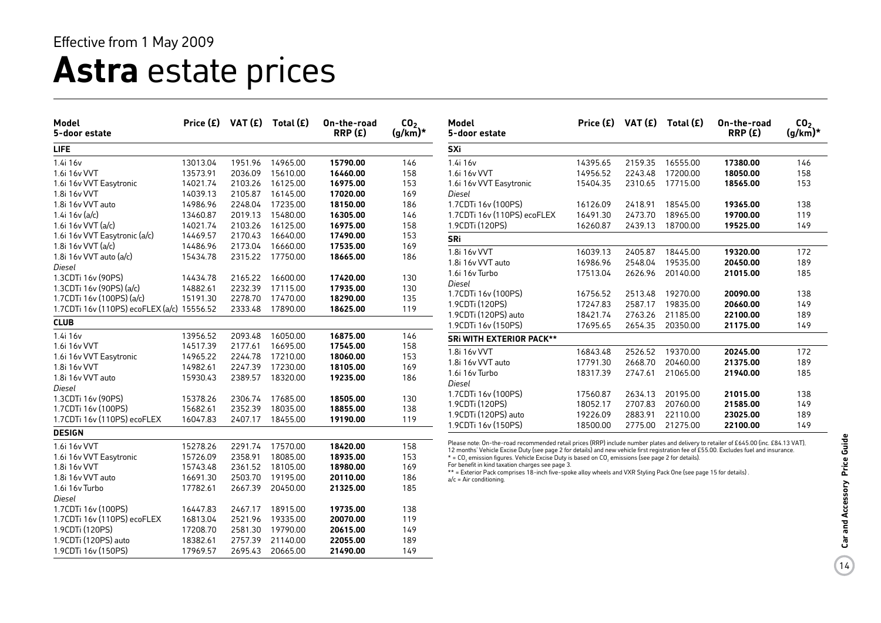Effective from 1 May 2009

# **Astra** estate prices

| Model 5-door estate | Price (£) | VAT (£) | Total (£) | On-the-road RRP (£) | $CO_2$ (g/km)* |
|---|---|---|---|---|---|
| **LIFE** | | | | | |
| 1.4i 16v | 13013.04 | 1951.96 | 14965.00 | **15790.00** | 146 |
| 1.6i 16v VVT | 13573.91 | 2036.09 | 15610.00 | **16460.00** | 158 |
| 1.6i 16v VVT Easytronic | 14021.74 | 2103.26 | 16125.00 | **16975.00** | 153 |
| 1.8i 16v VVT | 14039.13 | 2105.87 | 16145.00 | **17020.00** | 169 |
| 1.8i 16v VVT auto | 14986.96 | 2248.04 | 17235.00 | **18150.00** | 186 |
| 1.4i 16v (a/c) | 13460.87 | 2019.13 | 15480.00 | **16305.00** | 146 |
| 1.6i 16v VVT (a/c) | 14021.74 | 2103.26 | 16125.00 | **16975.00** | 158 |
| 1.6i 16v VVT Easytronic (a/c) | 14469.57 | 2170.43 | 16640.00 | **17490.00** | 153 |
| 1.8i 16v VVT (a/c) | 14486.96 | 2173.04 | 16660.00 | **17535.00** | 169 |
| 1.8i 16v VVT auto (a/c) | 15434.78 | 2315.22 | 17750.00 | **18665.00** | 186 |
| *Diesel* | | | | | |
| 1.3CDTi 16v (90PS) | 14434.78 | 2165.22 | 16600.00 | **17420.00** | 130 |
| 1.3CDTi 16v (90PS) (a/c) | 14882.61 | 2232.39 | 17115.00 | **17935.00** | 130 |
| 1.7CDTi 16v (100PS) (a/c) | 15191.30 | 2278.70 | 17470.00 | **18290.00** | 135 |
| 1.7CDTi 16v (110PS) ecoFLEX (a/c) | 15556.52 | 2333.48 | 17890.00 | **18625.00** | 119 |
| **CLUB** | | | | | |
| 1.4i 16v | 13956.52 | 2093.48 | 16050.00 | **16875.00** | 146 |
| 1.6i 16v VVT | 14517.39 | 2177.61 | 16695.00 | **17545.00** | 158 |
| 1.6i 16v VVT Easytronic | 14965.22 | 2244.78 | 17210.00 | **18060.00** | 153 |
| 1.8i 16v VVT | 14982.61 | 2247.39 | 17230.00 | **18105.00** | 169 |
| 1.8i 16v VVT auto | 15930.43 | 2389.57 | 18320.00 | **19235.00** | 186 |
| *Diesel* | | | | | |
| 1.3CDTi 16v (90PS) | 15378.26 | 2306.74 | 17685.00 | **18505.00** | 130 |
| 1.7CDTi 16v (100PS) | 15682.61 | 2352.39 | 18035.00 | **18855.00** | 138 |
| 1.7CDTi 16v (110PS) ecoFLEX | 16047.83 | 2407.17 | 18455.00 | **19190.00** | 119 |
| **DESIGN** | | | | | |
| 1.6i 16v VVT | 15278.26 | 2291.74 | 17570.00 | **18420.00** | 158 |
| 1.6i 16v VVT Easytronic | 15726.09 | 2358.91 | 18085.00 | **18935.00** | 153 |
| 1.8i 16v VVT | 15743.48 | 2361.52 | 18105.00 | **18980.00** | 169 |
| 1.8i 16v VVT auto | 16691.30 | 2503.70 | 19195.00 | **20110.00** | 186 |
| 1.6i 16v Turbo | 17782.61 | 2667.39 | 20450.00 | **21325.00** | 185 |
| *Diesel* | | | | | |
| 1.7CDTi 16v (100PS) | 16447.83 | 2467.17 | 18915.00 | **19735.00** | 138 |
| 1.7CDTi 16v (110PS) ecoFLEX | 16813.04 | 2521.96 | 19335.00 | **20070.00** | 119 |
| 1.9CDTi (120PS) | 17208.70 | 2581.30 | 19790.00 | **20615.00** | 149 |
| 1.9CDTi (120PS) auto | 18382.61 | 2757.39 | 21140.00 | **22055.00** | 189 |
| 1.9CDTi 16v (150PS) | 17969.57 | 2695.43 | 20665.00 | **21490.00** | 149 |

| Model 5-door estate | Price (£) | VAT (£) | Total (£) | On-the-road RRP (£) | $CO_2$ (g/km)* |
|---|---|---|---|---|---|
| **SXi** | | | | | |
| 1.4i 16v | 14395.65 | 2159.35 | 16555.00 | **17380.00** | 146 |
| 1.6i 16v VVT | 14956.52 | 2243.48 | 17200.00 | **18050.00** | 158 |
| 1.6i 16v VVT Easytronic | 15404.35 | 2310.65 | 17715.00 | **18565.00** | 153 |
| *Diesel* | | | | | |
| 1.7CDTi 16v (100PS) | 16126.09 | 2418.91 | 18545.00 | **19365.00** | 138 |
| 1.7CDTi 16v (110PS) ecoFLEX | 16491.30 | 2473.70 | 18965.00 | **19700.00** | 119 |
| 1.9CDTi (120PS) | 16260.87 | 2439.13 | 18700.00 | **19525.00** | 149 |
| **SRi** | | | | | |
| 1.8i 16v VVT | 16039.13 | 2405.87 | 18445.00 | **19320.00** | 172 |
| 1.8i 16v VVT auto | 16986.96 | 2548.04 | 19535.00 | **20450.00** | 189 |
| 1.6i 16v Turbo | 17513.04 | 2626.96 | 20140.00 | **21015.00** | 185 |
| *Diesel* | | | | | |
| 1.7CDTi 16v (100PS) | 16756.52 | 2513.48 | 19270.00 | **20090.00** | 138 |
| 1.9CDTi (120PS) | 17247.83 | 2587.17 | 19835.00 | **20660.00** | 149 |
| 1.9CDTi (120PS) auto | 18421.74 | 2763.26 | 21185.00 | **22100.00** | 189 |
| 1.9CDTi 16v (150PS) | 17695.65 | 2654.35 | 20350.00 | **21175.00** | 149 |
| **SRi WITH EXTERIOR PACK**** | | | | | |
| 1.8i 16v VVT | 16843.48 | 2526.52 | 19370.00 | **20245.00** | 172 |
| 1.8i 16v VVT auto | 17791.30 | 2668.70 | 20460.00 | **21375.00** | 189 |
| 1.6i 16v Turbo | 18317.39 | 2747.61 | 21065.00 | **21940.00** | 185 |
| *Diesel* | | | | | |
| 1.7CDTi 16v (100PS) | 17560.87 | 2634.13 | 20195.00 | **21015.00** | 138 |
| 1.9CDTi (120PS) | 18052.17 | 2707.83 | 20760.00 | **21585.00** | 149 |
| 1.9CDTi (120PS) auto | 19226.09 | 2883.91 | 22110.00 | **23025.00** | 189 |
| 1.9CDTi 16v (150PS) | 18500.00 | 2775.00 | 21275.00 | **22100.00** | 149 |

Please note: On-the-road recommended retail prices (RRP) include number plates and delivery to retailer of £645.00 (inc. £84.13 VAT), 12 months' Vehicle Excise Duty (see page 2 for details) and new vehicle first registration fee of £55.00. Excludes fuel and insurance.
* = $CO_2$ emission figures. Vehicle Excise Duty is based on $CO_2$ emissions (see page 2 for details).
For benefit in kind taxation charges see page 3.
** = Exterior Pack comprises 18-inch five-spoke alloy wheels and VXR Styling Pack One (see page 15 for details).
a/c = Air conditioning.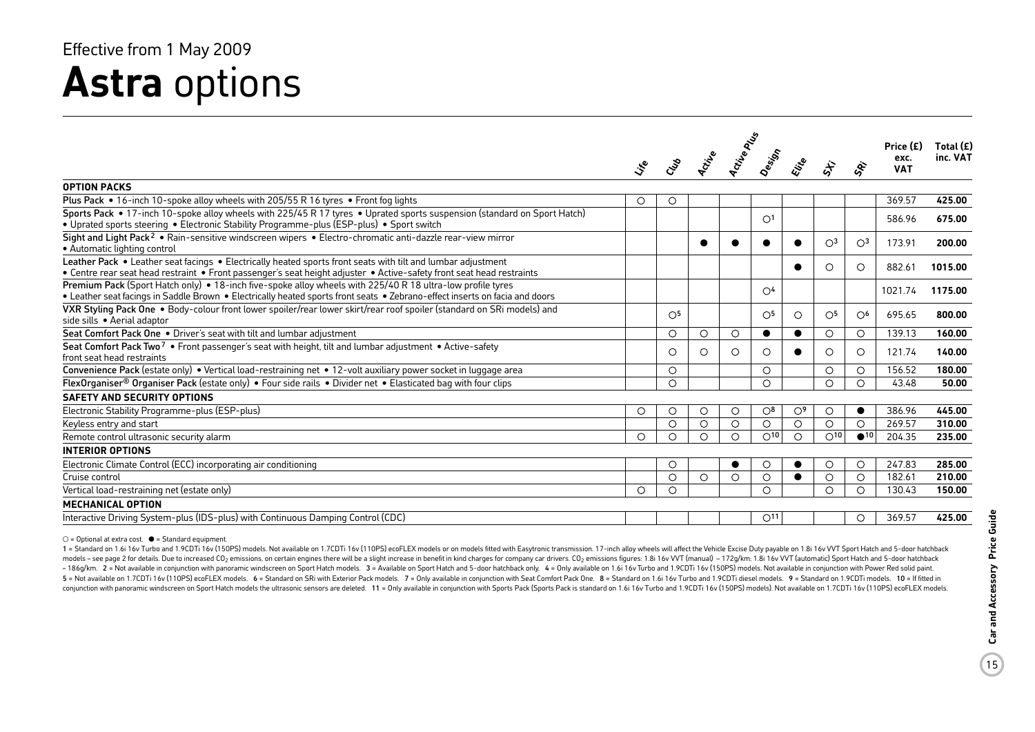Effective from 1 May 2009

# **Astra** options

| | Life | Club | Active | Active Plus | Design | Elite | SXi | SRi | Price (£) exc. VAT | Total (£) inc. VAT |
|---|---|---|---|---|---|---|---|---|---|---|
| **OPTION PACKS** | | | | | | | | | | |
| Plus Pack • 16-inch 10-spoke alloy wheels with 205/55 R 16 tyres • Front fog lights | ○ | ○ | | | | | | | 369.57 | **425.00** |
| Sports Pack • 17-inch 10-spoke alloy wheels with 225/45 R 17 tyres • Uprated sports suspension (standard on Sport Hatch) • Uprated sports steering • Electronic Stability Programme-plus (ESP-plus) • Sport switch | | | | | ○[1] | | | | 586.96 | **675.00** |
| Sight and Light Pack[2] • Rain-sensitive windscreen wipers • Electro-chromatic anti-dazzle rear-view mirror • Automatic lighting control | | | ● | ● | ● | ● | ○[3] | ○[3] | 173.91 | **200.00** |
| Leather Pack • Leather seat facings • Electrically heated sports front seats with tilt and lumbar adjustment • Centre rear seat head restraint • Front passenger's seat height adjuster • Active-safety front seat head restraints | | | | | | ● | ○ | ○ | 882.61 | **1015.00** |
| Premium Pack (Sport Hatch only) • 18-inch five-spoke alloy wheels with 225/40 R 18 ultra-low profile tyres • Leather seat facings in Saddle Brown • Electrically heated sports front seats • Zebrano-effect inserts on facia and doors | | | | | ○[4] | | | | 1021.74 | **1175.00** |
| VXR Styling Pack One • Body-colour front lower spoiler/rear lower skirt/rear roof spoiler (standard on SRi models) and side sills • Aerial adaptor | | ○[5] | | | ○[5] | ○ | ○[5] | ○[6] | 695.65 | **800.00** |
| Seat Comfort Pack One • Driver's seat with tilt and lumbar adjustment | | ○ | ○ | ○ | ● | ● | ○ | ○ | 139.13 | **160.00** |
| Seat Comfort Pack Two[7] • Front passenger's seat with height, tilt and lumbar adjustment • Active-safety front seat head restraints | | ○ | ○ | ○ | ○ | ● | ○ | ○ | 121.74 | **140.00** |
| Convenience Pack (estate only) • Vertical load-restraining net • 12-volt auxiliary power socket in luggage area | | ○ | | | ○ | | ○ | ○ | 156.52 | **180.00** |
| FlexOrganiser® Organiser Pack (estate only) • Four side rails • Divider net • Elasticated bag with four clips | | ○ | | | ○ | | ○ | ○ | 43.48 | **50.00** |
| **SAFETY AND SECURITY OPTIONS** | | | | | | | | | | |
| Electronic Stability Programme-plus (ESP-plus) | ○ | ○ | ○ | ○ | ○[8] | ○[9] | ○ | ● | 386.96 | **445.00** |
| Keyless entry and start | | ○ | ○ | ○ | ○ | ○ | ○ | ○ | 269.57 | **310.00** |
| Remote control ultrasonic security alarm | ○ | ○ | ○ | ○ | ○[10] | ○ | ○[10] | ●[10] | 204.35 | **235.00** |
| **INTERIOR OPTIONS** | | | | | | | | | | |
| Electronic Climate Control (ECC) incorporating air conditioning | | ○ | | ● | ○ | ● | ○ | ○ | 247.83 | **285.00** |
| Cruise control | | ○ | ○ | ○ | ○ | ● | ○ | ○ | 182.61 | **210.00** |
| Vertical load-restraining net (estate only) | ○ | ○ | | | ○ | | ○ | ○ | 130.43 | **150.00** |
| **MECHANICAL OPTION** | | | | | | | | | | |
| Interactive Driving System-plus (IDS-plus) with Continuous Damping Control (CDC) | | | | | ○[11] | | | ○ | 369.57 | **425.00** |

○ = Optional at extra cost. ● = Standard equipment.

1 = Standard on 1.6i 16v Turbo and 1.9CDTi 16v (150PS) models. Not available on 1.7CDTi 16v (110PS) ecoFLEX models or on models fitted with Easytronic transmission. 17-inch alloy wheels will affect the Vehicle Excise Duty payable on 1.8i 16v VVT Sport Hatch and 5-door hatchback models – see page 2 for details. Due to increased $CO_2$ emissions, on certain engines there will be a slight increase in benefit in kind charges for company car drivers. $CO_2$ emissions figures: 1.8i 16v VVT (manual) – 172g/km; 1.8i 16v VVT (automatic) Sport Hatch and 5-door hatchback – 186g/km. 2 = Not available in conjunction with panoramic windscreen on Sport Hatch models. 3 = Available on Sport Hatch and 5-door hatchback only. 4 = Only available on 1.6i 16v Turbo and 1.9CDTi 16v (150PS) models. Not available in conjunction with Power Red solid paint. 5 = Not available on 1.7CDTi 16v (110PS) ecoFLEX models. 6 = Standard on SRi with Exterior Pack models. 7 = Only available in conjunction with Seat Comfort Pack One. 8 = Standard on 1.6i 16v Turbo and 1.9CDTi diesel models. 9 = Standard on 1.9CDTi models. 10 = If fitted in conjunction with panoramic windscreen on Sport Hatch models the ultrasonic sensors are deleted. 11 = Only available in conjunction with Sports Pack (Sports Pack is standard on 1.6i 16v Turbo and 1.9CDTi 16v (150PS) models). Not available on 1.7CDTi 16v (110PS) ecoFLEX models.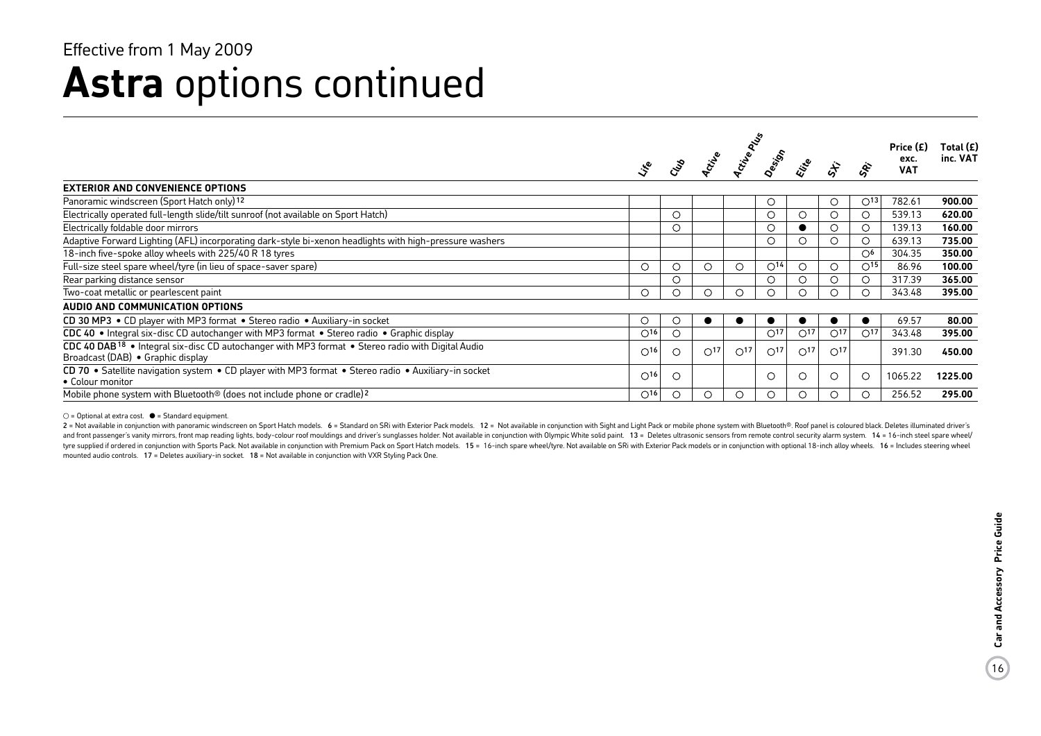Effective from 1 May 2009

# **Astra** options continued

| | Life | Club | Active | Active Plus | Design | Elite | SXi | SRi | Price (£) exc. VAT | Total (£) inc. VAT |
|---|---|---|---|---|---|---|---|---|---|---|
| **EXTERIOR AND CONVENIENCE OPTIONS** | | | | | | | | | | |
| Panoramic windscreen (Sport Hatch only)[12] | | | | | ○ | | ○ | ○[13] | 782.61 | **900.00** |
| Electrically operated full-length slide/tilt sunroof (not available on Sport Hatch) | | ○ | | | ○ | ○ | ○ | ○ | 539.13 | **620.00** |
| Electrically foldable door mirrors | | ○ | | | ○ | ● | ○ | ○ | 139.13 | **160.00** |
| Adaptive Forward Lighting (AFL) incorporating dark-style bi-xenon headlights with high-pressure washers | | | | | ○ | ○ | ○ | ○ | 639.13 | **735.00** |
| 18-inch five-spoke alloy wheels with 225/40 R 18 tyres | | | | | | | | ○[6] | 304.35 | **350.00** |
| Full-size steel spare wheel/tyre (in lieu of space-saver spare) | ○ | ○ | ○ | ○ | ○[14] | ○ | ○ | ○[15] | 86.96 | **100.00** |
| Rear parking distance sensor | | ○ | | | ○ | ○ | ○ | ○ | 317.39 | **365.00** |
| Two-coat metallic or pearlescent paint | ○ | ○ | ○ | ○ | ○ | ○ | ○ | ○ | 343.48 | **395.00** |
| **AUDIO AND COMMUNICATION OPTIONS** | | | | | | | | | | |
| **CD 30 MP3** • CD player with MP3 format • Stereo radio • Auxiliary-in socket | ○ | ○ | ● | ● | ● | ● | ● | ● | 69.57 | **80.00** |
| **CDC 40** • Integral six-disc CD autochanger with MP3 format • Stereo radio • Graphic display | ○[16] | ○ | | | ○[17] | ○[17] | ○[17] | ○[17] | 343.48 | **395.00** |
| **CDC 40 DAB**[18] • Integral six-disc CD autochanger with MP3 format • Stereo radio with Digital Audio Broadcast (DAB) • Graphic display | ○[16] | ○ | ○[17] | ○[17] | ○[17] | ○[17] | ○[17] | | 391.30 | **450.00** |
| **CD 70** • Satellite navigation system • CD player with MP3 format • Stereo radio • Auxiliary-in socket • Colour monitor | ○[16] | ○ | | | ○ | ○ | ○ | ○ | 1065.22 | **1225.00** |
| Mobile phone system with Bluetooth® (does not include phone or cradle)[2] | ○[16] | ○ | ○ | ○ | ○ | ○ | ○ | ○ | 256.52 | **295.00** |

○ = Optional at extra cost. ● = Standard equipment.

2 = Not available in conjunction with panoramic windscreen on Sport Hatch models. 6 = Standard on SRi with Exterior Pack models. 12 = Not available in conjunction with Sight and Light Pack or mobile phone system with Bluetooth®. Roof panel is coloured black. Deletes illuminated driver's and front passenger's vanity mirrors, front map reading lights, body-colour roof mouldings and driver's sunglasses holder. Not available in conjunction with Olympic White solid paint. 13 = Deletes ultrasonic sensors from remote control security alarm system. 14 = 16-inch steel spare wheel/tyre supplied if ordered in conjunction with Sports Pack. Not available in conjunction with Premium Pack on Sport Hatch models. 15 = 16-inch spare wheel/tyre. Not available on SRi with Exterior Pack models or in conjunction with optional 18-inch alloy wheels. 16 = Includes steering wheel mounted audio controls. 17 = Deletes auxiliary-in socket. 18 = Not available in conjunction with VXR Styling Pack One.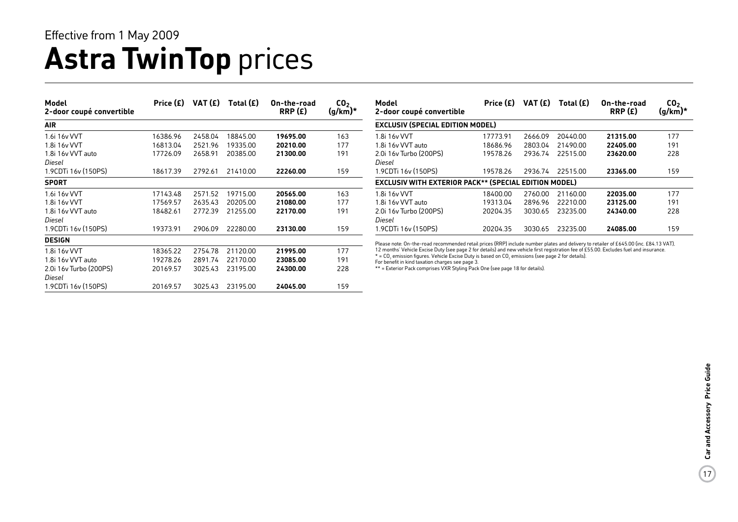Effective from 1 May 2009

# **Astra TwinTop** prices

| Model<br>2-door coupé convertible | Price (£) | VAT (£) | Total (£) | On-the-road RRP (£) | $CO_2$ (g/km)* |
|---|---|---|---|---|---|
| **AIR** | | | | | |
| 1.6i 16v VVT | 16386.96 | 2458.04 | 18845.00 | **19695.00** | 163 |
| 1.8i 16v VVT | 16813.04 | 2521.96 | 19335.00 | **20210.00** | 177 |
| 1.8i 16v VVT auto | 17726.09 | 2658.91 | 20385.00 | **21300.00** | 191 |
| *Diesel* | | | | | |
| 1.9CDTi 16v (150PS) | 18617.39 | 2792.61 | 21410.00 | **22260.00** | 159 |
| **SPORT** | | | | | |
| 1.6i 16v VVT | 17143.48 | 2571.52 | 19715.00 | **20565.00** | 163 |
| 1.8i 16v VVT | 17569.57 | 2635.43 | 20205.00 | **21080.00** | 177 |
| 1.8i 16v VVT auto | 18482.61 | 2772.39 | 21255.00 | **22170.00** | 191 |
| *Diesel* | | | | | |
| 1.9CDTi 16v (150PS) | 19373.91 | 2906.09 | 22280.00 | **23130.00** | 159 |
| **DESIGN** | | | | | |
| 1.8i 16v VVT | 18365.22 | 2754.78 | 21120.00 | **21995.00** | 177 |
| 1.8i 16v VVT auto | 19278.26 | 2891.74 | 22170.00 | **23085.00** | 191 |
| 2.0i 16v Turbo (200PS) | 20169.57 | 3025.43 | 23195.00 | **24300.00** | 228 |
| *Diesel* | | | | | |
| 1.9CDTi 16v (150PS) | 20169.57 | 3025.43 | 23195.00 | **24045.00** | 159 |

| Model<br>2-door coupé convertible | Price (£) | VAT (£) | Total (£) | On-the-road RRP (£) | $CO_2$ (g/km)* |
|---|---|---|---|---|---|
| **EXCLUSIV (SPECIAL EDITION MODEL)** | | | | | |
| 1.8i 16v VVT | 17773.91 | 2666.09 | 20440.00 | **21315.00** | 177 |
| 1.8i 16v VVT auto | 18686.96 | 2803.04 | 21490.00 | **22405.00** | 191 |
| 2.0i 16v Turbo (200PS) | 19578.26 | 2936.74 | 22515.00 | **23620.00** | 228 |
| *Diesel* | | | | | |
| 1.9CDTi 16v (150PS) | 19578.26 | 2936.74 | 22515.00 | **23365.00** | 159 |
| **EXCLUSIV WITH EXTERIOR PACK** (SPECIAL EDITION MODEL)** | | | | | |
| 1.8i 16v VVT | 18400.00 | 2760.00 | 21160.00 | **22035.00** | 177 |
| 1.8i 16v VVT auto | 19313.04 | 2896.96 | 22210.00 | **23125.00** | 191 |
| 2.0i 16v Turbo (200PS) | 20204.35 | 3030.65 | 23235.00 | **24340.00** | 228 |
| *Diesel* | | | | | |
| 1.9CDTi 16v (150PS) | 20204.35 | 3030.65 | 23235.00 | **24085.00** | 159 |

Please note: On-the-road recommended retail prices (RRP) include number plates and delivery to retailer of £645.00 (inc. £84.13 VAT). 12 months' Vehicle Excise Duty (see page 2 for details) and new vehicle first registration fee of £55.00. Excludes fuel and insurance.
* = $CO_2$ emission figures. Vehicle Excise Duty is based on $CO_2$ emissions (see page 2 for details).
For benefit in kind taxation charges see page 3.
** = Exterior Pack comprises VXR Styling Pack One (see page 18 for details).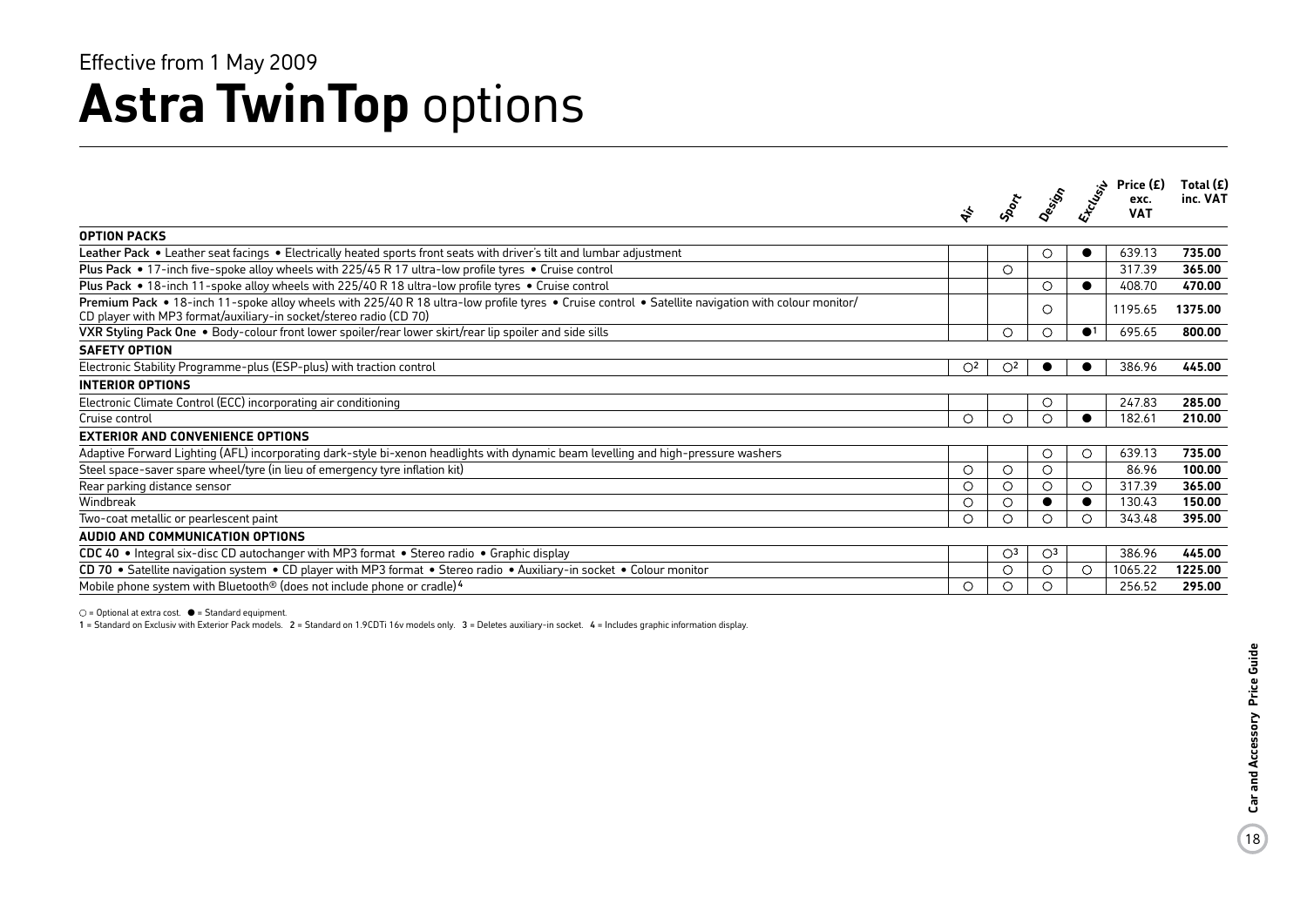Effective from 1 May 2009

# **Astra TwinTop** options

| | Air | Sport | Design | Exclusiv | Price (£) exc. VAT | Total (£) inc. VAT |
|---|---|---|---|---|---|---|
| **OPTION PACKS** | | | | | | |
| **Leather Pack** • Leather seat facings • Electrically heated sports front seats with driver's tilt and lumbar adjustment | | | ○ | ● | 639.13 | **735.00** |
| **Plus Pack** • 17-inch five-spoke alloy wheels with 225/45 R 17 ultra-low profile tyres • Cruise control | | ○ | | | 317.39 | **365.00** |
| **Plus Pack** • 18-inch 11-spoke alloy wheels with 225/40 R 18 ultra-low profile tyres • Cruise control | | | ○ | ● | 408.70 | **470.00** |
| **Premium Pack** • 18-inch 11-spoke alloy wheels with 225/40 R 18 ultra-low profile tyres • Cruise control • Satellite navigation with colour monitor/ CD player with MP3 format/auxiliary-in socket/stereo radio (CD 70) | | | ○ | | 1195.65 | **1375.00** |
| **VXR Styling Pack One** • Body-colour front lower spoiler/rear lower skirt/rear lip spoiler and side sills | | ○ | ○ | ●[1] | 695.65 | **800.00** |
| **SAFETY OPTION** | | | | | | |
| Electronic Stability Programme-plus (ESP-plus) with traction control | ○[2] | ○[2] | ● | ● | 386.96 | **445.00** |
| **INTERIOR OPTIONS** | | | | | | |
| Electronic Climate Control (ECC) incorporating air conditioning | | | ○ | | 247.83 | **285.00** |
| Cruise control | ○ | ○ | ○ | ● | 182.61 | **210.00** |
| **EXTERIOR AND CONVENIENCE OPTIONS** | | | | | | |
| Adaptive Forward Lighting (AFL) incorporating dark-style bi-xenon headlights with dynamic beam levelling and high-pressure washers | | | ○ | ○ | 639.13 | **735.00** |
| Steel space-saver spare wheel/tyre (in lieu of emergency tyre inflation kit) | ○ | ○ | ○ | | 86.96 | **100.00** |
| Rear parking distance sensor | ○ | ○ | ○ | ○ | 317.39 | **365.00** |
| Windbreak | ○ | ○ | ● | ● | 130.43 | **150.00** |
| Two-coat metallic or pearlescent paint | ○ | ○ | ○ | ○ | 343.48 | **395.00** |
| **AUDIO AND COMMUNICATION OPTIONS** | | | | | | |
| **CDC 40** • Integral six-disc CD autochanger with MP3 format • Stereo radio • Graphic display | | ○[3] | ○[3] | | 386.96 | **445.00** |
| **CD 70** • Satellite navigation system • CD player with MP3 format • Stereo radio • Auxiliary-in socket • Colour monitor | | ○ | ○ | ○ | 1065.22 | **1225.00** |
| Mobile phone system with Bluetooth® (does not include phone or cradle)[4] | ○ | ○ | ○ | | 256.52 | **295.00** |

○ = Optional at extra cost. ● = Standard equipment.

1 = Standard on Exclusiv with Exterior Pack models. 2 = Standard on 1.9CDTi 16v models only. 3 = Deletes auxiliary-in socket. 4 = Includes graphic information display.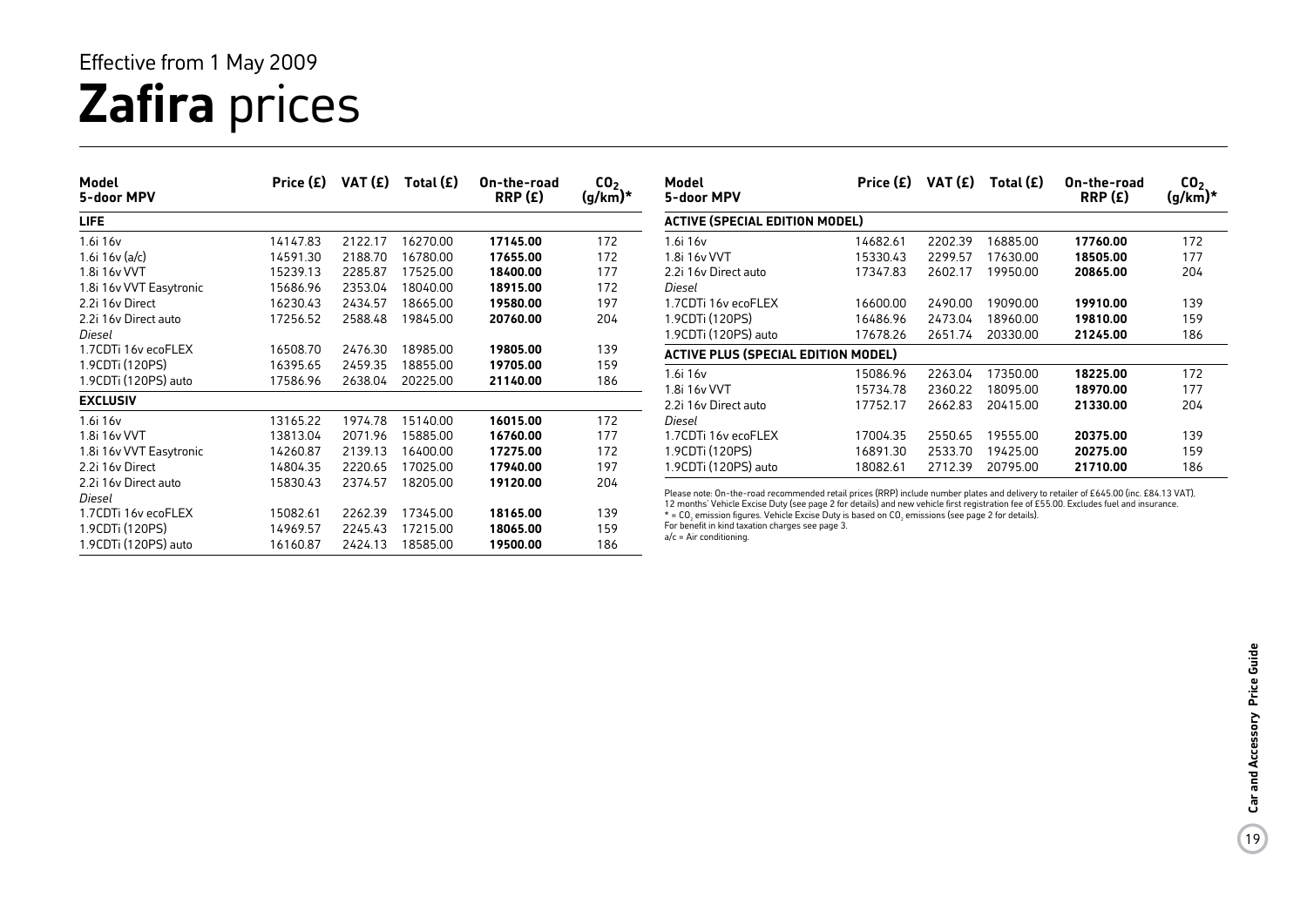Effective from 1 May 2009

# **Zafira** prices

| Model<br>5-door MPV | Price (£) | VAT (£) | Total (£) | On-the-road RRP (£) | $CO_2$ (g/km)* |
|---|---|---|---|---|---|
| **LIFE** | | | | | |
| 1.6i 16v | 14147.83 | 2122.17 | 16270.00 | **17145.00** | 172 |
| 1.6i 16v (a/c) | 14591.30 | 2188.70 | 16780.00 | **17655.00** | 172 |
| 1.8i 16v VVT | 15239.13 | 2285.87 | 17525.00 | **18400.00** | 177 |
| 1.8i 16v VVT Easytronic | 15686.96 | 2353.04 | 18040.00 | **18915.00** | 172 |
| 2.2i 16v Direct | 16230.43 | 2434.57 | 18665.00 | **19580.00** | 197 |
| 2.2i 16v Direct auto | 17256.52 | 2588.48 | 19845.00 | **20760.00** | 204 |
| *Diesel* | | | | | |
| 1.7CDTi 16v ecoFLEX | 16508.70 | 2476.30 | 18985.00 | **19805.00** | 139 |
| 1.9CDTi (120PS) | 16395.65 | 2459.35 | 18855.00 | **19705.00** | 159 |
| 1.9CDTi (120PS) auto | 17586.96 | 2638.04 | 20225.00 | **21140.00** | 186 |
| **EXCLUSIV** | | | | | |
| 1.6i 16v | 13165.22 | 1974.78 | 15140.00 | **16015.00** | 172 |
| 1.8i 16v VVT | 13813.04 | 2071.96 | 15885.00 | **16760.00** | 177 |
| 1.8i 16v VVT Easytronic | 14260.87 | 2139.13 | 16400.00 | **17275.00** | 172 |
| 2.2i 16v Direct | 14804.35 | 2220.65 | 17025.00 | **17940.00** | 197 |
| 2.2i 16v Direct auto | 15830.43 | 2374.57 | 18205.00 | **19120.00** | 204 |
| *Diesel* | | | | | |
| 1.7CDTi 16v ecoFLEX | 15082.61 | 2262.39 | 17345.00 | **18165.00** | 139 |
| 1.9CDTi (120PS) | 14969.57 | 2245.43 | 17215.00 | **18065.00** | 159 |
| 1.9CDTi (120PS) auto | 16160.87 | 2424.13 | 18585.00 | **19500.00** | 186 |

| Model<br>5-door MPV | Price (£) | VAT (£) | Total (£) | On-the-road RRP (£) | $CO_2$ (g/km)* |
|---|---|---|---|---|---|
| **ACTIVE (SPECIAL EDITION MODEL)** | | | | | |
| 1.6i 16v | 14682.61 | 2202.39 | 16885.00 | **17760.00** | 172 |
| 1.8i 16v VVT | 15330.43 | 2299.57 | 17630.00 | **18505.00** | 177 |
| 2.2i 16v Direct auto | 17347.83 | 2602.17 | 19950.00 | **20865.00** | 204 |
| *Diesel* | | | | | |
| 1.7CDTi 16v ecoFLEX | 16600.00 | 2490.00 | 19090.00 | **19910.00** | 139 |
| 1.9CDTi (120PS) | 16486.96 | 2473.04 | 18960.00 | **19810.00** | 159 |
| 1.9CDTi (120PS) auto | 17678.26 | 2651.74 | 20330.00 | **21245.00** | 186 |
| **ACTIVE PLUS (SPECIAL EDITION MODEL)** | | | | | |
| 1.6i 16v | 15086.96 | 2263.04 | 17350.00 | **18225.00** | 172 |
| 1.8i 16v VVT | 15734.78 | 2360.22 | 18095.00 | **18970.00** | 177 |
| 2.2i 16v Direct auto | 17752.17 | 2662.83 | 20415.00 | **21330.00** | 204 |
| *Diesel* | | | | | |
| 1.7CDTi 16v ecoFLEX | 17004.35 | 2550.65 | 19555.00 | **20375.00** | 139 |
| 1.9CDTi (120PS) | 16891.30 | 2533.70 | 19425.00 | **20275.00** | 159 |
| 1.9CDTi (120PS) auto | 18082.61 | 2712.39 | 20795.00 | **21710.00** | 186 |

Please note: On-the-road recommended retail prices (RRP) include number plates and delivery to retailer of £645.00 (inc. £84.13 VAT). 12 months' Vehicle Excise Duty (see page 2 for details) and new vehicle first registration fee of £55.00. Excludes fuel and insurance.
* = $CO_2$ emission figures. Vehicle Excise Duty is based on $CO_2$ emissions (see page 2 for details).
For benefit in kind taxation charges see page 3.
a/c = Air conditioning.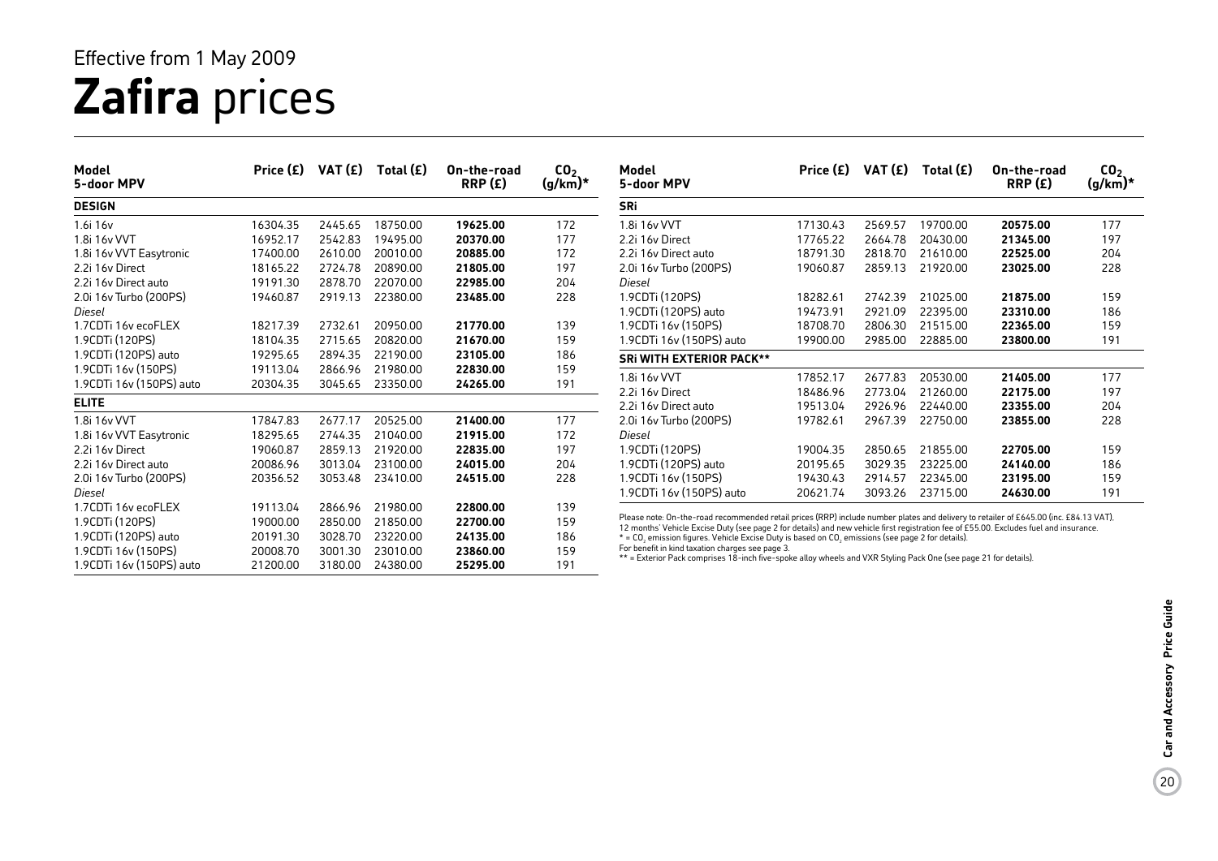Effective from 1 May 2009

# **Zafira** prices

| Model<br>5-door MPV | Price (£) | VAT (£) | Total (£) | On-the-road RRP (£) | $CO_2$ (g/km)* |
|---|---|---|---|---|---|
| **DESIGN** | | | | | |
| 1.6i 16v | 16304.35 | 2445.65 | 18750.00 | **19625.00** | 172 |
| 1.8i 16v VVT | 16952.17 | 2542.83 | 19495.00 | **20370.00** | 177 |
| 1.8i 16v VVT Easytronic | 17400.00 | 2610.00 | 20010.00 | **20885.00** | 172 |
| 2.2i 16v Direct | 18165.22 | 2724.78 | 20890.00 | **21805.00** | 197 |
| 2.2i 16v Direct auto | 19191.30 | 2878.70 | 22070.00 | **22985.00** | 204 |
| 2.0i 16v Turbo (200PS) | 19460.87 | 2919.13 | 22380.00 | **23485.00** | 228 |
| *Diesel* | | | | | |
| 1.7CDTi 16v ecoFLEX | 18217.39 | 2732.61 | 20950.00 | **21770.00** | 139 |
| 1.9CDTi (120PS) | 18104.35 | 2715.65 | 20820.00 | **21670.00** | 159 |
| 1.9CDTi (120PS) auto | 19295.65 | 2894.35 | 22190.00 | **23105.00** | 186 |
| 1.9CDTi 16v (150PS) | 19113.04 | 2866.96 | 21980.00 | **22830.00** | 159 |
| 1.9CDTi 16v (150PS) auto | 20304.35 | 3045.65 | 23350.00 | **24265.00** | 191 |
| **ELITE** | | | | | |
| 1.8i 16v VVT | 17847.83 | 2677.17 | 20525.00 | **21400.00** | 177 |
| 1.8i 16v VVT Easytronic | 18295.65 | 2744.35 | 21040.00 | **21915.00** | 172 |
| 2.2i 16v Direct | 19060.87 | 2859.13 | 21920.00 | **22835.00** | 197 |
| 2.2i 16v Direct auto | 20086.96 | 3013.04 | 23100.00 | **24015.00** | 204 |
| 2.0i 16v Turbo (200PS) | 20356.52 | 3053.48 | 23410.00 | **24515.00** | 228 |
| *Diesel* | | | | | |
| 1.7CDTi 16v ecoFLEX | 19113.04 | 2866.96 | 21980.00 | **22800.00** | 139 |
| 1.9CDTi (120PS) | 19000.00 | 2850.00 | 21850.00 | **22700.00** | 159 |
| 1.9CDTi (120PS) auto | 20191.30 | 3028.70 | 23220.00 | **24135.00** | 186 |
| 1.9CDTi 16v (150PS) | 20008.70 | 3001.30 | 23010.00 | **23860.00** | 159 |
| 1.9CDTi 16v (150PS) auto | 21200.00 | 3180.00 | 24380.00 | **25295.00** | 191 |

| Model<br>5-door MPV | Price (£) | VAT (£) | Total (£) | On-the-road RRP (£) | $CO_2$ (g/km)* |
|---|---|---|---|---|---|
| **SRi** | | | | | |
| 1.8i 16v VVT | 17130.43 | 2569.57 | 19700.00 | **20575.00** | 177 |
| 2.2i 16v Direct | 17765.22 | 2664.78 | 20430.00 | **21345.00** | 197 |
| 2.2i 16v Direct auto | 18791.30 | 2818.70 | 21610.00 | **22525.00** | 204 |
| 2.0i 16v Turbo (200PS) | 19060.87 | 2859.13 | 21920.00 | **23025.00** | 228 |
| *Diesel* | | | | | |
| 1.9CDTi (120PS) | 18282.61 | 2742.39 | 21025.00 | **21875.00** | 159 |
| 1.9CDTi (120PS) auto | 19473.91 | 2921.09 | 22395.00 | **23310.00** | 186 |
| 1.9CDTi 16v (150PS) | 18708.70 | 2806.30 | 21515.00 | **22365.00** | 159 |
| 1.9CDTi 16v (150PS) auto | 19900.00 | 2985.00 | 22885.00 | **23800.00** | 191 |
| **SRi WITH EXTERIOR PACK**** | | | | | |
| 1.8i 16v VVT | 17852.17 | 2677.83 | 20530.00 | **21405.00** | 177 |
| 2.2i 16v Direct | 18486.96 | 2773.04 | 21260.00 | **22175.00** | 197 |
| 2.2i 16v Direct auto | 19513.04 | 2926.96 | 22440.00 | **23355.00** | 204 |
| 2.0i 16v Turbo (200PS) | 19782.61 | 2967.39 | 22750.00 | **23855.00** | 228 |
| *Diesel* | | | | | |
| 1.9CDTi (120PS) | 19004.35 | 2850.65 | 21855.00 | **22705.00** | 159 |
| 1.9CDTi (120PS) auto | 20195.65 | 3029.35 | 23225.00 | **24140.00** | 186 |
| 1.9CDTi 16v (150PS) | 19430.43 | 2914.57 | 22345.00 | **23195.00** | 159 |
| 1.9CDTi 16v (150PS) auto | 20621.74 | 3093.26 | 23715.00 | **24630.00** | 191 |

Please note: On-the-road recommended retail prices (RRP) include number plates and delivery to retailer of £645.00 (inc. £84.13 VAT), 12 months' Vehicle Excise Duty (see page 2 for details) and new vehicle first registration fee of £55.00. Excludes fuel and insurance.
* = $CO_2$ emission figures. Vehicle Excise Duty is based on $CO_2$ emissions (see page 2 for details).
For benefit in kind taxation charges see page 3.
** = Exterior Pack comprises 18-inch five-spoke alloy wheels and VXR Styling Pack One (see page 21 for details).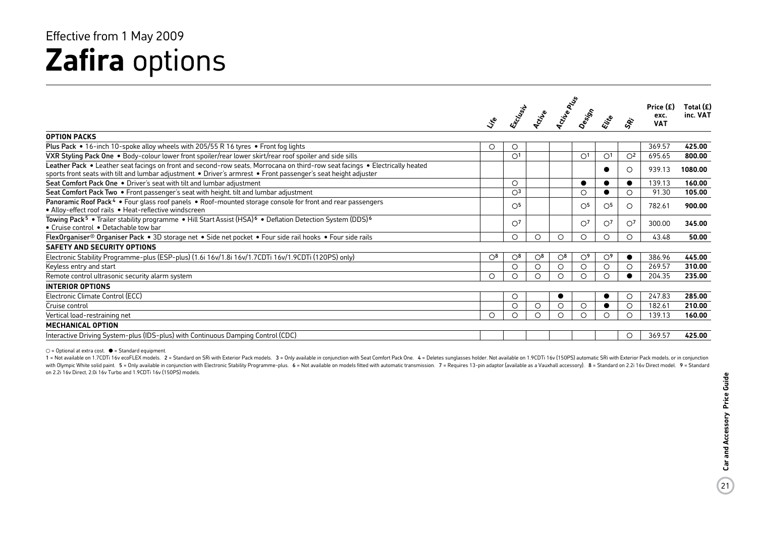Effective from 1 May 2009

# **Zafira** options

| | Life | Exclusiv | Active | Active Plus | Design | Elite | SRi | Price (£) exc. VAT | Total (£) inc. VAT |
|---|---|---|---|---|---|---|---|---|---|
| **OPTION PACKS** | | | | | | | | | |
| **Plus Pack** • 16-inch 10-spoke alloy wheels with 205/55 R 16 tyres • Front fog lights | ○ | ○ | | | | | | 369.57 | **425.00** |
| **VXR Styling Pack One** • Body-colour lower front spoiler/rear lower skirt/rear roof spoiler and side sills | | ○[1] | | | ○[1] | ○[1] | ○[2] | 695.65 | **800.00** |
| **Leather Pack** • Leather seat facings on front and second-row seats, Morrocana on third-row seat facings • Electrically heated sports front seats with tilt and lumbar adjustment • Driver's armrest • Front passenger's seat height adjuster | | | | | | ● | ○ | 939.13 | **1080.00** |
| **Seat Comfort Pack One** • Driver's seat with tilt and lumbar adjustment | | ○ | | | ● | ● | ● | 139.13 | **160.00** |
| **Seat Comfort Pack Two** • Front passenger's seat with height, tilt and lumbar adjustment | | ○[3] | | | ○ | ● | ○ | 91.30 | **105.00** |
| **Panoramic Roof Pack**[4] • Four glass roof panels • Roof-mounted storage console for front and rear passengers • Alloy-effect roof rails • Heat-reflective windscreen | | ○[5] | | | ○[5] | ○[5] | ○ | 782.61 | **900.00** |
| **Towing Pack**[5] • Trailer stability programme • Hill Start Assist (HSA)[6] • Deflation Detection System (DDS)[6] • Cruise control • Detachable tow bar | | ○[7] | | | ○[7] | ○[7] | ○[7] | 300.00 | **345.00** |
| **FlexOrganiser® Organiser Pack** • 3D storage net • Side net pocket • Four side rail hooks • Four side rails | | ○ | ○ | ○ | ○ | ○ | ○ | 43.48 | **50.00** |
| **SAFETY AND SECURITY OPTIONS** | | | | | | | | | |
| Electronic Stability Programme-plus (ESP-plus) (1.6i 16v/1.8i 16v/1.7CDTi 16v/1.9CDTi (120PS) only) | ○[8] | ○[8] | ○[8] | ○[8] | ○[9] | ○[9] | ● | 386.96 | **445.00** |
| Keyless entry and start | | ○ | ○ | ○ | ○ | ○ | ○ | 269.57 | **310.00** |
| Remote control ultrasonic security alarm system | ○ | ○ | ○ | ○ | ○ | ○ | ● | 204.35 | **235.00** |
| **INTERIOR OPTIONS** | | | | | | | | | |
| Electronic Climate Control (ECC) | | ○ | | ● | | ● | ○ | 247.83 | **285.00** |
| Cruise control | | ○ | ○ | ○ | ○ | ● | ○ | 182.61 | **210.00** |
| Vertical load-restraining net | ○ | ○ | ○ | ○ | ○ | ○ | ○ | 139.13 | **160.00** |
| **MECHANICAL OPTION** | | | | | | | | | |
| Interactive Driving System-plus (IDS-plus) with Continuous Damping Control (CDC) | | | | | | | ○ | 369.57 | **425.00** |

○ = Optional at extra cost. ● = Standard equipment.

1 = Not available on 1.7CDTi 16v ecoFLEX models. 2 = Standard on SRi with Exterior Pack models. 3 = Only available in conjunction with Seat Comfort Pack One. 4 = Deletes sunglasses holder. Not available on 1.9CDTi 16v (150PS) automatic SRi with Exterior Pack models, or in conjunction with Olympic White solid paint. 5 = Only available in conjunction with Electronic Stability Programme-plus. 6 = Not available on models fitted with automatic transmission. 7 = Requires 13-pin adaptor (available as a Vauxhall accessory). 8 = Standard on 2.2i 16v Direct model. 9 = Standard on 2.2i 16v Direct, 2.0i 16v Turbo and 1.9CDTi 16v (150PS) models.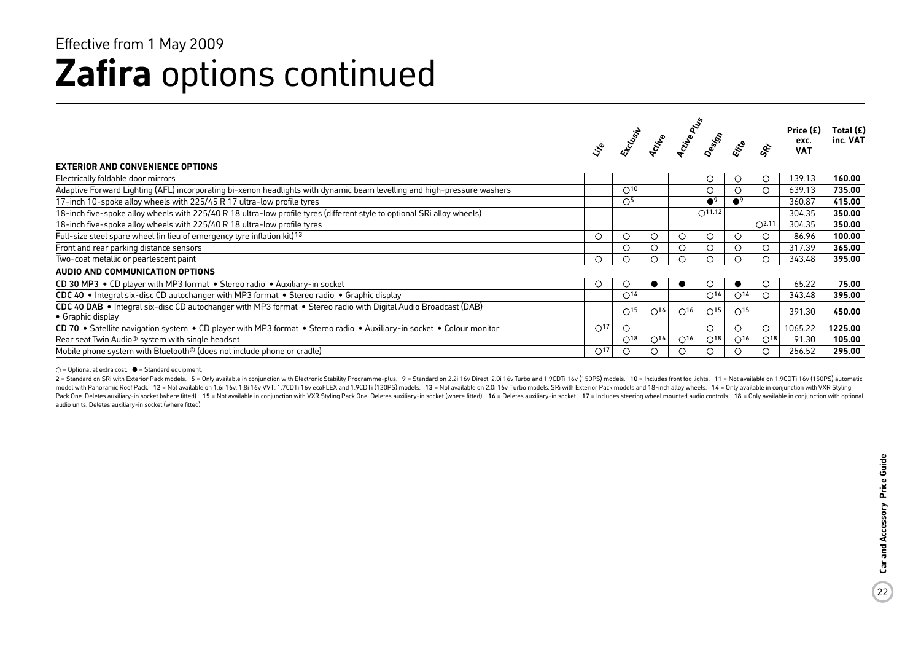Effective from 1 May 2009

# **Zafira** options continued

| | Life | Exclusiv | Active | Active Plus | Design | Elite | SRi | Price (£) exc. VAT | Total (£) inc. VAT |
|---|---|---|---|---|---|---|---|---|---|
| **EXTERIOR AND CONVENIENCE OPTIONS** | | | | | | | | | |
| Electrically foldable door mirrors | | | | | ○ | ○ | ○ | 139.13 | **160.00** |
| Adaptive Forward Lighting (AFL) incorporating bi-xenon headlights with dynamic beam levelling and high-pressure washers | | ○[10] | | | ○ | ○ | ○ | 639.13 | **735.00** |
| 17-inch 10-spoke alloy wheels with 225/45 R 17 ultra-low profile tyres | | ○[5] | | | ●[9] | ●[9] | | 360.87 | **415.00** |
| 18-inch five-spoke alloy wheels with 225/40 R 18 ultra-low profile tyres (different style to optional SRi alloy wheels) | | | | | ○[11,12] | | | 304.35 | **350.00** |
| 18-inch five-spoke alloy wheels with 225/40 R 18 ultra-low profile tyres | | | | | | | ○[2,11] | 304.35 | **350.00** |
| Full-size steel spare wheel (in lieu of emergency tyre inflation kit)[13] | ○ | ○ | ○ | ○ | ○ | ○ | ○ | 86.96 | **100.00** |
| Front and rear parking distance sensors | | ○ | ○ | ○ | ○ | ○ | ○ | 317.39 | **365.00** |
| Two-coat metallic or pearlescent paint | ○ | ○ | ○ | ○ | ○ | ○ | ○ | 343.48 | **395.00** |
| **AUDIO AND COMMUNICATION OPTIONS** | | | | | | | | | |
| **CD 30 MP3** • CD player with MP3 format • Stereo radio • Auxiliary-in socket | ○ | ○ | ● | ● | ○ | ● | ○ | 65.22 | **75.00** |
| **CDC 40** • Integral six-disc CD autochanger with MP3 format • Stereo radio • Graphic display | | ○[14] | | | ○[14] | ○[14] | ○ | 343.48 | **395.00** |
| **CDC 40 DAB** • Integral six-disc CD autochanger with MP3 format • Stereo radio with Digital Audio Broadcast (DAB) • Graphic display | | ○[15] | ○[16] | ○[16] | ○[15] | ○[15] | | 391.30 | **450.00** |
| **CD 70** • Satellite navigation system • CD player with MP3 format • Stereo radio • Auxiliary-in socket • Colour monitor | ○[17] | ○ | | | ○ | ○ | ○ | 1065.22 | **1225.00** |
| Rear seat Twin Audio® system with single headset | | ○[18] | ○[16] | ○[16] | ○[18] | ○[16] | ○[18] | 91.30 | **105.00** |
| Mobile phone system with Bluetooth® (does not include phone or cradle) | ○[17] | ○ | ○ | ○ | ○ | ○ | ○ | 256.52 | **295.00** |

○ = Optional at extra cost. ● = Standard equipment.

2 = Standard on SRi with Exterior Pack models. 5 = Only available in conjunction with Electronic Stability Programme-plus. 9 = Standard on 2.2i 16v Direct, 2.0i 16v Turbo and 1.9CDTi 16v (150PS) models. 10 = Includes front fog lights. 11 = Not available on 1.9CDTi 16v (150PS) automatic model with Panoramic Roof Pack. 12 = Not available on 1.6i 16v, 1.8i 16v VVT, 1.7CDTi 16v ecoFLEX and 1.9CDTi (120PS) models. 13 = Not available on 2.0i 16v Turbo models, SRi with Exterior Pack models and 18-inch alloy wheels. 14 = Only available in conjunction with VXR Styling Pack One. Deletes auxiliary-in socket (where fitted). 15 = Not available in conjunction with VXR Styling Pack One. Deletes auxiliary-in socket (where fitted). 16 = Deletes auxiliary-in socket. 17 = Includes steering wheel mounted audio controls. 18 = Only available in conjunction with optional audio units. Deletes auxiliary-in socket (where fitted).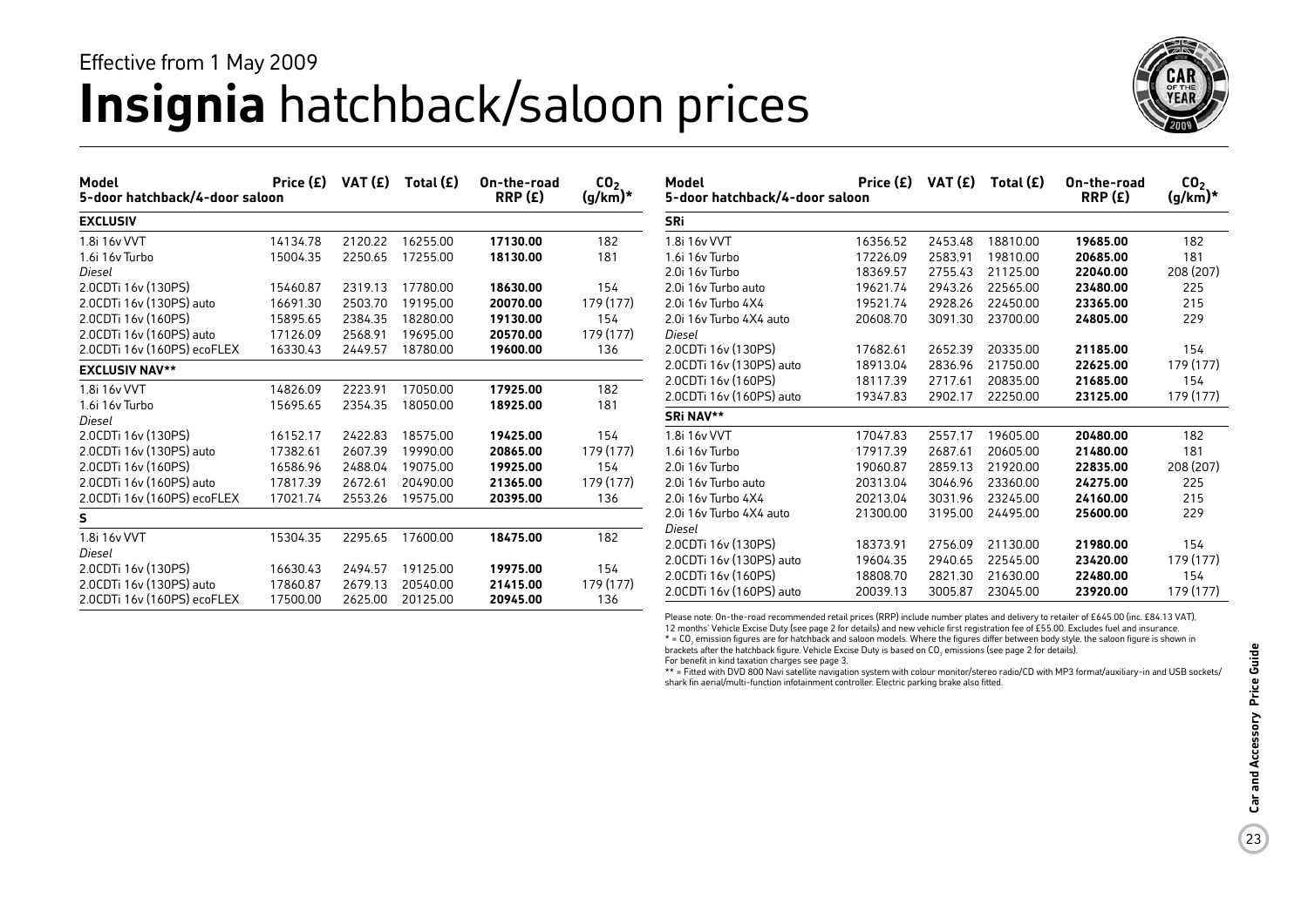Effective from 1 May 2009

# **Insignia** hatchback/saloon prices

| Model<br>5-door hatchback/4-door saloon | Price (£) | VAT (£) | Total (£) | On-the-road RRP (£) | $CO_2$ (g/km)* |
|---|---|---|---|---|---|
| **EXCLUSIV** | | | | | |
| 1.8i 16v VVT | 14134.78 | 2120.22 | 16255.00 | **17130.00** | 182 |
| 1.6i 16v Turbo | 15004.35 | 2250.65 | 17255.00 | **18130.00** | 181 |
| *Diesel* | | | | | |
| 2.0CDTi 16v (130PS) | 15460.87 | 2319.13 | 17780.00 | **18630.00** | 154 |
| 2.0CDTi 16v (130PS) auto | 16691.30 | 2503.70 | 19195.00 | **20070.00** | 179 (177) |
| 2.0CDTi 16v (160PS) | 15895.65 | 2384.35 | 18280.00 | **19130.00** | 154 |
| 2.0CDTi 16v (160PS) auto | 17126.09 | 2568.91 | 19695.00 | **20570.00** | 179 (177) |
| 2.0CDTi 16v (160PS) ecoFLEX | 16330.43 | 2449.57 | 18780.00 | **19600.00** | 136 |
| **EXCLUSIV NAV**** | | | | | |
| 1.8i 16v VVT | 14826.09 | 2223.91 | 17050.00 | **17925.00** | 182 |
| 1.6i 16v Turbo | 15695.65 | 2354.35 | 18050.00 | **18925.00** | 181 |
| *Diesel* | | | | | |
| 2.0CDTi 16v (130PS) | 16152.17 | 2422.83 | 18575.00 | **19425.00** | 154 |
| 2.0CDTi 16v (130PS) auto | 17382.61 | 2607.39 | 19990.00 | **20865.00** | 179 (177) |
| 2.0CDTi 16v (160PS) | 16586.96 | 2488.04 | 19075.00 | **19925.00** | 154 |
| 2.0CDTi 16v (160PS) auto | 17817.39 | 2672.61 | 20490.00 | **21365.00** | 179 (177) |
| 2.0CDTi 16v (160PS) ecoFLEX | 17021.74 | 2553.26 | 19575.00 | **20395.00** | 136 |
| **S** | | | | | |
| 1.8i 16v VVT | 15304.35 | 2295.65 | 17600.00 | **18475.00** | 182 |
| *Diesel* | | | | | |
| 2.0CDTi 16v (130PS) | 16630.43 | 2494.57 | 19125.00 | **19975.00** | 154 |
| 2.0CDTi 16v (130PS) auto | 17860.87 | 2679.13 | 20540.00 | **21415.00** | 179 (177) |
| 2.0CDTi 16v (160PS) ecoFLEX | 17500.00 | 2625.00 | 20125.00 | **20945.00** | 136 |

| Model<br>5-door hatchback/4-door saloon | Price (£) | VAT (£) | Total (£) | On-the-road RRP (£) | $CO_2$ (g/km)* |
|---|---|---|---|---|---|
| **SRi** | | | | | |
| 1.8i 16v VVT | 16356.52 | 2453.48 | 18810.00 | **19685.00** | 182 |
| 1.6i 16v Turbo | 17226.09 | 2583.91 | 19810.00 | **20685.00** | 181 |
| 2.0i 16v Turbo | 18369.57 | 2755.43 | 21125.00 | **22040.00** | 208 (207) |
| 2.0i 16v Turbo auto | 19621.74 | 2943.26 | 22565.00 | **23480.00** | 225 |
| 2.0i 16v Turbo 4X4 | 19521.74 | 2928.26 | 22450.00 | **23365.00** | 215 |
| 2.0i 16v Turbo 4X4 auto | 20608.70 | 3091.30 | 23700.00 | **24805.00** | 229 |
| *Diesel* | | | | | |
| 2.0CDTi 16v (130PS) | 17682.61 | 2652.39 | 20335.00 | **21185.00** | 154 |
| 2.0CDTi 16v (130PS) auto | 18913.04 | 2836.96 | 21750.00 | **22625.00** | 179 (177) |
| 2.0CDTi 16v (160PS) | 18117.39 | 2717.61 | 20835.00 | **21685.00** | 154 |
| 2.0CDTi 16v (160PS) auto | 19347.83 | 2902.17 | 22250.00 | **23125.00** | 179 (177) |
| **SRi NAV**** | | | | | |
| 1.8i 16v VVT | 17047.83 | 2557.17 | 19605.00 | **20480.00** | 182 |
| 1.6i 16v Turbo | 17917.39 | 2687.61 | 20605.00 | **21480.00** | 181 |
| 2.0i 16v Turbo | 19060.87 | 2859.13 | 21920.00 | **22835.00** | 208 (207) |
| 2.0i 16v Turbo auto | 20313.04 | 3046.96 | 23360.00 | **24275.00** | 225 |
| 2.0i 16v Turbo 4X4 | 20213.04 | 3031.96 | 23245.00 | **24160.00** | 215 |
| 2.0i 16v Turbo 4X4 auto | 21300.00 | 3195.00 | 24495.00 | **25600.00** | 229 |
| *Diesel* | | | | | |
| 2.0CDTi 16v (130PS) | 18373.91 | 2756.09 | 21130.00 | **21980.00** | 154 |
| 2.0CDTi 16v (130PS) auto | 19604.35 | 2940.65 | 22545.00 | **23420.00** | 179 (177) |
| 2.0CDTi 16v (160PS) | 18808.70 | 2821.30 | 21630.00 | **22480.00** | 154 |
| 2.0CDTi 16v (160PS) auto | 20039.13 | 3005.87 | 23045.00 | **23920.00** | 179 (177) |

Please note: On-the-road recommended retail prices (RRP) include number plates and delivery to retailer of £645.00 (inc. £84.13 VAT), 12 months' Vehicle Excise Duty (see page 2 for details) and new vehicle first registration fee of £55.00. Excludes fuel and insurance.
* = $CO_2$ emission figures are for hatchback and saloon models. Where the figures differ between body style, the saloon figure is shown in brackets after the hatchback figure. Vehicle Excise Duty is based on $CO_2$ emissions (see page 2 for details).
For benefit in kind taxation charges see page 3.
** = Fitted with DVD 800 Navi satellite navigation system with colour monitor/stereo radio/CD with MP3 format/auxiliary-in and USB sockets/shark fin aerial/multi-function infotainment controller. Electric parking brake also fitted.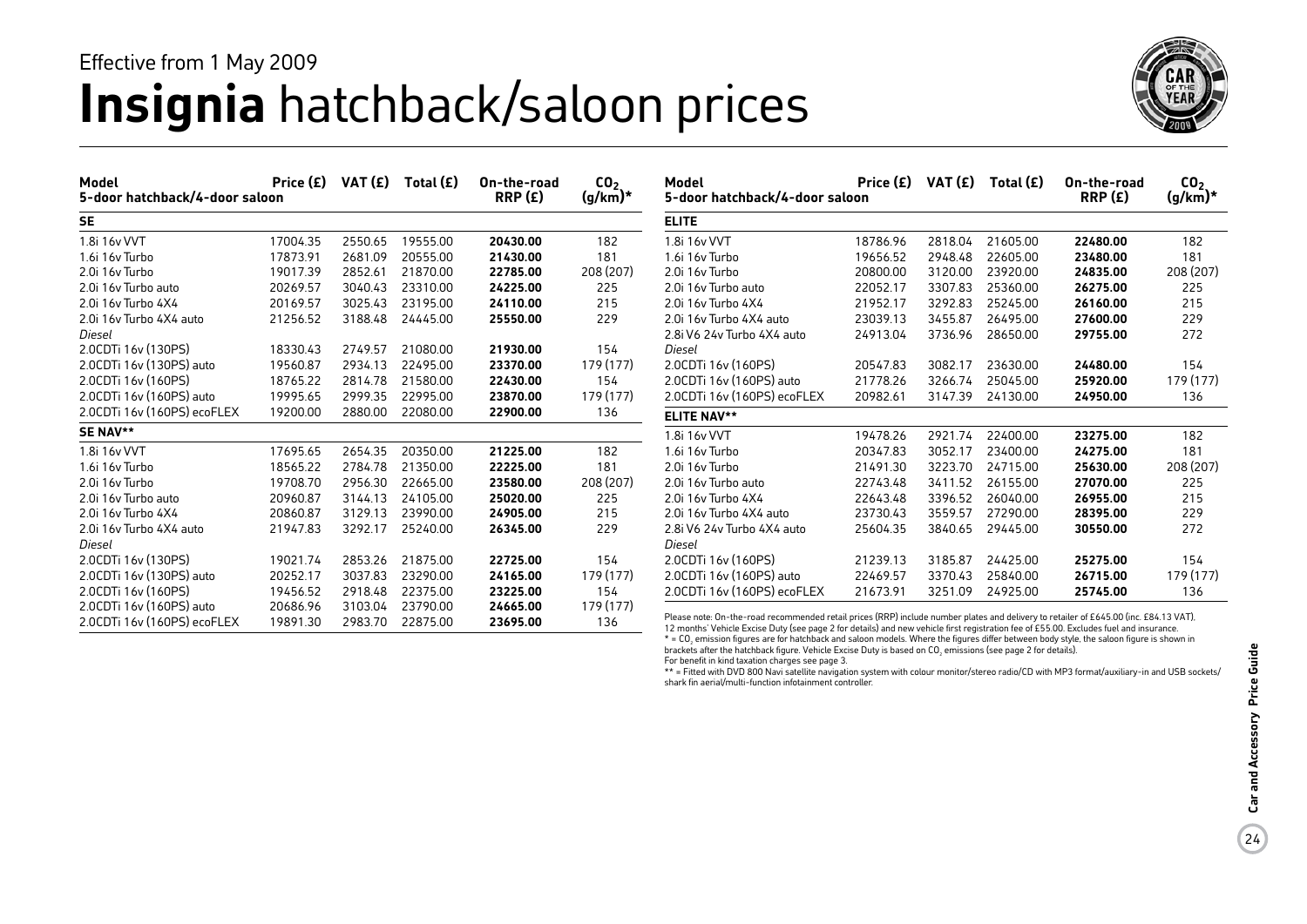Effective from 1 May 2009

# Insignia hatchback/saloon prices

| Model 5-door hatchback/4-door saloon | Price (£) | VAT (£) | Total (£) | On-the-road RRP (£) | $CO_2$ (g/km)* |
|---|---|---|---|---|---|
| **SE** | | | | | |
| 1.8i 16v VVT | 17004.35 | 2550.65 | 19555.00 | **20430.00** | 182 |
| 1.6i 16v Turbo | 17873.91 | 2681.09 | 20555.00 | **21430.00** | 181 |
| 2.0i 16v Turbo | 19017.39 | 2852.61 | 21870.00 | **22785.00** | 208 (207) |
| 2.0i 16v Turbo auto | 20269.57 | 3040.43 | 23310.00 | **24225.00** | 225 |
| 2.0i 16v Turbo 4X4 | 20169.57 | 3025.43 | 23195.00 | **24110.00** | 215 |
| 2.0i 16v Turbo 4X4 auto | 21256.52 | 3188.48 | 24445.00 | **25550.00** | 229 |
| *Diesel* | | | | | |
| 2.0CDTi 16v (130PS) | 18330.43 | 2749.57 | 21080.00 | **21930.00** | 154 |
| 2.0CDTi 16v (130PS) auto | 19560.87 | 2934.13 | 22495.00 | **23370.00** | 179 (177) |
| 2.0CDTi 16v (160PS) | 18765.22 | 2814.78 | 21580.00 | **22430.00** | 154 |
| 2.0CDTi 16v (160PS) auto | 19995.65 | 2999.35 | 22995.00 | **23870.00** | 179 (177) |
| 2.0CDTi 16v (160PS) ecoFLEX | 19200.00 | 2880.00 | 22080.00 | **22900.00** | 136 |
| **SE NAV**** | | | | | |
| 1.8i 16v VVT | 17695.65 | 2654.35 | 20350.00 | **21225.00** | 182 |
| 1.6i 16v Turbo | 18565.22 | 2784.78 | 21350.00 | **22225.00** | 181 |
| 2.0i 16v Turbo | 19708.70 | 2956.30 | 22665.00 | **23580.00** | 208 (207) |
| 2.0i 16v Turbo auto | 20960.87 | 3144.13 | 24105.00 | **25020.00** | 225 |
| 2.0i 16v Turbo 4X4 | 20860.87 | 3129.13 | 23990.00 | **24905.00** | 215 |
| 2.0i 16v Turbo 4X4 auto | 21947.83 | 3292.17 | 25240.00 | **26345.00** | 229 |
| *Diesel* | | | | | |
| 2.0CDTi 16v (130PS) | 19021.74 | 2853.26 | 21875.00 | **22725.00** | 154 |
| 2.0CDTi 16v (130PS) auto | 20252.17 | 3037.83 | 23290.00 | **24165.00** | 179 (177) |
| 2.0CDTi 16v (160PS) | 19456.52 | 2918.48 | 22375.00 | **23225.00** | 154 |
| 2.0CDTi 16v (160PS) auto | 20686.96 | 3103.04 | 23790.00 | **24665.00** | 179 (177) |
| 2.0CDTi 16v (160PS) ecoFLEX | 19891.30 | 2983.70 | 22875.00 | **23695.00** | 136 |

| Model 5-door hatchback/4-door saloon | Price (£) | VAT (£) | Total (£) | On-the-road RRP (£) | $CO_2$ (g/km)* |
|---|---|---|---|---|---|
| **ELITE** | | | | | |
| 1.8i 16v VVT | 18786.96 | 2818.04 | 21605.00 | **22480.00** | 182 |
| 1.6i 16v Turbo | 19656.52 | 2948.48 | 22605.00 | **23480.00** | 181 |
| 2.0i 16v Turbo | 20800.00 | 3120.00 | 23920.00 | **24835.00** | 208 (207) |
| 2.0i 16v Turbo auto | 22052.17 | 3307.83 | 25360.00 | **26275.00** | 225 |
| 2.0i 16v Turbo 4X4 | 21952.17 | 3292.83 | 25245.00 | **26160.00** | 215 |
| 2.0i 16v Turbo 4X4 auto | 23039.13 | 3455.87 | 26495.00 | **27600.00** | 229 |
| 2.8i V6 24v Turbo 4X4 auto | 24913.04 | 3736.96 | 28650.00 | **29755.00** | 272 |
| *Diesel* | | | | | |
| 2.0CDTi 16v (160PS) | 20547.83 | 3082.17 | 23630.00 | **24480.00** | 154 |
| 2.0CDTi 16v (160PS) auto | 21778.26 | 3266.74 | 25045.00 | **25920.00** | 179 (177) |
| 2.0CDTi 16v (160PS) ecoFLEX | 20982.61 | 3147.39 | 24130.00 | **24950.00** | 136 |
| **ELITE NAV**** | | | | | |
| 1.8i 16v VVT | 19478.26 | 2921.74 | 22400.00 | **23275.00** | 182 |
| 1.6i 16v Turbo | 20347.83 | 3052.17 | 23400.00 | **24275.00** | 181 |
| 2.0i 16v Turbo | 21491.30 | 3223.70 | 24715.00 | **25630.00** | 208 (207) |
| 2.0i 16v Turbo auto | 22743.48 | 3411.52 | 26155.00 | **27070.00** | 225 |
| 2.0i 16v Turbo 4X4 | 22643.48 | 3396.52 | 26040.00 | **26955.00** | 215 |
| 2.0i 16v Turbo 4X4 auto | 23730.43 | 3559.57 | 27290.00 | **28395.00** | 229 |
| 2.8i V6 24v Turbo 4X4 auto | 25604.35 | 3840.65 | 29445.00 | **30550.00** | 272 |
| *Diesel* | | | | | |
| 2.0CDTi 16v (160PS) | 21239.13 | 3185.87 | 24425.00 | **25275.00** | 154 |
| 2.0CDTi 16v (160PS) auto | 22469.57 | 3370.43 | 25840.00 | **26715.00** | 179 (177) |
| 2.0CDTi 16v (160PS) ecoFLEX | 21673.91 | 3251.09 | 24925.00 | **25745.00** | 136 |

Please note: On-the-road recommended retail prices (RRP) include number plates and delivery to retailer of £645.00 (inc. £84.13 VAT), 12 months' Vehicle Excise Duty (see page 2 for details) and new vehicle first registration fee of £55.00. Excludes fuel and insurance.
* = $CO_2$ emission figures are for hatchback and saloon models. Where the figures differ between body style, the saloon figure is shown in brackets after the hatchback figure. Vehicle Excise Duty is based on $CO_2$ emissions (see page 2 for details).
For benefit in kind taxation charges see page 3.
** = Fitted with DVD 800 Navi satellite navigation system with colour monitor/stereo radio/CD with MP3 format/auxiliary-in and USB sockets/shark fin aerial/multi-function infotainment controller.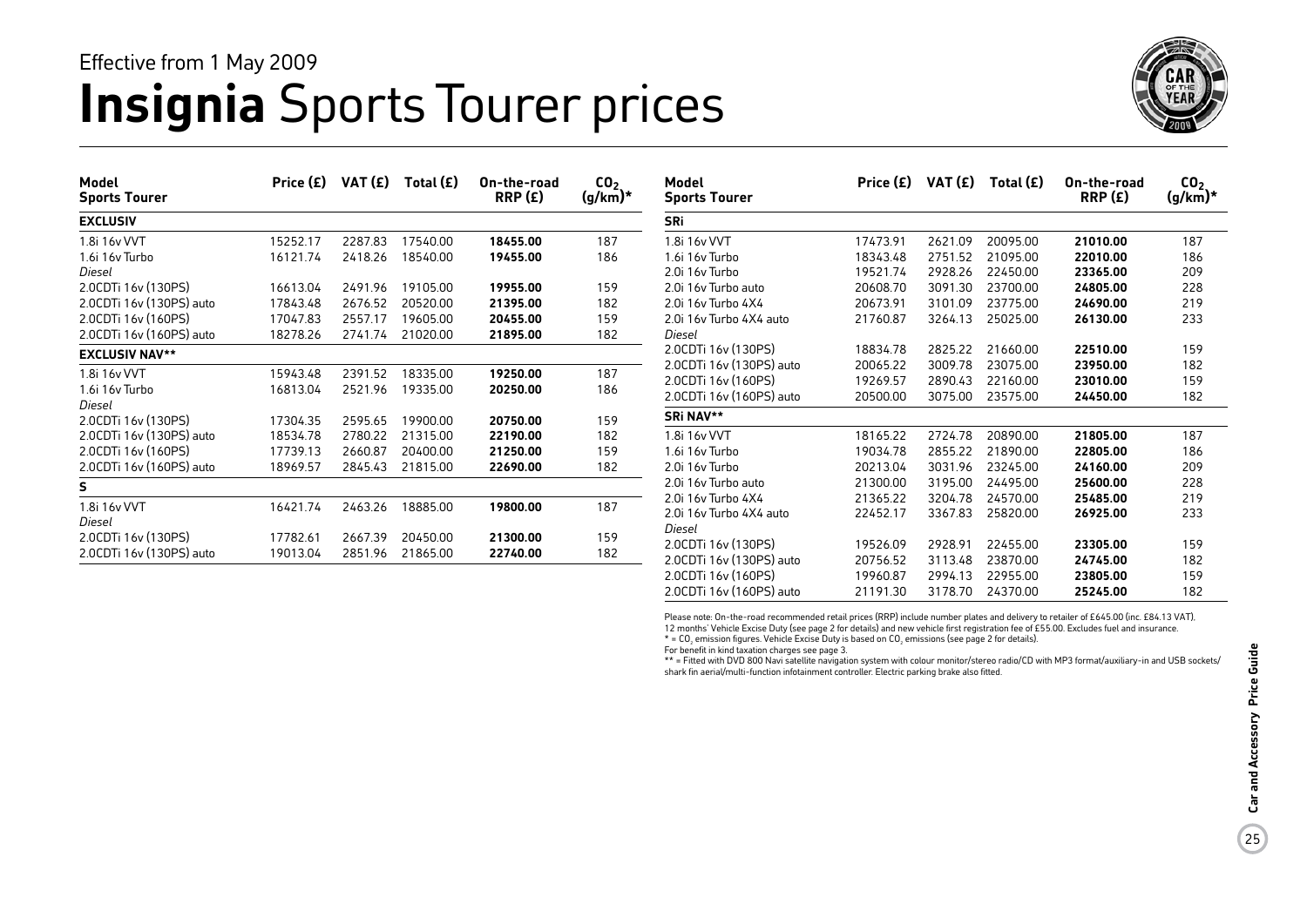Effective from 1 May 2009

# **Insignia** Sports Tourer prices

| Model Sports Tourer | Price (£) | VAT (£) | Total (£) | On-the-road RRP (£) | $CO_2$ (g/km)* |
|---|---|---|---|---|---|
| **EXCLUSIV** | | | | | |
| 1.8i 16v VVT | 15252.17 | 2287.83 | 17540.00 | **18455.00** | 187 |
| 1.6i 16v Turbo | 16121.74 | 2418.26 | 18540.00 | **19455.00** | 186 |
| *Diesel* | | | | | |
| 2.0CDTi 16v (130PS) | 16613.04 | 2491.96 | 19105.00 | **19955.00** | 159 |
| 2.0CDTi 16v (130PS) auto | 17843.48 | 2676.52 | 20520.00 | **21395.00** | 182 |
| 2.0CDTi 16v (160PS) | 17047.83 | 2557.17 | 19605.00 | **20455.00** | 159 |
| 2.0CDTi 16v (160PS) auto | 18278.26 | 2741.74 | 21020.00 | **21895.00** | 182 |
| **EXCLUSIV NAV**** | | | | | |
| 1.8i 16v VVT | 15943.48 | 2391.52 | 18335.00 | **19250.00** | 187 |
| 1.6i 16v Turbo | 16813.04 | 2521.96 | 19335.00 | **20250.00** | 186 |
| *Diesel* | | | | | |
| 2.0CDTi 16v (130PS) | 17304.35 | 2595.65 | 19900.00 | **20750.00** | 159 |
| 2.0CDTi 16v (130PS) auto | 18534.78 | 2780.22 | 21315.00 | **22190.00** | 182 |
| 2.0CDTi 16v (160PS) | 17739.13 | 2660.87 | 20400.00 | **21250.00** | 159 |
| 2.0CDTi 16v (160PS) auto | 18969.57 | 2845.43 | 21815.00 | **22690.00** | 182 |
| **S** | | | | | |
| 1.8i 16v VVT | 16421.74 | 2463.26 | 18885.00 | **19800.00** | 187 |
| *Diesel* | | | | | |
| 2.0CDTi 16v (130PS) | 17782.61 | 2667.39 | 20450.00 | **21300.00** | 159 |
| 2.0CDTi 16v (130PS) auto | 19013.04 | 2851.96 | 21865.00 | **22740.00** | 182 |

| Model Sports Tourer | Price (£) | VAT (£) | Total (£) | On-the-road RRP (£) | $CO_2$ (g/km)* |
|---|---|---|---|---|---|
| **SRi** | | | | | |
| 1.8i 16v VVT | 17473.91 | 2621.09 | 20095.00 | **21010.00** | 187 |
| 1.6i 16v Turbo | 18343.48 | 2751.52 | 21095.00 | **22010.00** | 186 |
| 2.0i 16v Turbo | 19521.74 | 2928.26 | 22450.00 | **23365.00** | 209 |
| 2.0i 16v Turbo auto | 20608.70 | 3091.30 | 23700.00 | **24805.00** | 228 |
| 2.0i 16v Turbo 4X4 | 20673.91 | 3101.09 | 23775.00 | **24690.00** | 219 |
| 2.0i 16v Turbo 4X4 auto | 21760.87 | 3264.13 | 25025.00 | **26130.00** | 233 |
| *Diesel* | | | | | |
| 2.0CDTi 16v (130PS) | 18834.78 | 2825.22 | 21660.00 | **22510.00** | 159 |
| 2.0CDTi 16v (130PS) auto | 20065.22 | 3009.78 | 23075.00 | **23950.00** | 182 |
| 2.0CDTi 16v (160PS) | 19269.57 | 2890.43 | 22160.00 | **23010.00** | 159 |
| 2.0CDTi 16v (160PS) auto | 20500.00 | 3075.00 | 23575.00 | **24450.00** | 182 |
| **SRi NAV**** | | | | | |
| 1.8i 16v VVT | 18165.22 | 2724.78 | 20890.00 | **21805.00** | 187 |
| 1.6i 16v Turbo | 19034.78 | 2855.22 | 21890.00 | **22805.00** | 186 |
| 2.0i 16v Turbo | 20213.04 | 3031.96 | 23245.00 | **24160.00** | 209 |
| 2.0i 16v Turbo auto | 21300.00 | 3195.00 | 24495.00 | **25600.00** | 228 |
| 2.0i 16v Turbo 4X4 | 21365.22 | 3204.78 | 24570.00 | **25485.00** | 219 |
| 2.0i 16v Turbo 4X4 auto | 22452.17 | 3367.83 | 25820.00 | **26925.00** | 233 |
| *Diesel* | | | | | |
| 2.0CDTi 16v (130PS) | 19526.09 | 2928.91 | 22455.00 | **23305.00** | 159 |
| 2.0CDTi 16v (130PS) auto | 20756.52 | 3113.48 | 23870.00 | **24745.00** | 182 |
| 2.0CDTi 16v (160PS) | 19960.87 | 2994.13 | 22955.00 | **23805.00** | 159 |
| 2.0CDTi 16v (160PS) auto | 21191.30 | 3178.70 | 24370.00 | **25245.00** | 182 |

Please note: On-the-road recommended retail prices (RRP) include number plates and delivery to retailer of £645.00 (inc. £84.13 VAT), 12 months' Vehicle Excise Duty (see page 2 for details) and new vehicle first registration fee of £55.00. Excludes fuel and insurance.
* = $CO_2$ emission figures. Vehicle Excise Duty is based on $CO_2$ emissions (see page 2 for details).
For benefit in kind taxation charges see page 3.
** = Fitted with DVD 800 Navi satellite navigation system with colour monitor/stereo radio/CD with MP3 format/auxiliary-in and USB sockets/shark fin aerial/multi-function infotainment controller. Electric parking brake also fitted.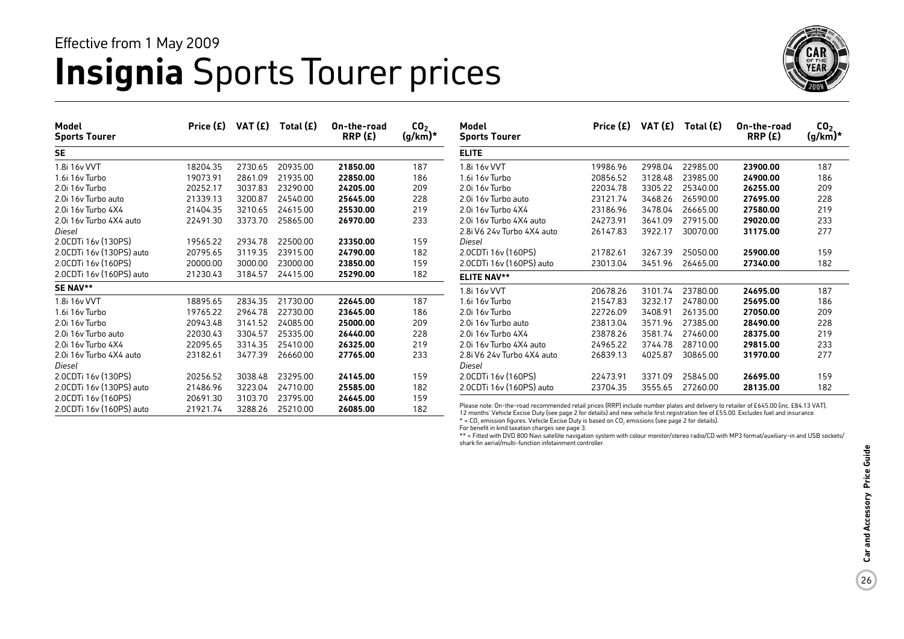Effective from 1 May 2009

# **Insignia** Sports Tourer prices

| Model Sports Tourer | Price (£) | VAT (£) | Total (£) | On-the-road RRP (£) | $CO_2$ (g/km)* |
|---|---|---|---|---|---|
| **SE** | | | | | |
| 1.8i 16v VVT | 18204.35 | 2730.65 | 20935.00 | **21850.00** | 187 |
| 1.6i 16v Turbo | 19073.91 | 2861.09 | 21935.00 | **22850.00** | 186 |
| 2.0i 16v Turbo | 20252.17 | 3037.83 | 23290.00 | **24205.00** | 209 |
| 2.0i 16v Turbo auto | 21339.13 | 3200.87 | 24540.00 | **25645.00** | 228 |
| 2.0i 16v Turbo 4X4 | 21404.35 | 3210.65 | 24615.00 | **25530.00** | 219 |
| 2.0i 16v Turbo 4X4 auto | 22491.30 | 3373.70 | 25865.00 | **26970.00** | 233 |
| *Diesel* | | | | | |
| 2.0CDTi 16v (130PS) | 19565.22 | 2934.78 | 22500.00 | **23350.00** | 159 |
| 2.0CDTi 16v (130PS) auto | 20795.65 | 3119.35 | 23915.00 | **24790.00** | 182 |
| 2.0CDTi 16v (160PS) | 20000.00 | 3000.00 | 23000.00 | **23850.00** | 159 |
| 2.0CDTi 16v (160PS) auto | 21230.43 | 3184.57 | 24415.00 | **25290.00** | 182 |
| **SE NAV**** | | | | | |
| 1.8i 16v VVT | 18895.65 | 2834.35 | 21730.00 | **22645.00** | 187 |
| 1.6i 16v Turbo | 19765.22 | 2964.78 | 22730.00 | **23645.00** | 186 |
| 2.0i 16v Turbo | 20943.48 | 3141.52 | 24085.00 | **25000.00** | 209 |
| 2.0i 16v Turbo auto | 22030.43 | 3304.57 | 25335.00 | **26440.00** | 228 |
| 2.0i 16v Turbo 4X4 | 22095.65 | 3314.35 | 25410.00 | **26325.00** | 219 |
| 2.0i 16v Turbo 4X4 auto | 23182.61 | 3477.39 | 26660.00 | **27765.00** | 233 |
| *Diesel* | | | | | |
| 2.0CDTi 16v (130PS) | 20256.52 | 3038.48 | 23295.00 | **24145.00** | 159 |
| 2.0CDTi 16v (130PS) auto | 21486.96 | 3223.04 | 24710.00 | **25585.00** | 182 |
| 2.0CDTi 16v (160PS) | 20691.30 | 3103.70 | 23795.00 | **24645.00** | 159 |
| 2.0CDTi 16v (160PS) auto | 21921.74 | 3288.26 | 25210.00 | **26085.00** | 182 |

| Model Sports Tourer | Price (£) | VAT (£) | Total (£) | On-the-road RRP (£) | $CO_2$ (g/km)* |
|---|---|---|---|---|---|
| **ELITE** | | | | | |
| 1.8i 16v VVT | 19986.96 | 2998.04 | 22985.00 | **23900.00** | 187 |
| 1.6i 16v Turbo | 20856.52 | 3128.48 | 23985.00 | **24900.00** | 186 |
| 2.0i 16v Turbo | 22034.78 | 3305.22 | 25340.00 | **26255.00** | 209 |
| 2.0i 16v Turbo auto | 23121.74 | 3468.26 | 26590.00 | **27695.00** | 228 |
| 2.0i 16v Turbo 4X4 | 23186.96 | 3478.04 | 26665.00 | **27580.00** | 219 |
| 2.0i 16v Turbo 4X4 auto | 24273.91 | 3641.09 | 27915.00 | **29020.00** | 233 |
| 2.8i V6 24v Turbo 4X4 auto | 26147.83 | 3922.17 | 30070.00 | **31175.00** | 277 |
| *Diesel* | | | | | |
| 2.0CDTi 16v (160PS) | 21782.61 | 3267.39 | 25050.00 | **25900.00** | 159 |
| 2.0CDTi 16v (160PS) auto | 23013.04 | 3451.96 | 26465.00 | **27340.00** | 182 |
| **ELITE NAV**** | | | | | |
| 1.8i 16v VVT | 20678.26 | 3101.74 | 23780.00 | **24695.00** | 187 |
| 1.6i 16v Turbo | 21547.83 | 3232.17 | 24780.00 | **25695.00** | 186 |
| 2.0i 16v Turbo | 22726.09 | 3408.91 | 26135.00 | **27050.00** | 209 |
| 2.0i 16v Turbo auto | 23813.04 | 3571.96 | 27385.00 | **28490.00** | 228 |
| 2.0i 16v Turbo 4X4 | 23878.26 | 3581.74 | 27460.00 | **28375.00** | 219 |
| 2.0i 16v Turbo 4X4 auto | 24965.22 | 3744.78 | 28710.00 | **29815.00** | 233 |
| 2.8i V6 24v Turbo 4X4 auto | 26839.13 | 4025.87 | 30865.00 | **31970.00** | 277 |
| *Diesel* | | | | | |
| 2.0CDTi 16v (160PS) | 22473.91 | 3371.09 | 25845.00 | **26695.00** | 159 |
| 2.0CDTi 16v (160PS) auto | 23704.35 | 3555.65 | 27260.00 | **28135.00** | 182 |

Please note: On-the-road recommended retail prices (RRP) include number plates and delivery to retailer of £645.00 (inc. £84.13 VAT), 12 months' Vehicle Excise Duty (see page 2 for details) and new vehicle first registration fee of £55.00. Excludes fuel and insurance.
* = $CO_2$ emission figures. Vehicle Excise Duty is based on $CO_2$ emissions (see page 2 for details).
For benefit in kind taxation charges see page 3.
** = Fitted with DVD 800 Navi satellite navigation system with colour monitor/stereo radio/CD with MP3 format/auxiliary-in and USB sockets/shark fin aerial/multi-function infotainment controller.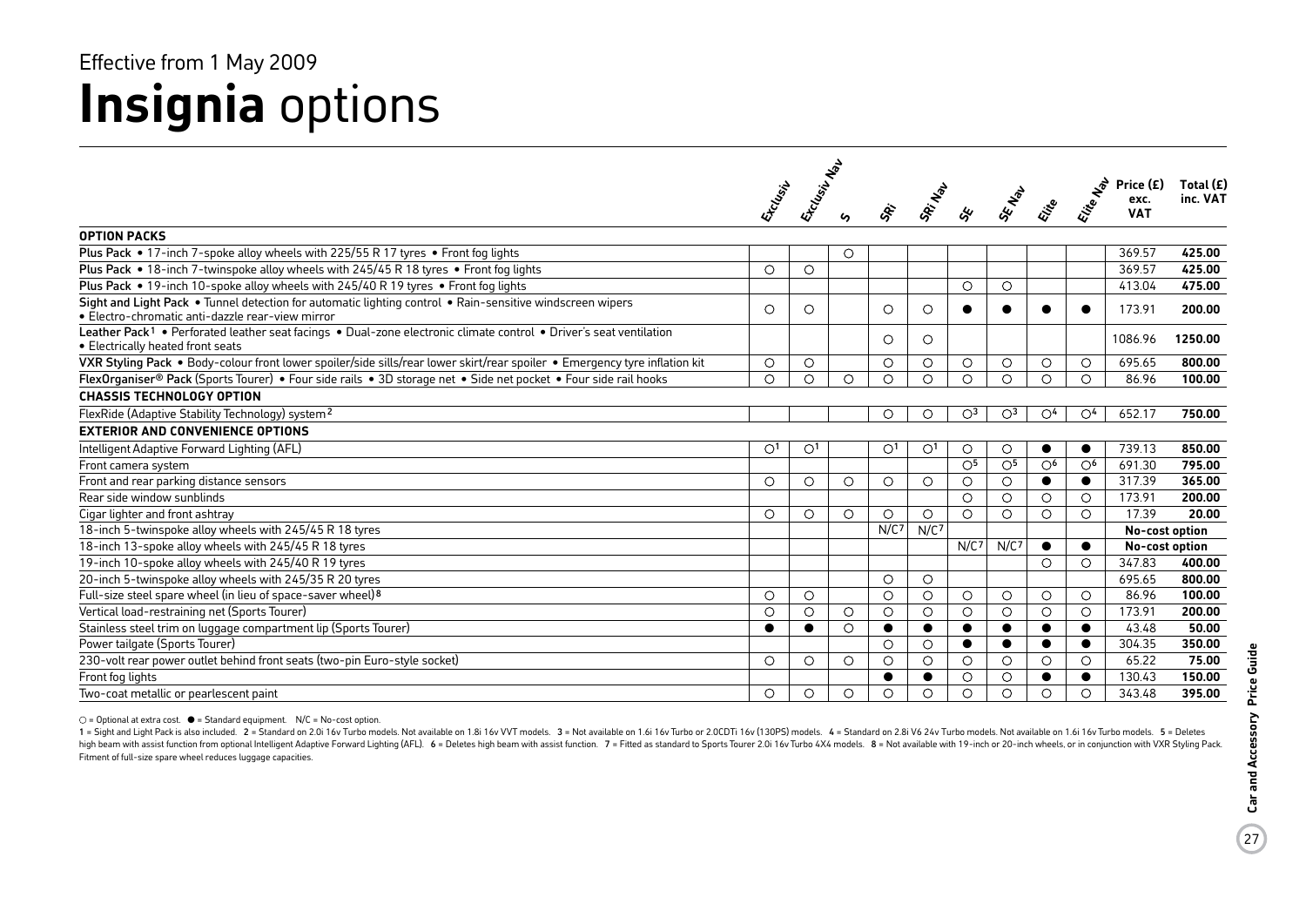Effective from 1 May 2009

# Insignia options

| | Exclusiv | Exclusiv Nav | S | SRi | SRi Nav | SE | SE Nav | Elite | Elite Nav | Price (£) exc. VAT | Total (£) inc. VAT |
|---|---|---|---|---|---|---|---|---|---|---|---|
| **OPTION PACKS** | | | | | | | | | | | |
| **Plus Pack** • 17-inch 7-spoke alloy wheels with 225/55 R 17 tyres • Front fog lights | | | ○ | | | | | | | 369.57 | **425.00** |
| **Plus Pack** • 18-inch 7-twinspoke alloy wheels with 245/45 R 18 tyres • Front fog lights | ○ | ○ | | | | | | | | 369.57 | **425.00** |
| **Plus Pack** • 19-inch 10-spoke alloy wheels with 245/40 R 19 tyres • Front fog lights | | | | | | ○ | ○ | | | 413.04 | **475.00** |
| **Sight and Light Pack** • Tunnel detection for automatic lighting control • Rain-sensitive windscreen wipers • Electro-chromatic anti-dazzle rear-view mirror | ○ | ○ | | ○ | ○ | ● | ● | ● | ● | 173.91 | **200.00** |
| **Leather Pack**[1] • Perforated leather seat facings • Dual-zone electronic climate control • Driver's seat ventilation • Electrically heated front seats | | | | ○ | ○ | | | | | 1086.96 | **1250.00** |
| **VXR Styling Pack** • Body-colour front lower spoiler/side sills/rear lower skirt/rear spoiler • Emergency tyre inflation kit | ○ | ○ | | ○ | ○ | ○ | ○ | ○ | ○ | 695.65 | **800.00** |
| **FlexOrganiser® Pack** (Sports Tourer) • Four side rails • 3D storage net • Side net pocket • Four side rail hooks | ○ | ○ | ○ | ○ | ○ | ○ | ○ | ○ | ○ | 86.96 | **100.00** |
| **CHASSIS TECHNOLOGY OPTION** | | | | | | | | | | | |
| FlexRide (Adaptive Stability Technology) system[2] | | | | ○ | ○ | ○[3] | ○[3] | ○[4] | ○[4] | 652.17 | **750.00** |
| **EXTERIOR AND CONVENIENCE OPTIONS** | | | | | | | | | | | |
| Intelligent Adaptive Forward Lighting (AFL) | ○[1] | ○[1] | | ○[1] | ○[1] | ○ | ○ | ● | ● | 739.13 | **850.00** |
| Front camera system | | | | | | ○[5] | ○[5] | ○[6] | ○[6] | 691.30 | **795.00** |
| Front and rear parking distance sensors | ○ | ○ | ○ | ○ | ○ | ○ | ○ | ● | ● | 317.39 | **365.00** |
| Rear side window sunblinds | | | | | | ○ | ○ | ○ | ○ | 173.91 | **200.00** |
| Cigar lighter and front ashtray | ○ | ○ | ○ | ○ | ○ | ○ | ○ | ○ | ○ | 17.39 | **20.00** |
| 18-inch 5-twinspoke alloy wheels with 245/45 R 18 tyres | | | | N/C[7] | N/C[7] | | | | | **No-cost option** | |
| 18-inch 13-spoke alloy wheels with 245/45 R 18 tyres | | | | | | N/C[7] | N/C[7] | ● | ● | **No-cost option** | |
| 19-inch 10-spoke alloy wheels with 245/40 R 19 tyres | | | | | | | | ○ | ○ | 347.83 | **400.00** |
| 20-inch 5-twinspoke alloy wheels with 245/35 R 20 tyres | | | | ○ | ○ | | | | | 695.65 | **800.00** |
| Full-size steel spare wheel (in lieu of space-saver wheel)[8] | ○ | ○ | | ○ | ○ | ○ | ○ | ○ | ○ | 86.96 | **100.00** |
| Vertical load-restraining net (Sports Tourer) | ○ | ○ | ○ | ○ | ○ | ○ | ○ | ○ | ○ | 173.91 | **200.00** |
| Stainless steel trim on luggage compartment lip (Sports Tourer) | ● | ● | ○ | ● | ● | ● | ● | ● | ● | 43.48 | **50.00** |
| Power tailgate (Sports Tourer) | | | | ○ | ○ | ● | ● | ● | ● | 304.35 | **350.00** |
| 230-volt rear power outlet behind front seats (two-pin Euro-style socket) | ○ | ○ | ○ | ○ | ○ | ○ | ○ | ○ | ○ | 65.22 | **75.00** |
| Front fog lights | | | | ● | ● | ○ | ○ | ● | ● | 130.43 | **150.00** |
| Two-coat metallic or pearlescent paint | ○ | ○ | ○ | ○ | ○ | ○ | ○ | ○ | ○ | 343.48 | **395.00** |

○ = Optional at extra cost. ● = Standard equipment. N/C = No-cost option.

1 = Sight and Light Pack is also included. 2 = Standard on 2.0i 16v Turbo models. Not available on 1.8i 16v VVT models. 3 = Not available on 1.6i 16v Turbo or 2.0CDTi 16v (130PS) models. 4 = Standard on 2.8i V6 24v Turbo models. Not available on 1.6i 16v Turbo models. 5 = Deletes high beam with assist function from optional Intelligent Adaptive Forward Lighting (AFL). 6 = Deletes high beam with assist function. 7 = Fitted as standard to Sports Tourer 2.0i 16v Turbo 4X4 models. 8 = Not available with 19-inch or 20-inch wheels, or in conjunction with VXR Styling Pack. Fitment of full-size spare wheel reduces luggage capacities.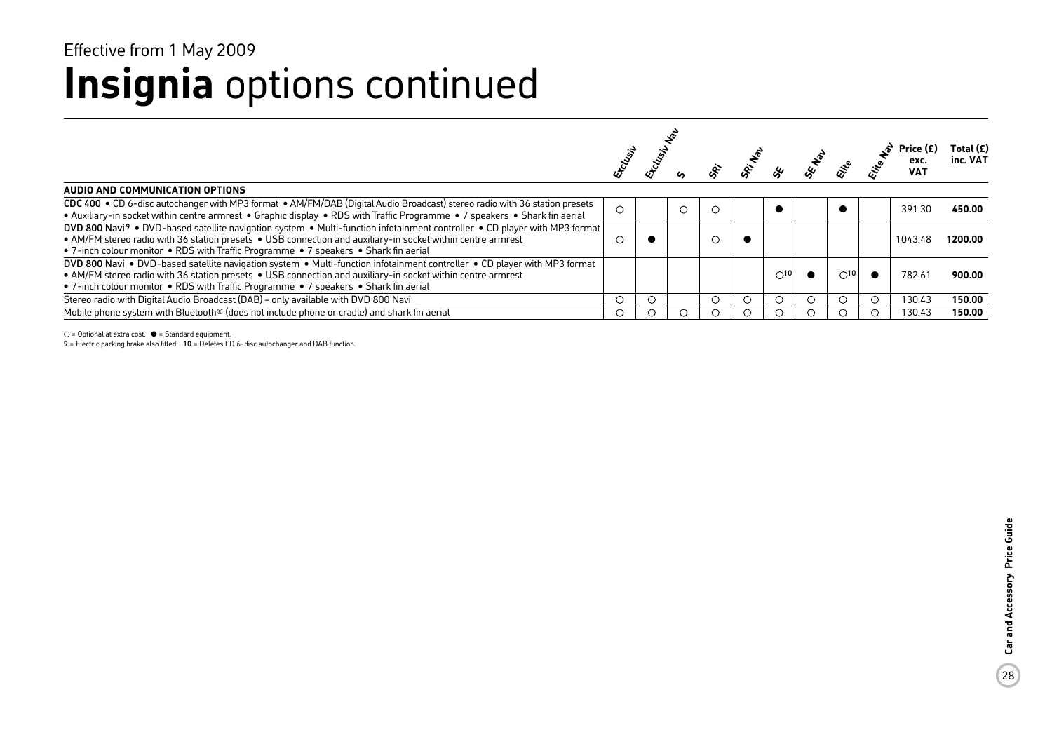Effective from 1 May 2009

# **Insignia** options continued

| | Exclusiv | Exclusiv Nav | S | SRi | SRi Nav | SE | SE Nav | Elite | Elite Nav | Price (£) exc. VAT | Total (£) inc. VAT |
|---|---|---|---|---|---|---|---|---|---|---|---|
| **AUDIO AND COMMUNICATION OPTIONS** | | | | | | | | | | | |
| **CDC 400** • CD 6-disc autochanger with MP3 format • AM/FM/DAB (Digital Audio Broadcast) stereo radio with 36 station presets • Auxiliary-in socket within centre armrest • Graphic display • RDS with Traffic Programme • 7 speakers • Shark fin aerial | ○ | | ○ | ○ | | ● | | ● | | 391.30 | **450.00** |
| **DVD 800 Navi**[9] • DVD-based satellite navigation system • Multi-function infotainment controller • CD player with MP3 format • AM/FM stereo radio with 36 station presets • USB connection and auxiliary-in socket within centre armrest • 7-inch colour monitor • RDS with Traffic Programme • 7 speakers • Shark fin aerial | ○ | ● | | ○ | ● | | | | | 1043.48 | **1200.00** |
| **DVD 800 Navi** • DVD-based satellite navigation system • Multi-function infotainment controller • CD player with MP3 format • AM/FM stereo radio with 36 station presets • USB connection and auxiliary-in socket within centre armrest • 7-inch colour monitor • RDS with Traffic Programme • 7 speakers • Shark fin aerial | | | | | | ○[10] | ● | ○[10] | ● | 782.61 | **900.00** |
| Stereo radio with Digital Audio Broadcast (DAB) – only available with DVD 800 Navi | ○ | ○ | | ○ | ○ | ○ | ○ | ○ | ○ | 130.43 | **150.00** |
| Mobile phone system with Bluetooth® (does not include phone or cradle) and shark fin aerial | ○ | ○ | ○ | ○ | ○ | ○ | ○ | ○ | ○ | 130.43 | **150.00** |

○ = Optional at extra cost. ● = Standard equipment.

**9** = Electric parking brake also fitted. **10** = Deletes CD 6-disc autochanger and DAB function.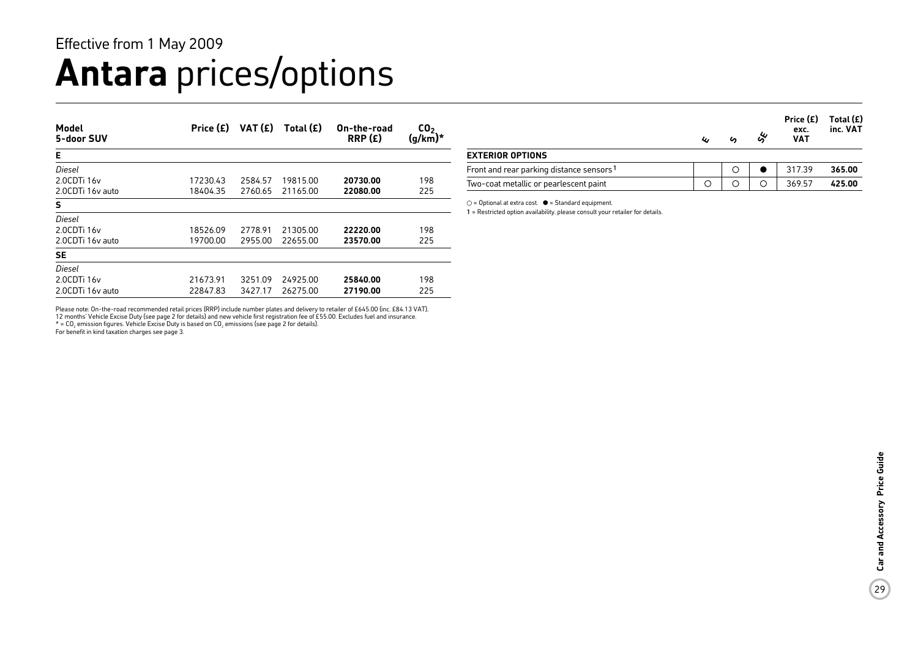Effective from 1 May 2009

# **Antara** prices/options

| Model<br>5-door SUV | Price (£) | VAT (£) | Total (£) | On-the-road RRP (£) | $CO_2$ (g/km)* |
|---|---|---|---|---|---|
| **E** | | | | | |
| *Diesel* | | | | | |
| 2.0CDTi 16v | 17230.43 | 2584.57 | 19815.00 | **20730.00** | 198 |
| 2.0CDTi 16v auto | 18404.35 | 2760.65 | 21165.00 | **22080.00** | 225 |
| **S** | | | | | |
| *Diesel* | | | | | |
| 2.0CDTi 16v | 18526.09 | 2778.91 | 21305.00 | **22220.00** | 198 |
| 2.0CDTi 16v auto | 19700.00 | 2955.00 | 22655.00 | **23570.00** | 225 |
| **SE** | | | | | |
| *Diesel* | | | | | |
| 2.0CDTi 16v | 21673.91 | 3251.09 | 24925.00 | **25840.00** | 198 |
| 2.0CDTi 16v auto | 22847.83 | 3427.17 | 26275.00 | **27190.00** | 225 |

Please note: On-the-road recommended retail prices (RRP) include number plates and delivery to retailer of £645.00 (inc. £84.13 VAT), 12 months' Vehicle Excise Duty (see page 2 for details) and new vehicle first registration fee of £55.00. Excludes fuel and insurance.
* = $CO_2$ emission figures. Vehicle Excise Duty is based on $CO_2$ emissions (see page 2 for details).
For benefit in kind taxation charges see page 3.

| | E | S | SE | Price (£) exc. VAT | Total (£) inc. VAT |
|---|---|---|---|---|---|
| **EXTERIOR OPTIONS** | | | | | |
| Front and rear parking distance sensors[1] | | ○ | ● | 317.39 | **365.00** |
| Two-coat metallic or pearlescent paint | ○ | ○ | ○ | 369.57 | **425.00** |

○ = Optional at extra cost. ● = Standard equipment.
**1** = Restricted option availability, please consult your retailer for details.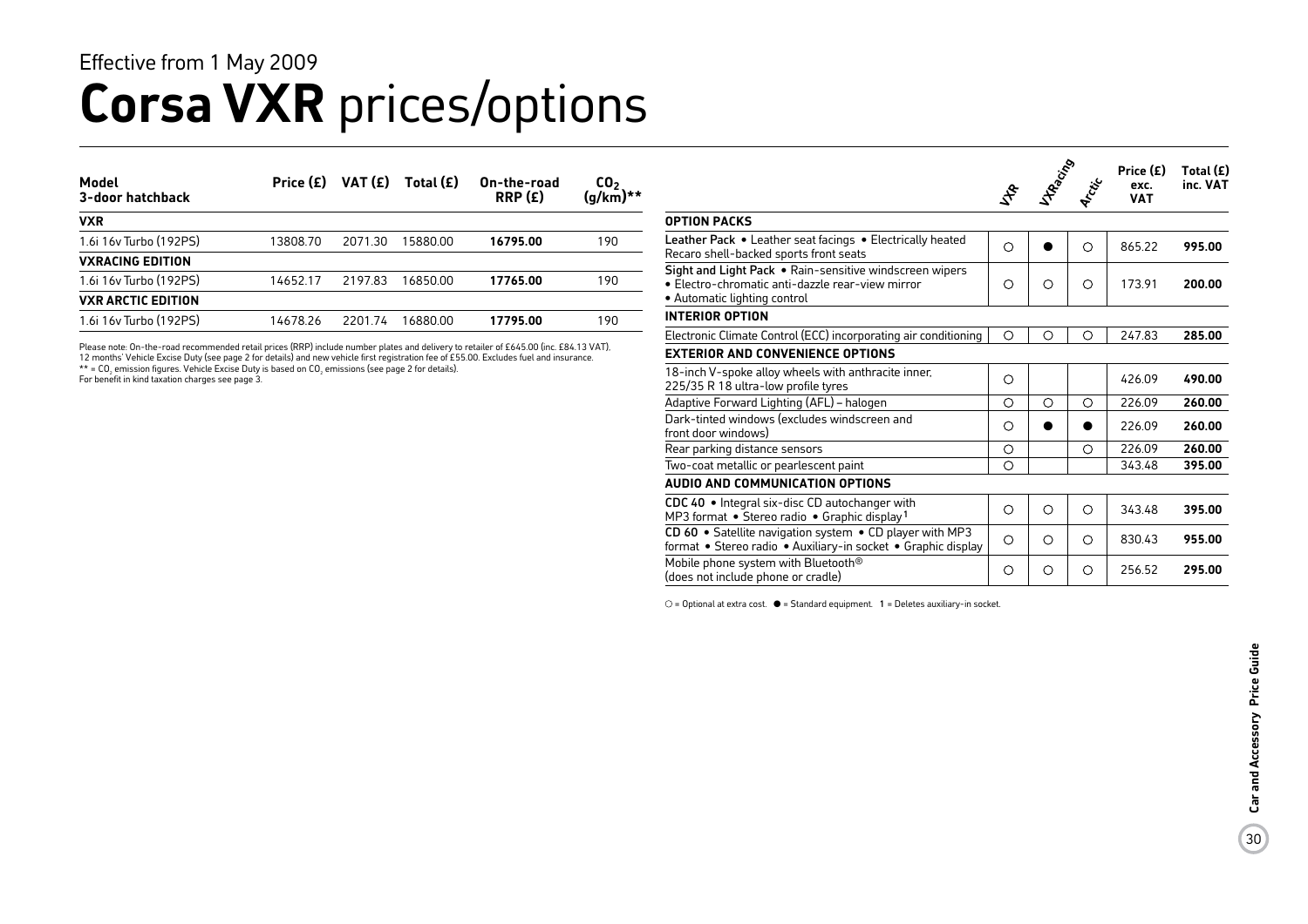Effective from 1 May 2009

# **Corsa VXR** prices/options

| **Model 3-door hatchback** | **Price (£)** | **VAT (£)** | **Total (£)** | **On-the-road RRP (£)** | **$CO_2$ (g/km)\*\*** |
|---|---|---|---|---|---|
| **VXR** | | | | | |
| 1.6i 16v Turbo (192PS) | 13808.70 | 2071.30 | 15880.00 | **16795.00** | 190 |
| **VXRACING EDITION** | | | | | |
| 1.6i 16v Turbo (192PS) | 14652.17 | 2197.83 | 16850.00 | **17765.00** | 190 |
| **VXR ARCTIC EDITION** | | | | | |
| 1.6i 16v Turbo (192PS) | 14678.26 | 2201.74 | 16880.00 | **17795.00** | 190 |

Please note: On-the-road recommended retail prices (RRP) include number plates and delivery to retailer of £645.00 (inc. £84.13 VAT), 12 months' Vehicle Excise Duty (see page 2 for details) and new vehicle first registration fee of £55.00. Excludes fuel and insurance.
\*\* = $CO_2$ emission figures. Vehicle Excise Duty is based on $CO_2$ emissions (see page 2 for details).
For benefit in kind taxation charges see page 3.

| | VXR | VXRacing | Arctic | Price (£) exc. VAT | Total (£) inc. VAT |
|---|---|---|---|---|---|
| **OPTION PACKS** | | | | | |
| **Leather Pack** • Leather seat facings • Electrically heated Recaro shell-backed sports front seats | ○ | ● | ○ | 865.22 | **995.00** |
| **Sight and Light Pack** • Rain-sensitive windscreen wipers • Electro-chromatic anti-dazzle rear-view mirror • Automatic lighting control | ○ | ○ | ○ | 173.91 | **200.00** |
| **INTERIOR OPTION** | | | | | |
| Electronic Climate Control (ECC) incorporating air conditioning | ○ | ○ | ○ | 247.83 | **285.00** |
| **EXTERIOR AND CONVENIENCE OPTIONS** | | | | | |
| 18-inch V-spoke alloy wheels with anthracite inner, 225/35 R 18 ultra-low profile tyres | ○ | | | 426.09 | **490.00** |
| Adaptive Forward Lighting (AFL) – halogen | ○ | ○ | ○ | 226.09 | **260.00** |
| Dark-tinted windows (excludes windscreen and front door windows) | ○ | ● | ● | 226.09 | **260.00** |
| Rear parking distance sensors | ○ | | ○ | 226.09 | **260.00** |
| Two-coat metallic or pearlescent paint | ○ | | | 343.48 | **395.00** |
| **AUDIO AND COMMUNICATION OPTIONS** | | | | | |
| **CDC 40** • Integral six-disc CD autochanger with MP3 format • Stereo radio • Graphic display[1] | ○ | ○ | ○ | 343.48 | **395.00** |
| **CD 60** • Satellite navigation system • CD player with MP3 format • Stereo radio • Auxiliary-in socket • Graphic display | ○ | ○ | ○ | 830.43 | **955.00** |
| Mobile phone system with Bluetooth® (does not include phone or cradle) | ○ | ○ | ○ | 256.52 | **295.00** |

○ = Optional at extra cost. ● = Standard equipment. 1 = Deletes auxiliary-in socket.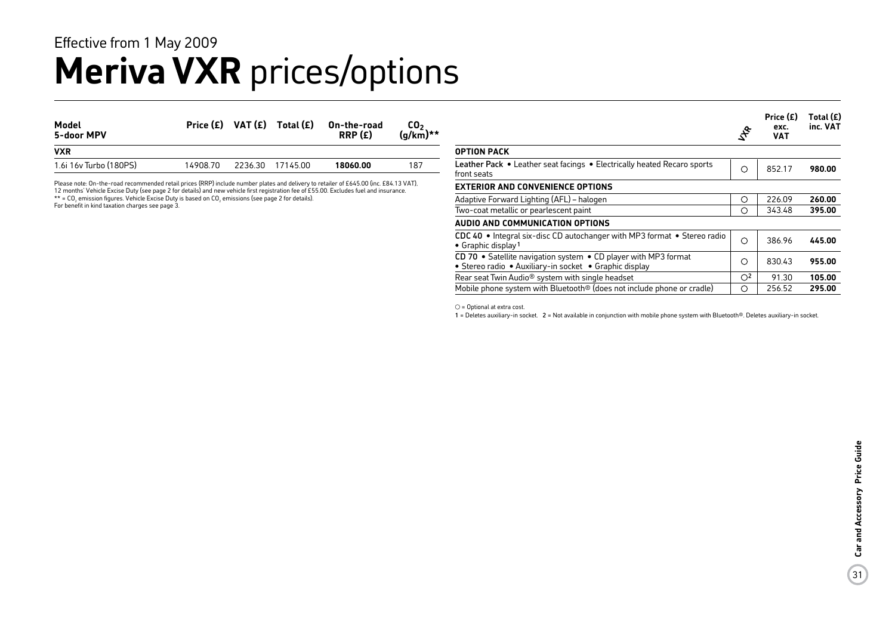Effective from 1 May 2009

# Meriva VXR prices/options

| Model<br>5-door MPV | Price (£) | VAT (£) | Total (£) | On-the-road RRP (£) | $CO_2$ (g/km)** |
|---|---|---|---|---|---|
| **VXR** | | | | | |
| 1.6i 16v Turbo (180PS) | 14908.70 | 2236.30 | 17145.00 | **18060.00** | 187 |

Please note: On-the-road recommended retail prices (RRP) include number plates and delivery to retailer of £645.00 (inc. £84.13 VAT), 12 months' Vehicle Excise Duty (see page 2 for details) and new vehicle first registration fee of £55.00. Excludes fuel and insurance.
** = $CO_2$ emission figures. Vehicle Excise Duty is based on $CO_2$ emissions (see page 2 for details).
For benefit in kind taxation charges see page 3.

| | VXR | Price (£) exc. VAT | Total (£) inc. VAT |
|---|---|---|---|
| **OPTION PACK** | | | |
| **Leather Pack** • Leather seat facings • Electrically heated Recaro sports front seats | ○ | 852.17 | **980.00** |
| **EXTERIOR AND CONVENIENCE OPTIONS** | | | |
| Adaptive Forward Lighting (AFL) – halogen | ○ | 226.09 | **260.00** |
| Two-coat metallic or pearlescent paint | ○ | 343.48 | **395.00** |
| **AUDIO AND COMMUNICATION OPTIONS** | | | |
| **CDC 40** • Integral six-disc CD autochanger with MP3 format • Stereo radio • Graphic display[1] | ○ | 386.96 | **445.00** |
| **CD 70** • Satellite navigation system • CD player with MP3 format • Stereo radio • Auxiliary-in socket • Graphic display | ○ | 830.43 | **955.00** |
| Rear seat Twin Audio® system with single headset | ○[2] | 91.30 | **105.00** |
| Mobile phone system with Bluetooth® (does not include phone or cradle) | ○ | 256.52 | **295.00** |

○ = Optional at extra cost.

1 = Deletes auxiliary-in socket. 2 = Not available in conjunction with mobile phone system with Bluetooth®. Deletes auxiliary-in socket.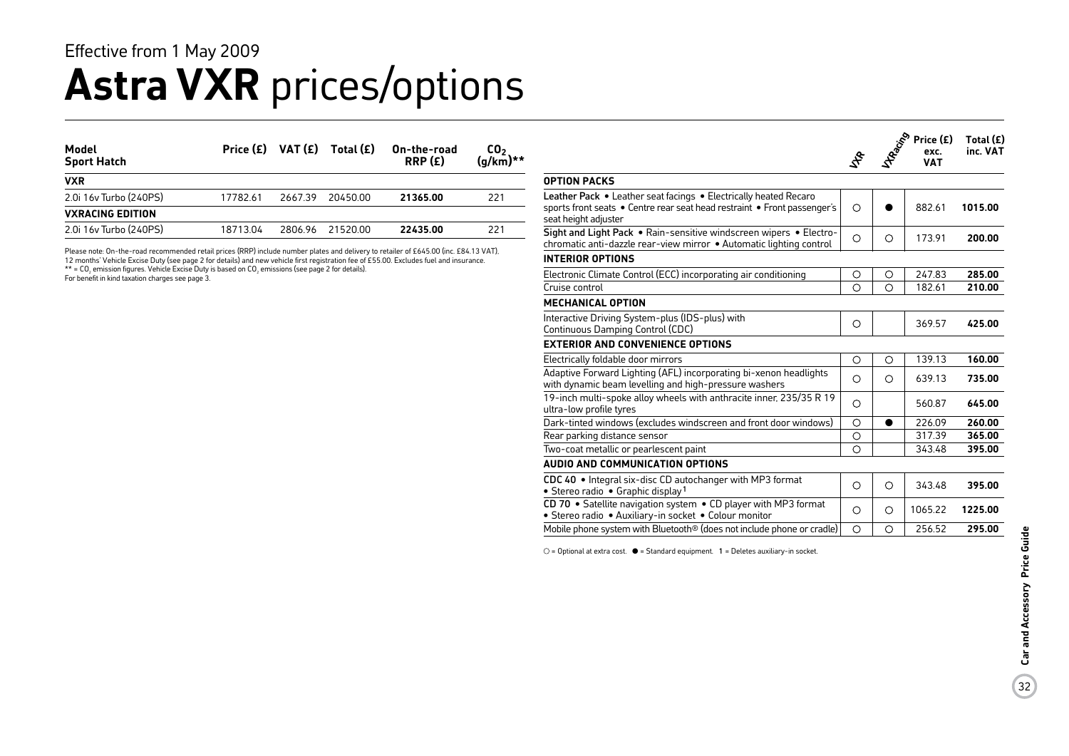Effective from 1 May 2009

# Astra VXR prices/options

| Model Sport Hatch | Price (£) | VAT (£) | Total (£) | On-the-road RRP (£) | $CO_2$ (g/km)** |
|---|---|---|---|---|---|
| **VXR** | | | | | |
| 2.0i 16v Turbo (240PS) | 17782.61 | 2667.39 | 20450.00 | **21365.00** | 221 |
| **VXRACING EDITION** | | | | | |
| 2.0i 16v Turbo (240PS) | 18713.04 | 2806.96 | 21520.00 | **22435.00** | 221 |

Please note: On-the-road recommended retail prices (RRP) include number plates and delivery to retailer of £645.00 (inc. £84.13 VAT), 12 months' Vehicle Excise Duty (see page 2 for details) and new vehicle first registration fee of £55.00. Excludes fuel and insurance.
** = $CO_2$ emission figures. Vehicle Excise Duty is based on $CO_2$ emissions (see page 2 for details).
For benefit in kind taxation charges see page 3.

| | VXR | VXRacing | Price (£) exc. VAT | Total (£) inc. VAT |
|---|---|---|---|---|
| **OPTION PACKS** | | | | |
| Leather Pack • Leather seat facings • Electrically heated Recaro sports front seats • Centre rear seat head restraint • Front passenger's seat height adjuster | ○ | ● | 882.61 | **1015.00** |
| Sight and Light Pack • Rain-sensitive windscreen wipers • Electro-chromatic anti-dazzle rear-view mirror • Automatic lighting control | ○ | ○ | 173.91 | **200.00** |
| **INTERIOR OPTIONS** | | | | |
| Electronic Climate Control (ECC) incorporating air conditioning | ○ | ○ | 247.83 | **285.00** |
| Cruise control | ○ | ○ | 182.61 | **210.00** |
| **MECHANICAL OPTION** | | | | |
| Interactive Driving System-plus (IDS-plus) with Continuous Damping Control (CDC) | ○ | | 369.57 | **425.00** |
| **EXTERIOR AND CONVENIENCE OPTIONS** | | | | |
| Electrically foldable door mirrors | ○ | ○ | 139.13 | **160.00** |
| Adaptive Forward Lighting (AFL) incorporating bi-xenon headlights with dynamic beam levelling and high-pressure washers | ○ | ○ | 639.13 | **735.00** |
| 19-inch multi-spoke alloy wheels with anthracite inner, 235/35 R 19 ultra-low profile tyres | ○ | | 560.87 | **645.00** |
| Dark-tinted windows (excludes windscreen and front door windows) | ○ | ● | 226.09 | **260.00** |
| Rear parking distance sensor | ○ | | 317.39 | **365.00** |
| Two-coat metallic or pearlescent paint | ○ | | 343.48 | **395.00** |
| **AUDIO AND COMMUNICATION OPTIONS** | | | | |
| CDC 40 • Integral six-disc CD autochanger with MP3 format • Stereo radio • Graphic display[1] | ○ | ○ | 343.48 | **395.00** |
| CD 70 • Satellite navigation system • CD player with MP3 format • Stereo radio • Auxiliary-in socket • Colour monitor | ○ | ○ | 1065.22 | **1225.00** |
| Mobile phone system with Bluetooth® (does not include phone or cradle) | ○ | ○ | 256.52 | **295.00** |

○ = Optional at extra cost. ● = Standard equipment. 1 = Deletes auxiliary-in socket.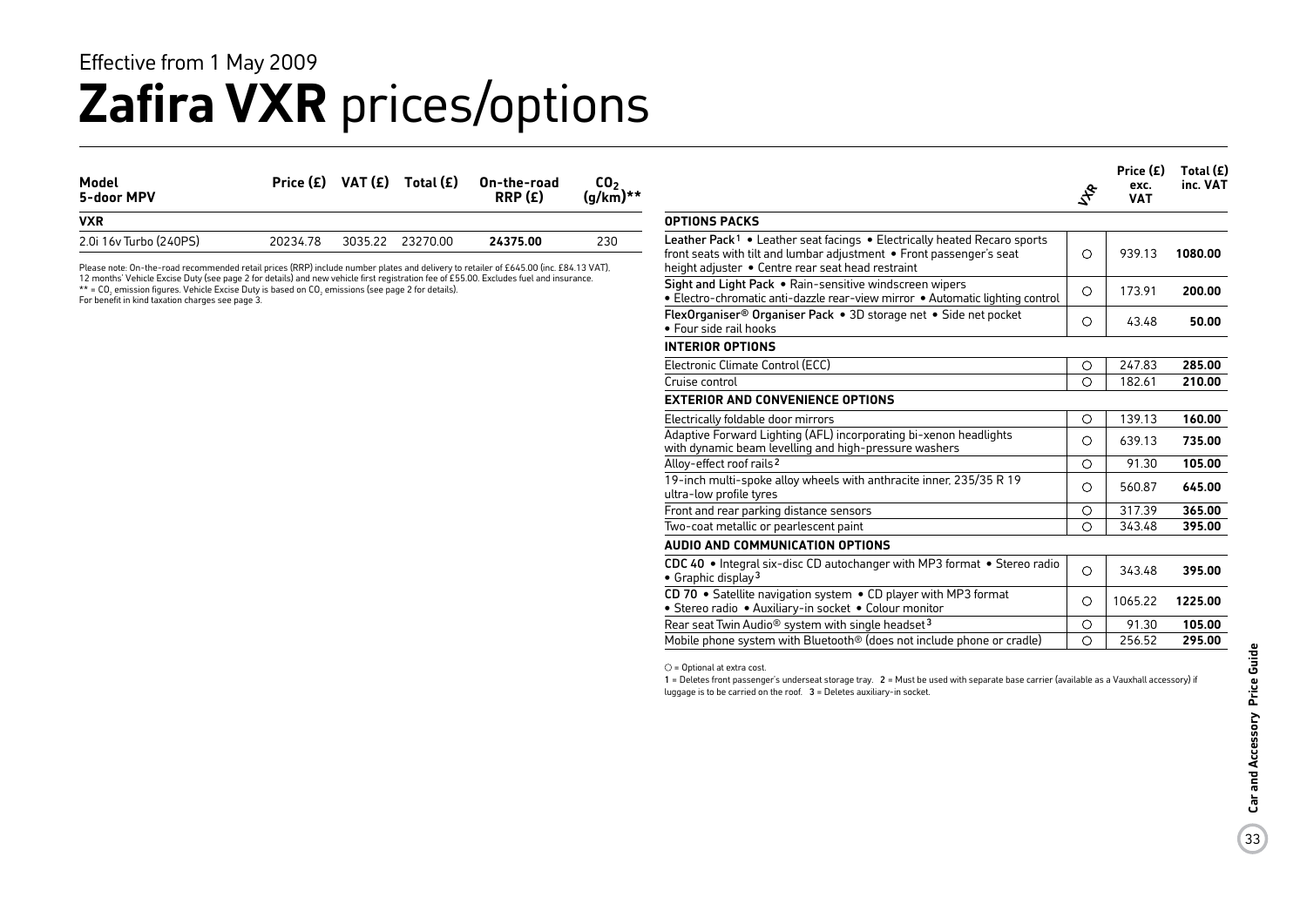Effective from 1 May 2009

# Zafira VXR prices/options

| Model 5-door MPV | Price (£) | VAT (£) | Total (£) | On-the-road RRP (£) | $CO_2$ (g/km)** |
|---|---|---|---|---|---|
| **VXR** | | | | | |
| 2.0i 16v Turbo (240PS) | 20234.78 | 3035.22 | 23270.00 | **24375.00** | 230 |

Please note: On-the-road recommended retail prices (RRP) include number plates and delivery to retailer of £645.00 (inc. £84.13 VAT), 12 months' Vehicle Excise Duty (see page 2 for details) and new vehicle first registration fee of £55.00. Excludes fuel and insurance.
** = $CO_2$ emission figures. Vehicle Excise Duty is based on $CO_2$ emissions (see page 2 for details).
For benefit in kind taxation charges see page 3.

| | VXR | Price (£) exc. VAT | Total (£) inc. VAT |
|---|---|---|---|
| **OPTIONS PACKS** | | | |
| **Leather Pack**[1] • Leather seat facings • Electrically heated Recaro sports front seats with tilt and lumbar adjustment • Front passenger's seat height adjuster • Centre rear seat head restraint | ○ | 939.13 | **1080.00** |
| **Sight and Light Pack** • Rain-sensitive windscreen wipers • Electro-chromatic anti-dazzle rear-view mirror • Automatic lighting control | ○ | 173.91 | **200.00** |
| **FlexOrganiser® Organiser Pack** • 3D storage net • Side net pocket • Four side rail hooks | ○ | 43.48 | **50.00** |
| **INTERIOR OPTIONS** | | | |
| Electronic Climate Control (ECC) | ○ | 247.83 | **285.00** |
| Cruise control | ○ | 182.61 | **210.00** |
| **EXTERIOR AND CONVENIENCE OPTIONS** | | | |
| Electrically foldable door mirrors | ○ | 139.13 | **160.00** |
| Adaptive Forward Lighting (AFL) incorporating bi-xenon headlights with dynamic beam levelling and high-pressure washers | ○ | 639.13 | **735.00** |
| Alloy-effect roof rails[2] | ○ | 91.30 | **105.00** |
| 19-inch multi-spoke alloy wheels with anthracite inner, 235/35 R 19 ultra-low profile tyres | ○ | 560.87 | **645.00** |
| Front and rear parking distance sensors | ○ | 317.39 | **365.00** |
| Two-coat metallic or pearlescent paint | ○ | 343.48 | **395.00** |
| **AUDIO AND COMMUNICATION OPTIONS** | | | |
| **CDC 40** • Integral six-disc CD autochanger with MP3 format • Stereo radio • Graphic display[3] | ○ | 343.48 | **395.00** |
| **CD 70** • Satellite navigation system • CD player with MP3 format • Stereo radio • Auxiliary-in socket • Colour monitor | ○ | 1065.22 | **1225.00** |
| Rear seat Twin Audio® system with single headset[3] | ○ | 91.30 | **105.00** |
| Mobile phone system with Bluetooth® (does not include phone or cradle) | ○ | 256.52 | **295.00** |

○ = Optional at extra cost.

1 = Deletes front passenger's underseat storage tray. 2 = Must be used with separate base carrier (available as a Vauxhall accessory) if luggage is to be carried on the roof. 3 = Deletes auxiliary-in socket.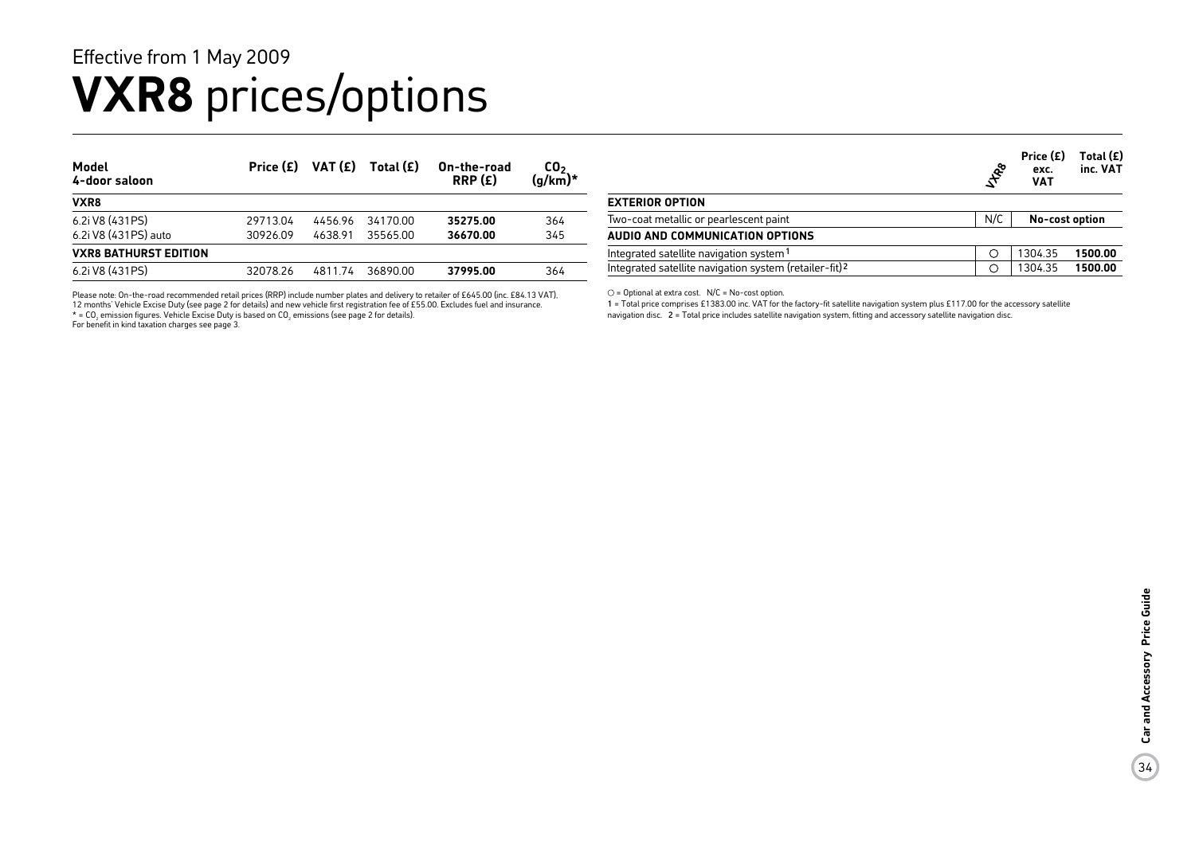Effective from 1 May 2009

# VXR8 prices/options

| Model 4-door saloon | Price (£) | VAT (£) | Total (£) | On-the-road RRP (£) | $CO_2$ (g/km)* |
|---|---|---|---|---|---|
| **VXR8** | | | | | |
| 6.2i V8 (431PS) | 29713.04 | 4456.96 | 34170.00 | **35275.00** | 364 |
| 6.2i V8 (431PS) auto | 30926.09 | 4638.91 | 35565.00 | **36670.00** | 345 |
| **VXR8 BATHURST EDITION** | | | | | |
| 6.2i V8 (431PS) | 32078.26 | 4811.74 | 36890.00 | **37995.00** | 364 |

Please note: On-the-road recommended retail prices (RRP) include number plates and delivery to retailer of £645.00 (inc. £84.13 VAT), 12 months' Vehicle Excise Duty (see page 2 for details) and new vehicle first registration fee of £55.00. Excludes fuel and insurance.
* = $CO_2$ emission figures. Vehicle Excise Duty is based on $CO_2$ emissions (see page 2 for details).
For benefit in kind taxation charges see page 3.

| | VXR8 | Price (£) exc. VAT | Total (£) inc. VAT |
|---|---|---|---|
| **EXTERIOR OPTION** | | | |
| Two-coat metallic or pearlescent paint | N/C | **No-cost option** | |
| **AUDIO AND COMMUNICATION OPTIONS** | | | |
| Integrated satellite navigation system[1] | ○ | 1304.35 | **1500.00** |
| Integrated satellite navigation system (retailer-fit)[2] | ○ | 1304.35 | **1500.00** |

○ = Optional at extra cost. N/C = No-cost option.
1 = Total price comprises £1383.00 inc. VAT for the factory-fit satellite navigation system plus £117.00 for the accessory satellite navigation disc. 2 = Total price includes satellite navigation system, fitting and accessory satellite navigation disc.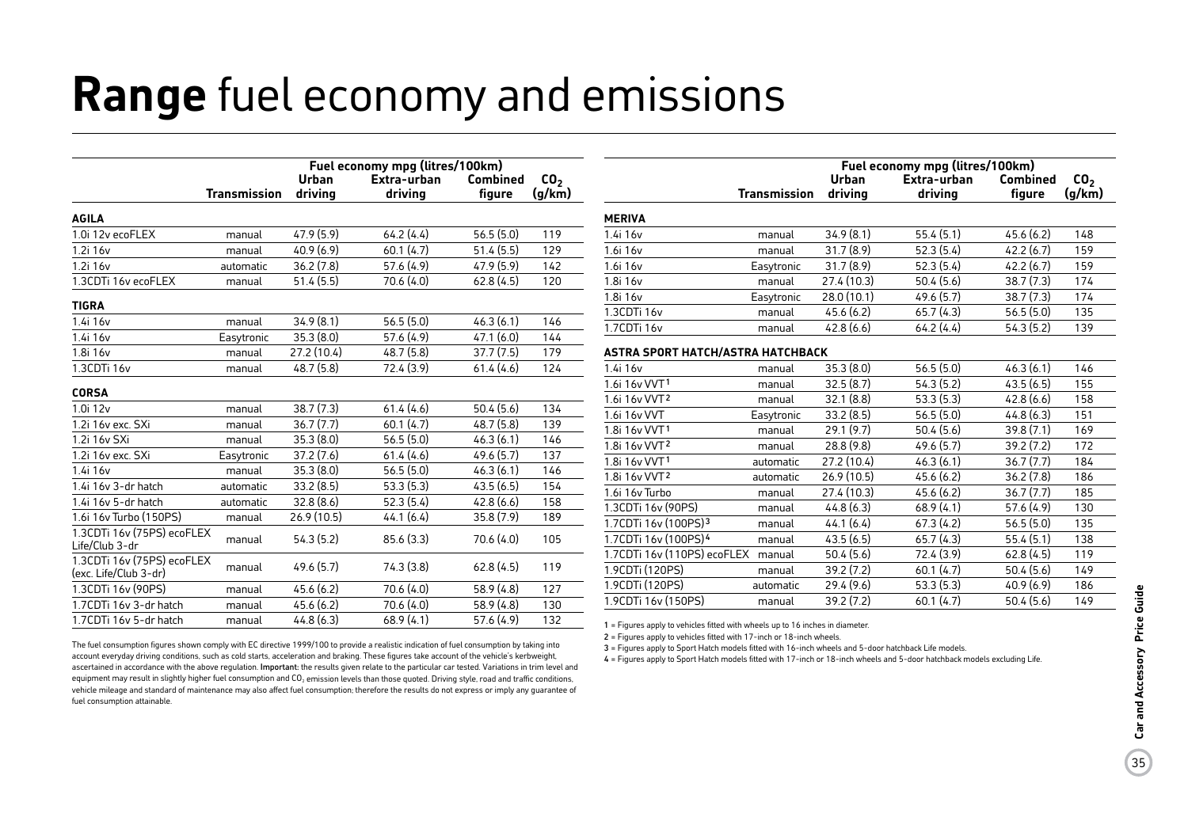# **Range** fuel economy and emissions

| | Transmission | Fuel economy mpg (litres/100km) Urban driving | Extra-urban driving | Combined figure | $CO_2$ (g/km) |
|---|---|---|---|---|---|
| **AGILA** | | | | | |
| 1.0i 12v ecoFLEX | manual | 47.9 (5.9) | 64.2 (4.4) | 56.5 (5.0) | 119 |
| 1.2i 16v | manual | 40.9 (6.9) | 60.1 (4.7) | 51.4 (5.5) | 129 |
| 1.2i 16v | automatic | 36.2 (7.8) | 57.6 (4.9) | 47.9 (5.9) | 142 |
| 1.3CDTi 16v ecoFLEX | manual | 51.4 (5.5) | 70.6 (4.0) | 62.8 (4.5) | 120 |
| **TIGRA** | | | | | |
| 1.4i 16v | manual | 34.9 (8.1) | 56.5 (5.0) | 46.3 (6.1) | 146 |
| 1.4i 16v | Easytronic | 35.3 (8.0) | 57.6 (4.9) | 47.1 (6.0) | 144 |
| 1.8i 16v | manual | 27.2 (10.4) | 48.7 (5.8) | 37.7 (7.5) | 179 |
| 1.3CDTi 16v | manual | 48.7 (5.8) | 72.4 (3.9) | 61.4 (4.6) | 124 |
| **CORSA** | | | | | |
| 1.0i 12v | manual | 38.7 (7.3) | 61.4 (4.6) | 50.4 (5.6) | 134 |
| 1.2i 16v exc. SXi | manual | 36.7 (7.7) | 60.1 (4.7) | 48.7 (5.8) | 139 |
| 1.2i 16v SXi | manual | 35.3 (8.0) | 56.5 (5.0) | 46.3 (6.1) | 146 |
| 1.2i 16v exc. SXi | Easytronic | 37.2 (7.6) | 61.4 (4.6) | 49.6 (5.7) | 137 |
| 1.4i 16v | manual | 35.3 (8.0) | 56.5 (5.0) | 46.3 (6.1) | 146 |
| 1.4i 16v 3-dr hatch | automatic | 33.2 (8.5) | 53.3 (5.3) | 43.5 (6.5) | 154 |
| 1.4i 16v 5-dr hatch | automatic | 32.8 (8.6) | 52.3 (5.4) | 42.8 (6.6) | 158 |
| 1.6i 16v Turbo (150PS) | manual | 26.9 (10.5) | 44.1 (6.4) | 35.8 (7.9) | 189 |
| 1.3CDTi 16v (75PS) ecoFLEX Life/Club 3-dr | manual | 54.3 (5.2) | 85.6 (3.3) | 70.6 (4.0) | 105 |
| 1.3CDTi 16v (75PS) ecoFLEX (exc. Life/Club 3-dr) | manual | 49.6 (5.7) | 74.3 (3.8) | 62.8 (4.5) | 119 |
| 1.3CDTi 16v (90PS) | manual | 45.6 (6.2) | 70.6 (4.0) | 58.9 (4.8) | 127 |
| 1.7CDTi 16v 3-dr hatch | manual | 45.6 (6.2) | 70.6 (4.0) | 58.9 (4.8) | 130 |
| 1.7CDTi 16v 5-dr hatch | manual | 44.8 (6.3) | 68.9 (4.1) | 57.6 (4.9) | 132 |

The fuel consumption figures shown comply with EC directive 1999/100 to provide a realistic indication of fuel consumption by taking into account everyday driving conditions, such as cold starts, acceleration and braking. These figures take account of the vehicle's kerbweight, ascertained in accordance with the above regulation. **Important:** the results given relate to the particular car tested. Variations in trim level and equipment may result in slightly higher fuel consumption and $CO_2$ emission levels than those quoted. Driving style, road and traffic conditions, vehicle mileage and standard of maintenance may also affect fuel consumption; therefore the results do not express or imply any guarantee of fuel consumption attainable.

| | Transmission | Fuel economy mpg (litres/100km) Urban driving | Extra-urban driving | Combined figure | $CO_2$ (g/km) |
|---|---|---|---|---|---|
| **MERIVA** | | | | | |
| 1.4i 16v | manual | 34.9 (8.1) | 55.4 (5.1) | 45.6 (6.2) | 148 |
| 1.6i 16v | manual | 31.7 (8.9) | 52.3 (5.4) | 42.2 (6.7) | 159 |
| 1.6i 16v | Easytronic | 31.7 (8.9) | 52.3 (5.4) | 42.2 (6.7) | 159 |
| 1.8i 16v | manual | 27.4 (10.3) | 50.4 (5.6) | 38.7 (7.3) | 174 |
| 1.8i 16v | Easytronic | 28.0 (10.1) | 49.6 (5.7) | 38.7 (7.3) | 174 |
| 1.3CDTi 16v | manual | 45.6 (6.2) | 65.7 (4.3) | 56.5 (5.0) | 135 |
| 1.7CDTi 16v | manual | 42.8 (6.6) | 64.2 (4.4) | 54.3 (5.2) | 139 |
| **ASTRA SPORT HATCH/ASTRA HATCHBACK** | | | | | |
| 1.4i 16v | manual | 35.3 (8.0) | 56.5 (5.0) | 46.3 (6.1) | 146 |
| 1.6i 16v VVT[1] | manual | 32.5 (8.7) | 54.3 (5.2) | 43.5 (6.5) | 155 |
| 1.6i 16v VVT[2] | manual | 32.1 (8.8) | 53.3 (5.3) | 42.8 (6.6) | 158 |
| 1.6i 16v VVT | Easytronic | 33.2 (8.5) | 56.5 (5.0) | 44.8 (6.3) | 151 |
| 1.8i 16v VVT[1] | manual | 29.1 (9.7) | 50.4 (5.6) | 39.8 (7.1) | 169 |
| 1.8i 16v VVT[2] | manual | 28.8 (9.8) | 49.6 (5.7) | 39.2 (7.2) | 172 |
| 1.8i 16v VVT[1] | automatic | 27.2 (10.4) | 46.3 (6.1) | 36.7 (7.7) | 184 |
| 1.8i 16v VVT[2] | automatic | 26.9 (10.5) | 45.6 (6.2) | 36.2 (7.8) | 186 |
| 1.6i 16v Turbo | manual | 27.4 (10.3) | 45.6 (6.2) | 36.7 (7.7) | 185 |
| 1.3CDTi 16v (90PS) | manual | 44.8 (6.3) | 68.9 (4.1) | 57.6 (4.9) | 130 |
| 1.7CDTi 16v (100PS)[3] | manual | 44.1 (6.4) | 67.3 (4.2) | 56.5 (5.0) | 135 |
| 1.7CDTi 16v (100PS)[4] | manual | 43.5 (6.5) | 65.7 (4.3) | 55.4 (5.1) | 138 |
| 1.7CDTi 16v (110PS) ecoFLEX | manual | 50.4 (5.6) | 72.4 (3.9) | 62.8 (4.5) | 119 |
| 1.9CDTi (120PS) | manual | 39.2 (7.2) | 60.1 (4.7) | 50.4 (5.6) | 149 |
| 1.9CDTi (120PS) | automatic | 29.4 (9.6) | 53.3 (5.3) | 40.9 (6.9) | 186 |
| 1.9CDTi 16v (150PS) | manual | 39.2 (7.2) | 60.1 (4.7) | 50.4 (5.6) | 149 |

1 = Figures apply to vehicles fitted with wheels up to 16 inches in diameter.
2 = Figures apply to vehicles fitted with 17-inch or 18-inch wheels.
3 = Figures apply to Sport Hatch models fitted with 16-inch wheels and 5-door hatchback Life models.
4 = Figures apply to Sport Hatch models fitted with 17-inch or 18-inch wheels and 5-door hatchback models excluding Life.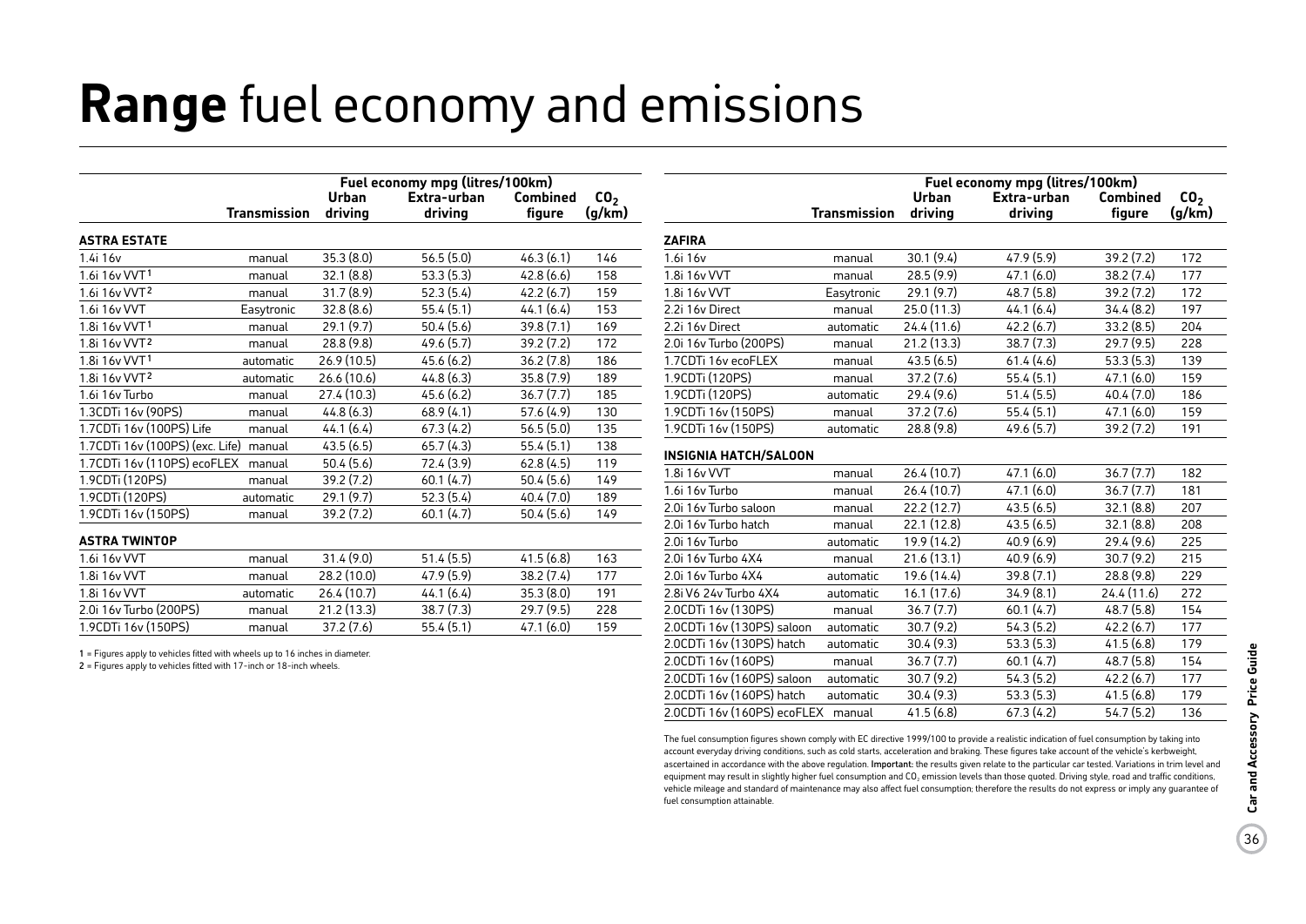# **Range** fuel economy and emissions

| | Transmission | Fuel economy mpg (litres/100km) Urban driving | Extra-urban driving | Combined figure | $CO_2$ (g/km) |
|---|---|---|---|---|---|
| **ASTRA ESTATE** | | | | | |
| 1.4i 16v | manual | 35.3 (8.0) | 56.5 (5.0) | 46.3 (6.1) | 146 |
| 1.6i 16v VVT [1] | manual | 32.1 (8.8) | 53.3 (5.3) | 42.8 (6.6) | 158 |
| 1.6i 16v VVT [2] | manual | 31.7 (8.9) | 52.3 (5.4) | 42.2 (6.7) | 159 |
| 1.6i 16v VVT | Easytronic | 32.8 (8.6) | 55.4 (5.1) | 44.1 (6.4) | 153 |
| 1.8i 16v VVT [1] | manual | 29.1 (9.7) | 50.4 (5.6) | 39.8 (7.1) | 169 |
| 1.8i 16v VVT [2] | manual | 28.8 (9.8) | 49.6 (5.7) | 39.2 (7.2) | 172 |
| 1.8i 16v VVT [1] | automatic | 26.9 (10.5) | 45.6 (6.2) | 36.2 (7.8) | 186 |
| 1.8i 16v VVT [2] | automatic | 26.6 (10.6) | 44.8 (6.3) | 35.8 (7.9) | 189 |
| 1.6i 16v Turbo | manual | 27.4 (10.3) | 45.6 (6.2) | 36.7 (7.7) | 185 |
| 1.3CDTi 16v (90PS) | manual | 44.8 (6.3) | 68.9 (4.1) | 57.6 (4.9) | 130 |
| 1.7CDTi 16v (100PS) Life | manual | 44.1 (6.4) | 67.3 (4.2) | 56.5 (5.0) | 135 |
| 1.7CDTi 16v (100PS) (exc. Life) | manual | 43.5 (6.5) | 65.7 (4.3) | 55.4 (5.1) | 138 |
| 1.7CDTi 16v (110PS) ecoFLEX | manual | 50.4 (5.6) | 72.4 (3.9) | 62.8 (4.5) | 119 |
| 1.9CDTi (120PS) | manual | 39.2 (7.2) | 60.1 (4.7) | 50.4 (5.6) | 149 |
| 1.9CDTi (120PS) | automatic | 29.1 (9.7) | 52.3 (5.4) | 40.4 (7.0) | 189 |
| 1.9CDTi 16v (150PS) | manual | 39.2 (7.2) | 60.1 (4.7) | 50.4 (5.6) | 149 |
| **ASTRA TWINTOP** | | | | | |
| 1.6i 16v VVT | manual | 31.4 (9.0) | 51.4 (5.5) | 41.5 (6.8) | 163 |
| 1.8i 16v VVT | manual | 28.2 (10.0) | 47.9 (5.9) | 38.2 (7.4) | 177 |
| 1.8i 16v VVT | automatic | 26.4 (10.7) | 44.1 (6.4) | 35.3 (8.0) | 191 |
| 2.0i 16v Turbo (200PS) | manual | 21.2 (13.3) | 38.7 (7.3) | 29.7 (9.5) | 228 |
| 1.9CDTi 16v (150PS) | manual | 37.2 (7.6) | 55.4 (5.1) | 47.1 (6.0) | 159 |

1 = Figures apply to vehicles fitted with wheels up to 16 inches in diameter.
2 = Figures apply to vehicles fitted with 17-inch or 18-inch wheels.

| | Transmission | Fuel economy mpg (litres/100km) Urban driving | Extra-urban driving | Combined figure | $CO_2$ (g/km) |
|---|---|---|---|---|---|
| **ZAFIRA** | | | | | |
| 1.6i 16v | manual | 30.1 (9.4) | 47.9 (5.9) | 39.2 (7.2) | 172 |
| 1.8i 16v VVT | manual | 28.5 (9.9) | 47.1 (6.0) | 38.2 (7.4) | 177 |
| 1.8i 16v VVT | Easytronic | 29.1 (9.7) | 48.7 (5.8) | 39.2 (7.2) | 172 |
| 2.2i 16v Direct | manual | 25.0 (11.3) | 44.1 (6.4) | 34.4 (8.2) | 197 |
| 2.2i 16v Direct | automatic | 24.4 (11.6) | 42.2 (6.7) | 33.2 (8.5) | 204 |
| 2.0i 16v Turbo (200PS) | manual | 21.2 (13.3) | 38.7 (7.3) | 29.7 (9.5) | 228 |
| 1.7CDTi 16v ecoFLEX | manual | 43.5 (6.5) | 61.4 (4.6) | 53.3 (5.3) | 139 |
| 1.9CDTi (120PS) | manual | 37.2 (7.6) | 55.4 (5.1) | 47.1 (6.0) | 159 |
| 1.9CDTi (120PS) | automatic | 29.4 (9.6) | 51.4 (5.5) | 40.4 (7.0) | 186 |
| 1.9CDTi 16v (150PS) | manual | 37.2 (7.6) | 55.4 (5.1) | 47.1 (6.0) | 159 |
| 1.9CDTi 16v (150PS) | automatic | 28.8 (9.8) | 49.6 (5.7) | 39.2 (7.2) | 191 |
| **INSIGNIA HATCH/SALOON** | | | | | |
| 1.8i 16v VVT | manual | 26.4 (10.7) | 47.1 (6.0) | 36.7 (7.7) | 182 |
| 1.6i 16v Turbo | manual | 26.4 (10.7) | 47.1 (6.0) | 36.7 (7.7) | 181 |
| 2.0i 16v Turbo saloon | manual | 22.2 (12.7) | 43.5 (6.5) | 32.1 (8.8) | 207 |
| 2.0i 16v Turbo hatch | manual | 22.1 (12.8) | 43.5 (6.5) | 32.1 (8.8) | 208 |
| 2.0i 16v Turbo | automatic | 19.9 (14.2) | 40.9 (6.9) | 29.4 (9.6) | 225 |
| 2.0i 16v Turbo 4X4 | manual | 21.6 (13.1) | 40.9 (6.9) | 30.7 (9.2) | 215 |
| 2.0i 16v Turbo 4X4 | automatic | 19.6 (14.4) | 39.8 (7.1) | 28.8 (9.8) | 229 |
| 2.8i V6 24v Turbo 4X4 | automatic | 16.1 (17.6) | 34.9 (8.1) | 24.4 (11.6) | 272 |
| 2.0CDTi 16v (130PS) | manual | 36.7 (7.7) | 60.1 (4.7) | 48.7 (5.8) | 154 |
| 2.0CDTi 16v (130PS) saloon | automatic | 30.7 (9.2) | 54.3 (5.2) | 42.2 (6.7) | 177 |
| 2.0CDTi 16v (130PS) hatch | automatic | 30.4 (9.3) | 53.3 (5.3) | 41.5 (6.8) | 179 |
| 2.0CDTi 16v (160PS) | manual | 36.7 (7.7) | 60.1 (4.7) | 48.7 (5.8) | 154 |
| 2.0CDTi 16v (160PS) saloon | automatic | 30.7 (9.2) | 54.3 (5.2) | 42.2 (6.7) | 177 |
| 2.0CDTi 16v (160PS) hatch | automatic | 30.4 (9.3) | 53.3 (5.3) | 41.5 (6.8) | 179 |
| 2.0CDTi 16v (160PS) ecoFLEX | manual | 41.5 (6.8) | 67.3 (4.2) | 54.7 (5.2) | 136 |

The fuel consumption figures shown comply with EC directive 1999/100 to provide a realistic indication of fuel consumption by taking into account everyday driving conditions, such as cold starts, acceleration and braking. These figures take account of the vehicle's kerbweight, ascertained in accordance with the above regulation. **Important:** the results given relate to the particular car tested. Variations in trim level and equipment may result in slightly higher fuel consumption and $CO_2$ emission levels than those quoted. Driving style, road and traffic conditions, vehicle mileage and standard of maintenance may also affect fuel consumption; therefore the results do not express or imply any guarantee of fuel consumption attainable.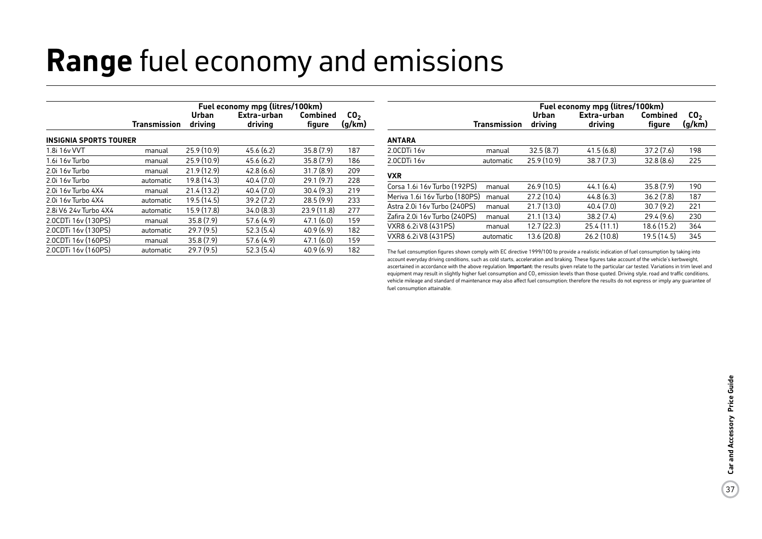# **Range** fuel economy and emissions

| | Transmission | Fuel economy mpg (litres/100km) Urban driving | Extra-urban driving | Combined figure | $CO_2$ (g/km) |
|---|---|---|---|---|---|
| **INSIGNIA SPORTS TOURER** | | | | | |
| 1.8i 16v VVT | manual | 25.9 (10.9) | 45.6 (6.2) | 35.8 (7.9) | 187 |
| 1.6i 16v Turbo | manual | 25.9 (10.9) | 45.6 (6.2) | 35.8 (7.9) | 186 |
| 2.0i 16v Turbo | manual | 21.9 (12.9) | 42.8 (6.6) | 31.7 (8.9) | 209 |
| 2.0i 16v Turbo | automatic | 19.8 (14.3) | 40.4 (7.0) | 29.1 (9.7) | 228 |
| 2.0i 16v Turbo 4X4 | manual | 21.4 (13.2) | 40.4 (7.0) | 30.4 (9.3) | 219 |
| 2.0i 16v Turbo 4X4 | automatic | 19.5 (14.5) | 39.2 (7.2) | 28.5 (9.9) | 233 |
| 2.8i V6 24v Turbo 4X4 | automatic | 15.9 (17.8) | 34.0 (8.3) | 23.9 (11.8) | 277 |
| 2.0CDTi 16v (130PS) | manual | 35.8 (7.9) | 57.6 (4.9) | 47.1 (6.0) | 159 |
| 2.0CDTi 16v (130PS) | automatic | 29.7 (9.5) | 52.3 (5.4) | 40.9 (6.9) | 182 |
| 2.0CDTi 16v (160PS) | manual | 35.8 (7.9) | 57.6 (4.9) | 47.1 (6.0) | 159 |
| 2.0CDTi 16v (160PS) | automatic | 29.7 (9.5) | 52.3 (5.4) | 40.9 (6.9) | 182 |

| | Transmission | Fuel economy mpg (litres/100km) Urban driving | Extra-urban driving | Combined figure | $CO_2$ (g/km) |
|---|---|---|---|---|---|
| **ANTARA** | | | | | |
| 2.0CDTi 16v | manual | 32.5 (8.7) | 41.5 (6.8) | 37.2 (7.6) | 198 |
| 2.0CDTi 16v | automatic | 25.9 (10.9) | 38.7 (7.3) | 32.8 (8.6) | 225 |
| **VXR** | | | | | |
| Corsa 1.6i 16v Turbo (192PS) | manual | 26.9 (10.5) | 44.1 (6.4) | 35.8 (7.9) | 190 |
| Meriva 1.6i 16v Turbo (180PS) | manual | 27.2 (10.4) | 44.8 (6.3) | 36.2 (7.8) | 187 |
| Astra 2.0i 16v Turbo (240PS) | manual | 21.7 (13.0) | 40.4 (7.0) | 30.7 (9.2) | 221 |
| Zafira 2.0i 16v Turbo (240PS) | manual | 21.1 (13.4) | 38.2 (7.4) | 29.4 (9.6) | 230 |
| VXR8 6.2i V8 (431PS) | manual | 12.7 (22.3) | 25.4 (11.1) | 18.6 (15.2) | 364 |
| VXR8 6.2i V8 (431PS) | automatic | 13.6 (20.8) | 26.2 (10.8) | 19.5 (14.5) | 345 |

The fuel consumption figures shown comply with EC directive 1999/100 to provide a realistic indication of fuel consumption by taking into account everyday driving conditions, such as cold starts, acceleration and braking. These figures take account of the vehicle's kerbweight, ascertained in accordance with the above regulation. **Important:** the results given relate to the particular car tested. Variations in trim level and equipment may result in slightly higher fuel consumption and $CO_2$ emission levels than those quoted. Driving style, road and traffic conditions, vehicle mileage and standard of maintenance may also affect fuel consumption; therefore the results do not express or imply any guarantee of fuel consumption attainable.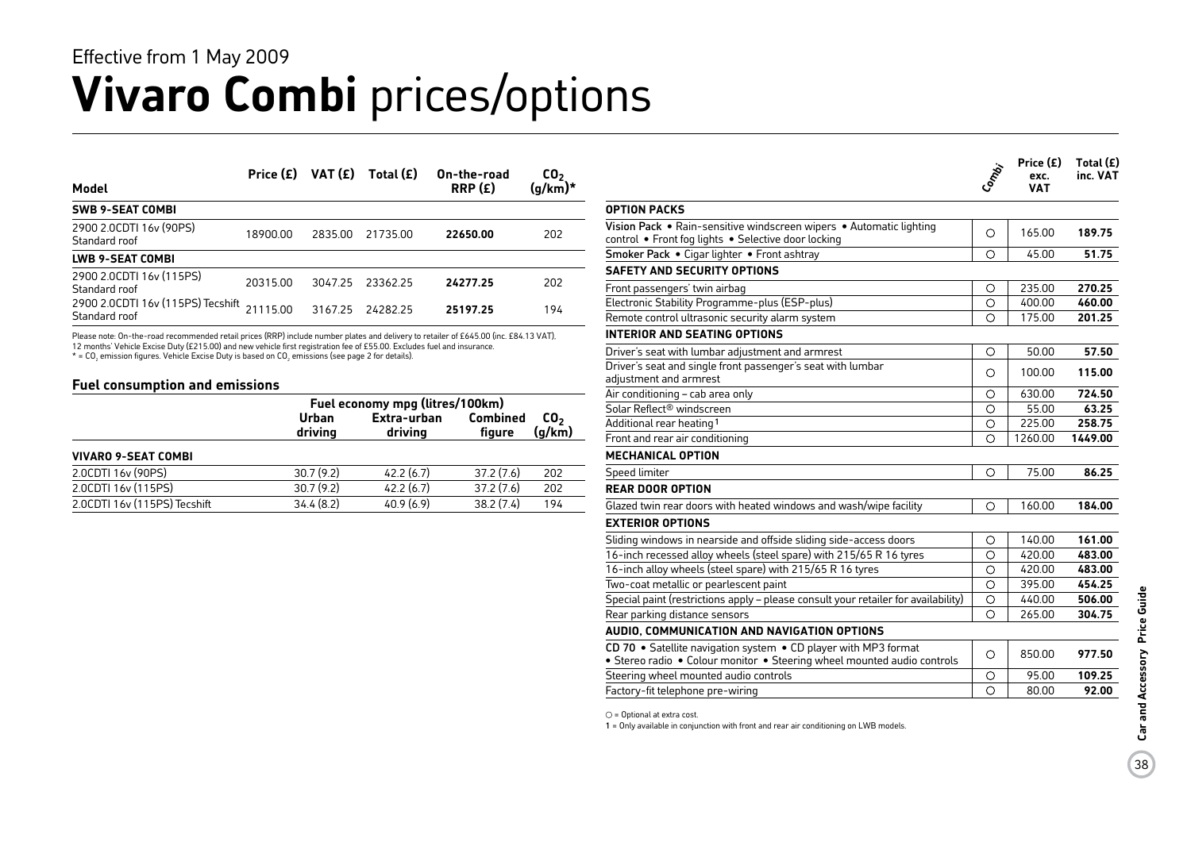Effective from 1 May 2009

# **Vivaro Combi** prices/options

| Model | Price (£) | VAT (£) | Total (£) | On-the-road RRP (£) | $CO_2$ (g/km)* |
|---|---|---|---|---|---|
| **SWB 9-SEAT COMBI** | | | | | |
| 2900 2.0CDTI 16v (90PS) Standard roof | 18900.00 | 2835.00 | 21735.00 | **22650.00** | 202 |
| **LWB 9-SEAT COMBI** | | | | | |
| 2900 2.0CDTI 16v (115PS) Standard roof | 20315.00 | 3047.25 | 23362.25 | **24277.25** | 202 |
| 2900 2.0CDTI 16v (115PS) Tecshift Standard roof | 21115.00 | 3167.25 | 24282.25 | **25197.25** | 194 |

Please note: On-the-road recommended retail prices (RRP) include number plates and delivery to retailer of £645.00 (inc. £84.13 VAT), 12 months' Vehicle Excise Duty (£215.00) and new vehicle first registration fee of £55.00. Excludes fuel and insurance.
* = $CO_2$ emission figures. Vehicle Excise Duty is based on $CO_2$ emissions (see page 2 for details).

### Fuel consumption and emissions

| | Fuel economy mpg (litres/100km) | | | |
|---|---|---|---|---|
| | Urban driving | Extra-urban driving | Combined figure | $CO_2$ (g/km) |
| **VIVARO 9-SEAT COMBI** | | | | |
| 2.0CDTI 16v (90PS) | 30.7 (9.2) | 42.2 (6.7) | 37.2 (7.6) | 202 |
| 2.0CDTI 16v (115PS) | 30.7 (9.2) | 42.2 (6.7) | 37.2 (7.6) | 202 |
| 2.0CDTI 16v (115PS) Tecshift | 34.4 (8.2) | 40.9 (6.9) | 38.2 (7.4) | 194 |

| | Combi | Price (£) exc. VAT | Total (£) inc. VAT |
|---|---|---|---|
| **OPTION PACKS** | | | |
| Vision Pack • Rain-sensitive windscreen wipers • Automatic lighting control • Front fog lights • Selective door locking | ○ | 165.00 | **189.75** |
| Smoker Pack • Cigar lighter • Front ashtray | ○ | 45.00 | **51.75** |
| **SAFETY AND SECURITY OPTIONS** | | | |
| Front passengers' twin airbag | ○ | 235.00 | **270.25** |
| Electronic Stability Programme-plus (ESP-plus) | ○ | 400.00 | **460.00** |
| Remote control ultrasonic security alarm system | ○ | 175.00 | **201.25** |
| **INTERIOR AND SEATING OPTIONS** | | | |
| Driver's seat with lumbar adjustment and armrest | ○ | 50.00 | **57.50** |
| Driver's seat and single front passenger's seat with lumbar adjustment and armrest | ○ | 100.00 | **115.00** |
| Air conditioning – cab area only | ○ | 630.00 | **724.50** |
| Solar Reflect® windscreen | ○ | 55.00 | **63.25** |
| Additional rear heating[1] | ○ | 225.00 | **258.75** |
| Front and rear air conditioning | ○ | 1260.00 | **1449.00** |
| **MECHANICAL OPTION** | | | |
| Speed limiter | ○ | 75.00 | **86.25** |
| **REAR DOOR OPTION** | | | |
| Glazed twin rear doors with heated windows and wash/wipe facility | ○ | 160.00 | **184.00** |
| **EXTERIOR OPTIONS** | | | |
| Sliding windows in nearside and offside sliding side-access doors | ○ | 140.00 | **161.00** |
| 16-inch recessed alloy wheels (steel spare) with 215/65 R 16 tyres | ○ | 420.00 | **483.00** |
| 16-inch alloy wheels (steel spare) with 215/65 R 16 tyres | ○ | 420.00 | **483.00** |
| Two-coat metallic or pearlescent paint | ○ | 395.00 | **454.25** |
| Special paint (restrictions apply – please consult your retailer for availability) | ○ | 440.00 | **506.00** |
| Rear parking distance sensors | ○ | 265.00 | **304.75** |
| **AUDIO, COMMUNICATION AND NAVIGATION OPTIONS** | | | |
| CD 70 • Satellite navigation system • CD player with MP3 format • Stereo radio • Colour monitor • Steering wheel mounted audio controls | ○ | 850.00 | **977.50** |
| Steering wheel mounted audio controls | ○ | 95.00 | **109.25** |
| Factory-fit telephone pre-wiring | ○ | 80.00 | **92.00** |

○ = Optional at extra cost.
1 = Only available in conjunction with front and rear air conditioning on LWB models.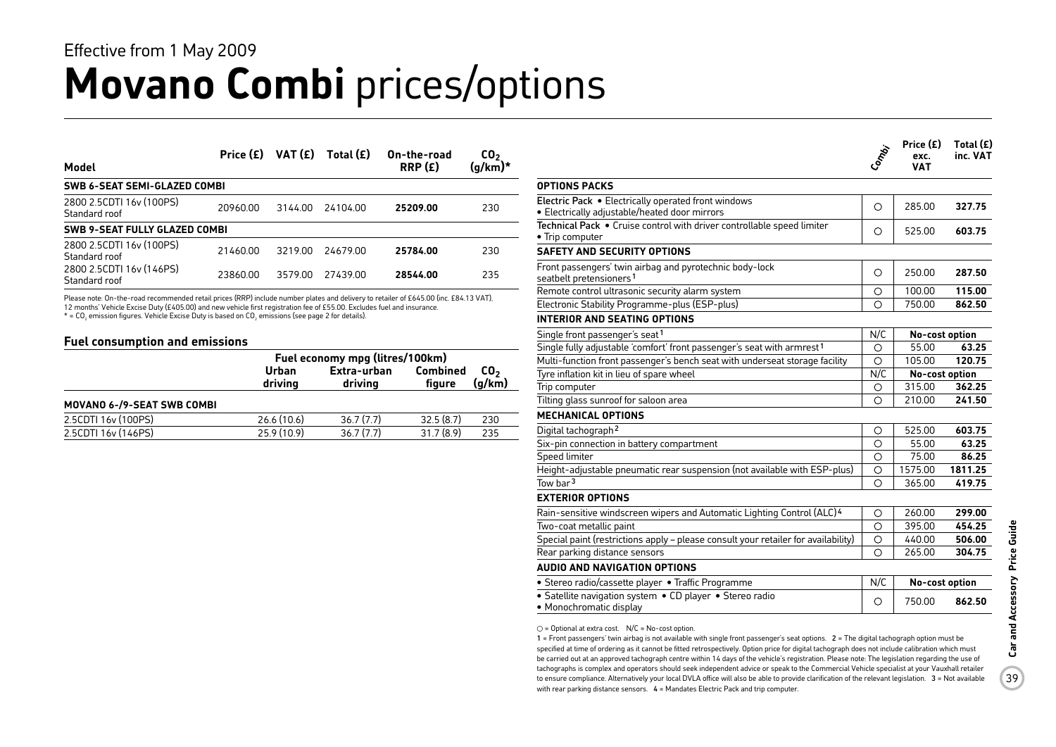Effective from 1 May 2009

# Movano Combi prices/options

| Model | Price (£) | VAT (£) | Total (£) | On-the-road RRP (£) | $CO_2$ (g/km)* |
|---|---|---|---|---|---|
| **SWB 6-SEAT SEMI-GLAZED COMBI** | | | | | |
| 2800 2.5CDTI 16v (100PS) Standard roof | 20960.00 | 3144.00 | 24104.00 | **25209.00** | 230 |
| **SWB 9-SEAT FULLY GLAZED COMBI** | | | | | |
| 2800 2.5CDTI 16v (100PS) Standard roof | 21460.00 | 3219.00 | 24679.00 | **25784.00** | 230 |
| 2800 2.5CDTI 16v (146PS) Standard roof | 23860.00 | 3579.00 | 27439.00 | **28544.00** | 235 |

Please note: On-the-road recommended retail prices (RRP) include number plates and delivery to retailer of £645.00 (inc. £84.13 VAT), 12 months' Vehicle Excise Duty (£405.00) and new vehicle first registration fee of £55.00. Excludes fuel and insurance.
* = $CO_2$ emission figures. Vehicle Excise Duty is based on $CO_2$ emissions (see page 2 for details).

## Fuel consumption and emissions

| | Fuel economy mpg (litres/100km) | | | |
|---|---|---|---|---|
| | Urban driving | Extra-urban driving | Combined figure | $CO_2$ (g/km) |
| **MOVANO 6-/9-SEAT SWB COMBI** | | | | |
| 2.5CDTI 16v (100PS) | 26.6 (10.6) | 36.7 (7.7) | 32.5 (8.7) | 230 |
| 2.5CDTI 16v (146PS) | 25.9 (10.9) | 36.7 (7.7) | 31.7 (8.9) | 235 |

| | Combi | Price (£) exc. VAT | Total (£) inc. VAT |
|---|---|---|---|
| **OPTIONS PACKS** | | | |
| **Electric Pack** • Electrically operated front windows • Electrically adjustable/heated door mirrors | ○ | 285.00 | **327.75** |
| **Technical Pack** • Cruise control with driver controllable speed limiter • Trip computer | ○ | 525.00 | **603.75** |
| **SAFETY AND SECURITY OPTIONS** | | | |
| Front passengers' twin airbag and pyrotechnic body-lock seatbelt pretensioners[1] | ○ | 250.00 | **287.50** |
| Remote control ultrasonic security alarm system | ○ | 100.00 | **115.00** |
| Electronic Stability Programme-plus (ESP-plus) | ○ | 750.00 | **862.50** |
| **INTERIOR AND SEATING OPTIONS** | | | |
| Single front passenger's seat[1] | N/C | **No-cost option** | |
| Single fully adjustable 'comfort' front passenger's seat with armrest[1] | ○ | 55.00 | **63.25** |
| Multi-function front passenger's bench seat with underseat storage facility | ○ | 105.00 | **120.75** |
| Tyre inflation kit in lieu of spare wheel | N/C | **No-cost option** | |
| Trip computer | ○ | 315.00 | **362.25** |
| Tilting glass sunroof for saloon area | ○ | 210.00 | **241.50** |
| **MECHANICAL OPTIONS** | | | |
| Digital tachograph[2] | ○ | 525.00 | **603.75** |
| Six-pin connection in battery compartment | ○ | 55.00 | **63.25** |
| Speed limiter | ○ | 75.00 | **86.25** |
| Height-adjustable pneumatic rear suspension (not available with ESP-plus) | ○ | 1575.00 | **1811.25** |
| Tow bar[3] | ○ | 365.00 | **419.75** |
| **EXTERIOR OPTIONS** | | | |
| Rain-sensitive windscreen wipers and Automatic Lighting Control (ALC)[4] | ○ | 260.00 | **299.00** |
| Two-coat metallic paint | ○ | 395.00 | **454.25** |
| Special paint (restrictions apply – please consult your retailer for availability) | ○ | 440.00 | **506.00** |
| Rear parking distance sensors | ○ | 265.00 | **304.75** |
| **AUDIO AND NAVIGATION OPTIONS** | | | |
| • Stereo radio/cassette player • Traffic Programme | N/C | **No-cost option** | |
| • Satellite navigation system • CD player • Stereo radio • Monochromatic display | ○ | 750.00 | **862.50** |

○ = Optional at extra cost. N/C = No-cost option.

1 = Front passengers' twin airbag is not available with single front passenger's seat options. 2 = The digital tachograph option must be specified at time of ordering as it cannot be fitted retrospectively. Option price for digital tachograph does not include calibration which must be carried out at an approved tachograph centre within 14 days of the vehicle's registration. Please note: The legislation regarding the use of tachographs is complex and operators should seek independent advice or speak to the Commercial Vehicle specialist at your Vauxhall retailer to ensure compliance. Alternatively your local DVLA office will also be able to provide clarification of the relevant legislation. 3 = Not available with rear parking distance sensors. 4 = Mandates Electric Pack and trip computer.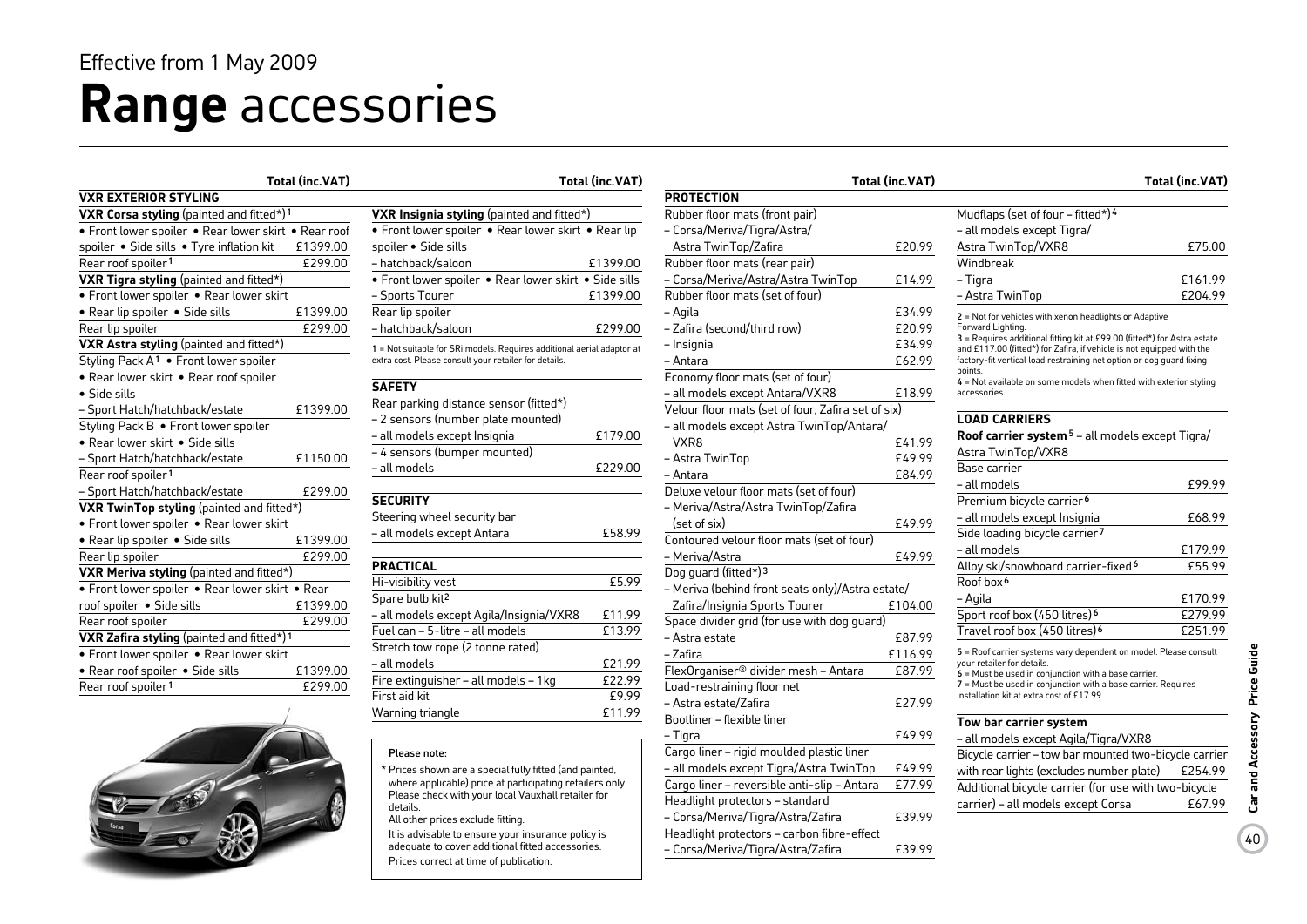Effective from 1 May 2009

# **Range** accessories

## VXR EXTERIOR STYLING

| | Total (inc.VAT) |
|---|---|
| **VXR Corsa styling** (painted and fitted*)[1] | |
| • Front lower spoiler • Rear lower skirt • Rear roof spoiler • Side sills • Tyre inflation kit | £1399.00 |
| Rear roof spoiler[1] | £299.00 |
| **VXR Tigra styling** (painted and fitted*) | |
| • Front lower spoiler • Rear lower skirt • Rear lip spoiler • Side sills | £1399.00 |
| Rear lip spoiler | £299.00 |
| **VXR Astra styling** (painted and fitted*) | |
| Styling Pack A[1] • Front lower spoiler • Rear lower skirt • Rear roof spoiler • Side sills | |
| – Sport Hatch/hatchback/estate | £1399.00 |
| Styling Pack B • Front lower spoiler • Rear lower skirt • Side sills | |
| – Sport Hatch/hatchback/estate | £1150.00 |
| Rear roof spoiler[1] | |
| – Sport Hatch/hatchback/estate | £299.00 |
| **VXR TwinTop styling** (painted and fitted*) | |
| • Front lower spoiler • Rear lower skirt • Rear lip spoiler • Side sills | £1399.00 |
| Rear lip spoiler | £299.00 |
| **VXR Meriva styling** (painted and fitted*) | |
| • Front lower spoiler • Rear lower skirt • Rear roof spoiler • Side sills | £1399.00 |
| Rear roof spoiler | £299.00 |
| **VXR Zafira styling** (painted and fitted*)[1] | |
| • Front lower spoiler • Rear lower skirt • Rear roof spoiler • Side sills | £1399.00 |
| Rear roof spoiler[1] | £299.00 |
| **VXR Insignia styling** (painted and fitted*) | |
| • Front lower spoiler • Rear lower skirt • Rear lip spoiler • Side sills | |
| – hatchback/saloon | £1399.00 |
| • Front lower spoiler • Rear lower skirt • Side sills | |
| – Sports Tourer | £1399.00 |
| Rear lip spoiler | |
| – hatchback/saloon | £299.00 |

1 = Not suitable for SRi models. Requires additional aerial adaptor at extra cost. Please consult your retailer for details.

## SAFETY

| | Total (inc.VAT) |
|---|---|
| Rear parking distance sensor (fitted*) | |
| – 2 sensors (number plate mounted) | |
| – all models except Insignia | £179.00 |
| – 4 sensors (bumper mounted) | |
| – all models | £229.00 |

## SECURITY

| | Total (inc.VAT) |
|---|---|
| Steering wheel security bar | |
| – all models except Antara | £58.99 |

## PRACTICAL

| | Total (inc.VAT) |
|---|---|
| Hi-visibility vest | £5.99 |
| Spare bulb kit[2] | |
| – all models except Agila/Insignia/VXR8 | £11.99 |
| Fuel can – 5-litre – all models | £13.99 |
| Stretch tow rope (2 tonne rated) | |
| – all models | £21.99 |
| Fire extinguisher – all models – 1kg | £22.99 |
| First aid kit | £9.99 |
| Warning triangle | £11.99 |

**Please note:**

\* Prices shown are a special fully fitted (and painted, where applicable) price at participating retailers only. Please check with your local Vauxhall retailer for details.
All other prices exclude fitting.
It is advisable to ensure your insurance policy is adequate to cover additional fitted accessories.
Prices correct at time of publication.

## PROTECTION

| | Total (inc.VAT) |
|---|---|
| Rubber floor mats (front pair) | |
| – Corsa/Meriva/Tigra/Astra/Astra TwinTop/Zafira | £20.99 |
| Rubber floor mats (rear pair) | |
| – Corsa/Meriva/Astra/Astra TwinTop | £14.99 |
| Rubber floor mats (set of four) | |
| – Agila | £34.99 |
| – Zafira (second/third row) | £20.99 |
| – Insignia | £34.99 |
| – Antara | £62.99 |
| Economy floor mats (set of four) | |
| – all models except Antara/VXR8 | £18.99 |
| Velour floor mats (set of four, Zafira set of six) | |
| – all models except Astra TwinTop/Antara/VXR8 | £41.99 |
| – Astra TwinTop | £49.99 |
| – Antara | £84.99 |
| Deluxe velour floor mats (set of four) | |
| – Meriva/Astra/Astra TwinTop/Zafira (set of six) | £49.99 |
| Contoured velour floor mats (set of four) | |
| – Meriva/Astra | £49.99 |
| Dog guard (fitted*)[3] | |
| – Meriva (behind front seats only)/Astra estate/Zafira/Insignia Sports Tourer | £104.00 |
| Space divider grid (for use with dog guard) | |
| – Astra estate | £87.99 |
| – Zafira | £116.99 |
| FlexOrganiser® divider mesh – Antara | £87.99 |
| Load-restraining floor net | |
| – Astra estate/Zafira | £27.99 |
| Bootliner – flexible liner | |
| – Tigra | £49.99 |
| Cargo liner – rigid moulded plastic liner | |
| – all models except Tigra/Astra TwinTop | £49.99 |
| Cargo liner – reversible anti-slip – Antara | £77.99 |
| Headlight protectors – standard | |
| – Corsa/Meriva/Tigra/Astra/Zafira | £39.99 |
| Headlight protectors – carbon fibre-effect | |
| – Corsa/Meriva/Tigra/Astra/Zafira | £39.99 |
| Mudflaps (set of four – fitted*)[4] | |
| – all models except Tigra/Astra TwinTop/VXR8 | £75.00 |
| Windbreak | |
| – Tigra | £161.99 |
| – Astra TwinTop | £204.99 |

2 = Not for vehicles with xenon headlights or Adaptive Forward Lighting.
3 = Requires additional fitting kit at £99.00 (fitted*) for Astra estate and £117.00 (fitted*) for Zafira, if vehicle is not equipped with the factory-fit vertical load restraining net option or dog guard fixing points.
4 = Not available on some models when fitted with exterior styling accessories.

## LOAD CARRIERS

| | Total (inc.VAT) |
|---|---|
| **Roof carrier system**[5] – all models except Tigra/Astra TwinTop/VXR8 | |
| Base carrier | |
| – all models | £99.99 |
| Premium bicycle carrier[6] | |
| – all models except Insignia | £68.99 |
| Side loading bicycle carrier[7] | |
| – all models | £179.99 |
| Alloy ski/snowboard carrier-fixed[6] | £55.99 |
| Roof box[6] | |
| – Agila | £170.99 |
| Sport roof box (450 litres)[6] | £279.99 |
| Travel roof box (450 litres)[6] | £251.99 |

5 = Roof carrier systems vary dependent on model. Please consult your retailer for details.
6 = Must be used in conjunction with a base carrier.
7 = Must be used in conjunction with a base carrier. Requires installation kit at extra cost of £17.99.

**Tow bar carrier system**

| | Total (inc.VAT) |
|---|---|
| – all models except Agila/Tigra/VXR8 | |
| Bicycle carrier – tow bar mounted two-bicycle carrier with rear lights (excludes number plate) | £254.99 |
| Additional bicycle carrier (for use with two-bicycle carrier) – all models except Corsa | £67.99 |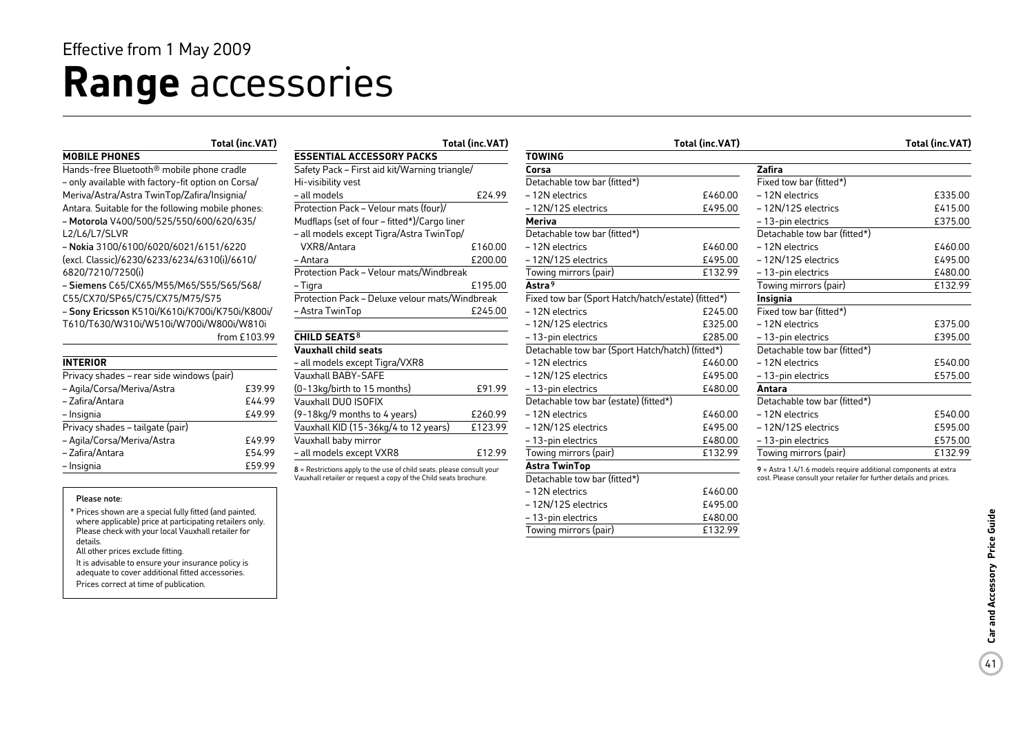Effective from 1 May 2009

# **Range** accessories

| MOBILE PHONES | Total (inc.VAT) |
|---|---|
| Hands-free Bluetooth® mobile phone cradle – only available with factory-fit option on Corsa/Meriva/Astra/Astra TwinTop/Zafira/Insignia/Antara. Suitable for the following mobile phones: – **Motorola** V400/500/525/550/600/620/635/L2/L6/L7/SLVR – **Nokia** 3100/6100/6020/6021/6151/6220 (excl. Classic)/6230/6233/6234/6310(i)/6610/6820/7210/7250(i) – **Siemens** C65/CX65/M55/M65/S55/S65/S68/C55/CX70/SP65/C75/CX75/M75/S75 – **Sony Ericsson** K510i/K610i/K700i/K750i/K800i/T610/T630/W310i/W510i/W700i/W800i/W810i | from £103.99 |

| INTERIOR | Total (inc.VAT) |
|---|---|
| Privacy shades – rear side windows (pair) | |
| – Agila/Corsa/Meriva/Astra | £39.99 |
| – Zafira/Antara | £44.99 |
| – Insignia | £49.99 |
| Privacy shades – tailgate (pair) | |
| – Agila/Corsa/Meriva/Astra | £49.99 |
| – Zafira/Antara | £54.99 |
| – Insignia | £59.99 |

**Please note:**

\* Prices shown are a special fully fitted (and painted, where applicable) price at participating retailers only. Please check with your local Vauxhall retailer for details.

All other prices exclude fitting.

It is advisable to ensure your insurance policy is adequate to cover additional fitted accessories.

Prices correct at time of publication.

| ESSENTIAL ACCESSORY PACKS | Total (inc.VAT) |
|---|---|
| Safety Pack – First aid kit/Warning triangle/Hi-visibility vest | |
| – all models | £24.99 |
| Protection Pack – Velour mats (four)/Mudflaps (set of four – fitted*)/Cargo liner | |
| – all models except Tigra/Astra TwinTop/VXR8/Antara | £160.00 |
| – Antara | £200.00 |
| Protection Pack – Velour mats/Windbreak | |
| – Tigra | £195.00 |
| Protection Pack – Deluxe velour mats/Windbreak | |
| – Astra TwinTop | £245.00 |

| CHILD SEATS[8] | Total (inc.VAT) |
|---|---|
| **Vauxhall child seats** | |
| – all models except Tigra/VXR8 | |
| Vauxhall BABY-SAFE (0-13kg/birth to 15 months) | £91.99 |
| Vauxhall DUO ISOFIX (9-18kg/9 months to 4 years) | £260.99 |
| Vauxhall KID (15-36kg/4 to 12 years) | £123.99 |
| Vauxhall baby mirror | |
| – all models except VXR8 | £12.99 |

8 = Restrictions apply to the use of child seats, please consult your Vauxhall retailer or request a copy of the Child seats brochure.

| TOWING | Total (inc.VAT) |
|---|---|
| **Corsa** | |
| Detachable tow bar (fitted*) | |
| – 12N electrics | £460.00 |
| – 12N/12S electrics | £495.00 |
| **Meriva** | |
| Detachable tow bar (fitted*) | |
| – 12N electrics | £460.00 |
| – 12N/12S electrics | £495.00 |
| Towing mirrors (pair) | £132.99 |
| **Astra[9]** | |
| Fixed tow bar (Sport Hatch/hatch/estate) (fitted*) | |
| – 12N electrics | £245.00 |
| – 12N/12S electrics | £325.00 |
| – 13-pin electrics | £285.00 |
| Detachable tow bar (Sport Hatch/hatch) (fitted*) | |
| – 12N electrics | £460.00 |
| – 12N/12S electrics | £495.00 |
| – 13-pin electrics | £480.00 |
| Detachable tow bar (estate) (fitted*) | |
| – 12N electrics | £460.00 |
| – 12N/12S electrics | £495.00 |
| – 13-pin electrics | £480.00 |
| Towing mirrors (pair) | £132.99 |
| **Astra TwinTop** | |
| Detachable tow bar (fitted*) | |
| – 12N electrics | £460.00 |
| – 12N/12S electrics | £495.00 |
| – 13-pin electrics | £480.00 |
| Towing mirrors (pair) | £132.99 |
| **Zafira** | |
| Fixed tow bar (fitted*) | |
| – 12N electrics | £335.00 |
| – 12N/12S electrics | £415.00 |
| – 13-pin electrics | £375.00 |
| Detachable tow bar (fitted*) | |
| – 12N electrics | £460.00 |
| – 12N/12S electrics | £495.00 |
| – 13-pin electrics | £480.00 |
| Towing mirrors (pair) | £132.99 |
| **Insignia** | |
| Fixed tow bar (fitted*) | |
| – 12N electrics | £375.00 |
| – 13-pin electrics | £395.00 |
| Detachable tow bar (fitted*) | |
| – 12N electrics | £540.00 |
| – 13-pin electrics | £575.00 |
| **Antara** | |
| Detachable tow bar (fitted*) | |
| – 12N electrics | £540.00 |
| – 12N/12S electrics | £595.00 |
| – 13-pin electrics | £575.00 |
| Towing mirrors (pair) | £132.99 |

9 = Astra 1.4/1.6 models require additional components at extra cost. Please consult your retailer for further details and prices.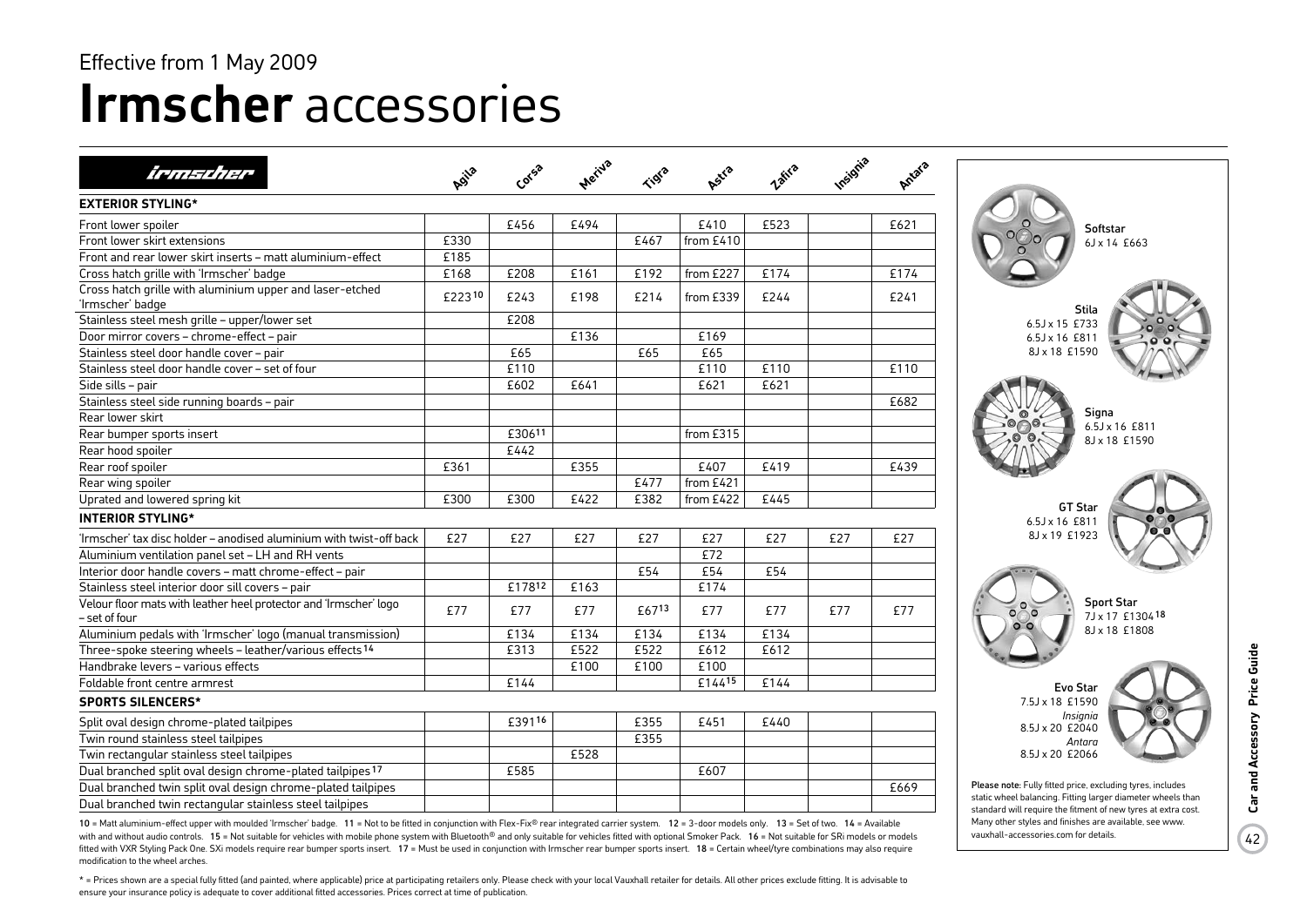Effective from 1 May 2009

# Irmscher accessories

| irmscher | Agila | Corsa | Meriva | Tigra | Astra | Zafira | Insignia | Antara |
|---|---|---|---|---|---|---|---|---|
| **EXTERIOR STYLING*** | | | | | | | | |
| Front lower spoiler | | £456 | £494 | | £410 | £523 | | £621 |
| Front lower skirt extensions | £330 | | | £467 | from £410 | | | |
| Front and rear lower skirt inserts – matt aluminium-effect | £185 | | | | | | | |
| Cross hatch grille with 'Irmscher' badge | £168 | £208 | £161 | £192 | from £227 | £174 | | £174 |
| Cross hatch grille with aluminium upper and laser-etched 'Irmscher' badge | £223[10] | £243 | £198 | £214 | from £339 | £244 | | £241 |
| Stainless steel mesh grille – upper/lower set | | £208 | | | | | | |
| Door mirror covers – chrome-effect – pair | | | £136 | | £169 | | | |
| Stainless steel door handle cover – pair | | £65 | | £65 | £65 | | | |
| Stainless steel door handle cover – set of four | | £110 | | | £110 | £110 | | £110 |
| Side sills – pair | | £602 | £641 | | £621 | £621 | | |
| Stainless steel side running boards – pair | | | | | | | | £682 |
| Rear lower skirt | | | | | | | | |
| Rear bumper sports insert | | £306[11] | | | from £315 | | | |
| Rear hood spoiler | | £442 | | | | | | |
| Rear roof spoiler | £361 | | £355 | | £407 | £419 | | £439 |
| Rear wing spoiler | | | | £477 | from £421 | | | |
| Uprated and lowered spring kit | £300 | £300 | £422 | £382 | from £422 | £445 | | |
| **INTERIOR STYLING*** | | | | | | | | |
| 'Irmscher' tax disc holder – anodised aluminium with twist-off back | £27 | £27 | £27 | £27 | £27 | £27 | £27 | £27 |
| Aluminium ventilation panel set – LH and RH vents | | | | | £72 | | | |
| Interior door handle covers – matt chrome-effect – pair | | | | £54 | £54 | £54 | | |
| Stainless steel interior door sill covers – pair | | £178[12] | £163 | | £174 | | | |
| Velour floor mats with leather heel protector and 'Irmscher' logo – set of four | £77 | £77 | £77 | £67[13] | £77 | £77 | £77 | £77 |
| Aluminium pedals with 'Irmscher' logo (manual transmission) | | £134 | £134 | £134 | £134 | £134 | | |
| Three-spoke steering wheels – leather/various effects[14] | | £313 | £522 | £522 | £612 | £612 | | |
| Handbrake levers – various effects | | | £100 | £100 | £100 | | | |
| Foldable front centre armrest | | £144 | | | £144[15] | £144 | | |
| **SPORTS SILENCERS*** | | | | | | | | |
| Split oval design chrome-plated tailpipes | | £391[16] | | £355 | £451 | £440 | | |
| Twin round stainless steel tailpipes | | | | £355 | | | | |
| Twin rectangular stainless steel tailpipes | | | £528 | | | | | |
| Dual branched split oval design chrome-plated tailpipes[17] | | £585 | | | £607 | | | |
| Dual branched twin split oval design chrome-plated tailpipes | | | | | | | | £669 |
| Dual branched twin rectangular stainless steel tailpipes | | | | | | | | |

10 = Matt aluminium-effect upper with moulded 'Irmscher' badge. 11 = Not to be fitted in conjunction with Flex-Fix® rear integrated carrier system. 12 = 3-door models only. 13 = Set of two. 14 = Available with and without audio controls. 15 = Not suitable for vehicles with mobile phone system with Bluetooth® and only suitable for vehicles fitted with optional Smoker Pack. 16 = Not suitable for SRi models or models fitted with VXR Styling Pack One. SXi models require rear bumper sports insert. 17 = Must be used in conjunction with Irmscher rear bumper sports insert. 18 = Certain wheel/tyre combinations may also require modification to the wheel arches.

\* = Prices shown are a special fully fitted (and painted, where applicable) price at participating retailers only. Please check with your local Vauxhall retailer for details. All other prices exclude fitting. It is advisable to ensure your insurance policy is adequate to cover additional fitted accessories. Prices correct at time of publication.

**Softstar**
6J x 14 £663

**Stila**
6.5J x 15 £733
6.5J x 16 £811
8J x 18 £1590

**Signa**
6.5J x 16 £811
8J x 18 £1590

**GT Star**
6.5J x 16 £811
8J x 19 £1923

**Sport Star**
7J x 17 £1304[18]
8J x 18 £1808

**Evo Star**
7.5J x 18 £1590
*Insignia*
8.5J x 20 £2040
*Antara*
8.5J x 20 £2066

**Please note:** Fully fitted price, excluding tyres, includes static wheel balancing. Fitting larger diameter wheels than standard will require the fitment of new tyres at extra cost. Many other styles and finishes are available, see www.vauxhall-accessories.com for details.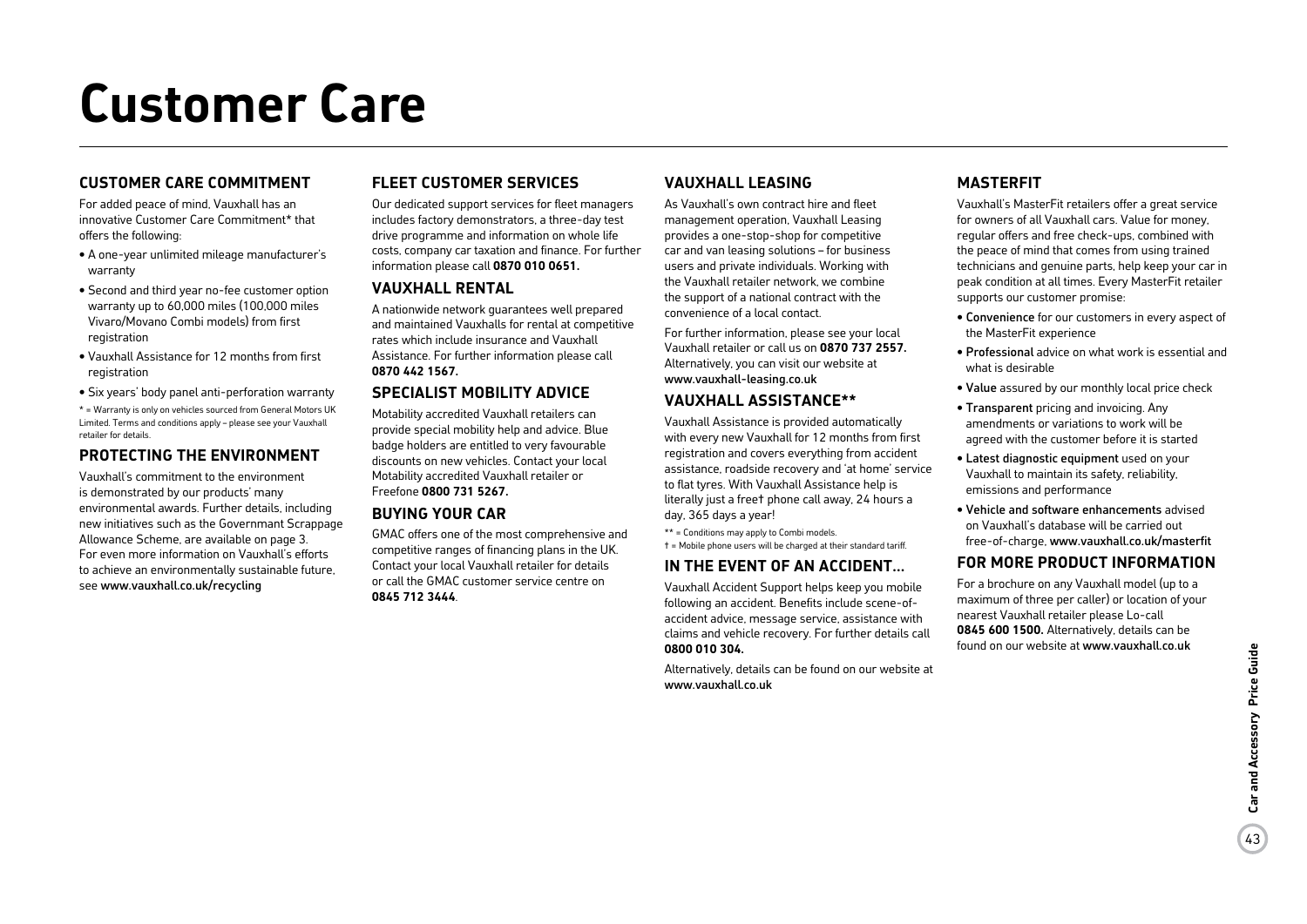# Customer Care

## CUSTOMER CARE COMMITMENT

For added peace of mind, Vauxhall has an innovative Customer Care Commitment* that offers the following:

- A one-year unlimited mileage manufacturer's warranty
- Second and third year no-fee customer option warranty up to 60,000 miles (100,000 miles Vivaro/Movano Combi models) from first registration
- Vauxhall Assistance for 12 months from first registration
- Six years' body panel anti-perforation warranty

* = Warranty is only on vehicles sourced from General Motors UK Limited. Terms and conditions apply – please see your Vauxhall retailer for details.

## PROTECTING THE ENVIRONMENT

Vauxhall's commitment to the environment is demonstrated by our products' many environmental awards. Further details, including new initiatives such as the Governmant Scrappage Allowance Scheme, are available on page 3. For even more information on Vauxhall's efforts to achieve an environmentally sustainable future, see www.vauxhall.co.uk/recycling

## FLEET CUSTOMER SERVICES

Our dedicated support services for fleet managers includes factory demonstrators, a three-day test drive programme and information on whole life costs, company car taxation and finance. For further information please call **0870 010 0651.**

## VAUXHALL RENTAL

A nationwide network guarantees well prepared and maintained Vauxhalls for rental at competitive rates which include insurance and Vauxhall Assistance. For further information please call **0870 442 1567.**

## SPECIALIST MOBILITY ADVICE

Motability accredited Vauxhall retailers can provide special mobility help and advice. Blue badge holders are entitled to very favourable discounts on new vehicles. Contact your local Motability accredited Vauxhall retailer or Freefone **0800 731 5267.**

## BUYING YOUR CAR

GMAC offers one of the most comprehensive and competitive ranges of financing plans in the UK. Contact your local Vauxhall retailer for details or call the GMAC customer service centre on **0845 712 3444**.

## VAUXHALL LEASING

As Vauxhall's own contract hire and fleet management operation, Vauxhall Leasing provides a one-stop-shop for competitive car and van leasing solutions – for business users and private individuals. Working with the Vauxhall retailer network, we combine the support of a national contract with the convenience of a local contact.

For further information, please see your local Vauxhall retailer or call us on **0870 737 2557.** Alternatively, you can visit our website at www.vauxhall-leasing.co.uk

## VAUXHALL ASSISTANCE**

Vauxhall Assistance is provided automatically with every new Vauxhall for 12 months from first registration and covers everything from accident assistance, roadside recovery and 'at home' service to flat tyres. With Vauxhall Assistance help is literally just a free† phone call away, 24 hours a day, 365 days a year!

** = Conditions may apply to Combi models.
† = Mobile phone users will be charged at their standard tariff.

## IN THE EVENT OF AN ACCIDENT...

Vauxhall Accident Support helps keep you mobile following an accident. Benefits include scene-of-accident advice, message service, assistance with claims and vehicle recovery. For further details call **0800 010 304.**

Alternatively, details can be found on our website at www.vauxhall.co.uk

## MASTERFIT

Vauxhall's MasterFit retailers offer a great service for owners of all Vauxhall cars. Value for money, regular offers and free check-ups, combined with the peace of mind that comes from using trained technicians and genuine parts, help keep your car in peak condition at all times. Every MasterFit retailer supports our customer promise:

- Convenience for our customers in every aspect of the MasterFit experience
- Professional advice on what work is essential and what is desirable
- Value assured by our monthly local price check
- Transparent pricing and invoicing. Any amendments or variations to work will be agreed with the customer before it is started
- Latest diagnostic equipment used on your Vauxhall to maintain its safety, reliability, emissions and performance
- Vehicle and software enhancements advised on Vauxhall's database will be carried out free-of-charge. www.vauxhall.co.uk/masterfit

## FOR MORE PRODUCT INFORMATION

For a brochure on any Vauxhall model (up to a maximum of three per caller) or location of your nearest Vauxhall retailer please Lo-call **0845 600 1500.** Alternatively, details can be found on our website at www.vauxhall.co.uk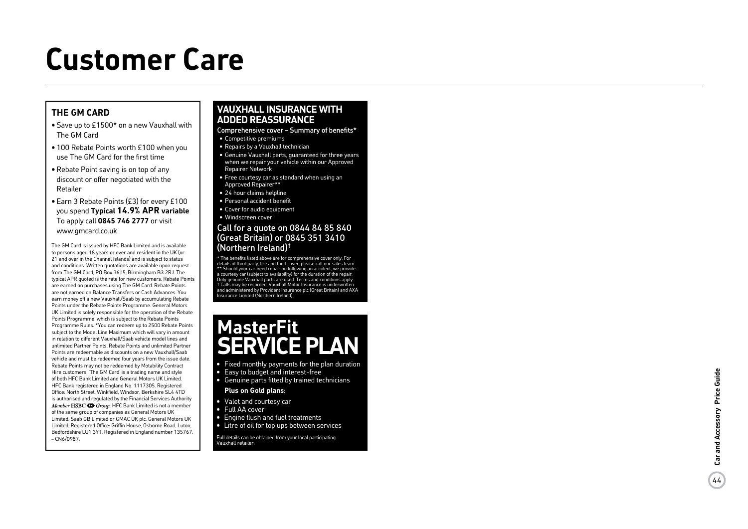# Customer Care

## THE GM CARD

- Save up to £1500* on a new Vauxhall with The GM Card
- 100 Rebate Points worth £100 when you use The GM Card for the first time
- Rebate Point saving is on top of any discount or offer negotiated with the Retailer
- Earn 3 Rebate Points (£3) for every £100 you spend **Typical 14.9% APR variable** To apply call **0845 746 2777** or visit www.gmcard.co.uk

The GM Card is issued by HFC Bank Limited and is available to persons aged 18 years or over and resident in the UK (or 21 and over in the Channel Islands) and is subject to status and conditions. Written quotations are available upon request from The GM Card, PO Box 3615, Birmingham B3 2RJ. The typical APR quoted is the rate for new customers. Rebate Points are earned on purchases using The GM Card. Rebate Points are not earned on Balance Transfers or Cash Advances. You earn money off a new Vauxhall/Saab by accumulating Rebate Points under the Rebate Points Programme. General Motors UK Limited is solely responsible for the operation of the Rebate Points Programme, which is subject to the Rebate Points Programme Rules. *You can redeem up to 2500 Rebate Points subject to the Model Line Maximum which will vary in amount in relation to different Vauxhall/Saab vehicle model lines and unlimited Partner Points. Rebate Points and unlimited Partner Points are redeemable as discounts on a new Vauxhall/Saab vehicle and must be redeemed four years from the issue date. Rebate Points may not be redeemed by Motability Contract Hire customers. 'The GM Card' is a trading name and style of both HFC Bank Limited and General Motors UK Limited. HFC Bank registered in England No. 1117305. Registered Office: North Street, Winkfield, Windsor, Berkshire SL4 4TD is authorised and regulated by the Financial Services Authority *Member HSBC Group*. HFC Bank Limited is not a member of the same group of companies as General Motors UK Limited, Saab GB Limited or GMAC UK plc. General Motors UK Limited, Registered Office: Griffin House, Osborne Road, Luton, Bedfordshire LU1 3YT. Registered in England number 135767. – CN6/0987.

## VAUXHALL INSURANCE WITH ADDED REASSURANCE

Comprehensive cover – Summary of benefits*

- Competitive premiums
- Repairs by a Vauxhall technician
- Genuine Vauxhall parts, guaranteed for three years when we repair your vehicle within our Approved Repairer Network
- Free courtesy car as standard when using an Approved Repairer**
- 24 hour claims helpline
- Personal accident benefit
- Cover for audio equipment
- Windscreen cover

**Call for a quote on 0844 84 85 840 (Great Britain) or 0845 351 3410 (Northern Ireland)†**

* The benefits listed above are for comprehensive cover only. For details of third party, fire and theft cover, please call our sales team. ** Should your car need repairing following an accident, we provide a courtesy car (subject to availability) for the duration of the repair. Only genuine Vauxhall parts are used. Terms and conditions apply. † Calls may be recorded. Vauxhall Motor Insurance is underwritten and administered by Provident Insurance plc (Great Britain) and AXA Insurance Limited (Northern Ireland).

## MasterFit SERVICE PLAN

- Fixed monthly payments for the plan duration
- Easy to budget and interest-free
- Genuine parts fitted by trained technicians

**Plus on Gold plans:**

- Valet and courtesy car
- Full AA cover
- Engine flush and fuel treatments
- Litre of oil for top ups between services

Full details can be obtained from your local participating Vauxhall retailer.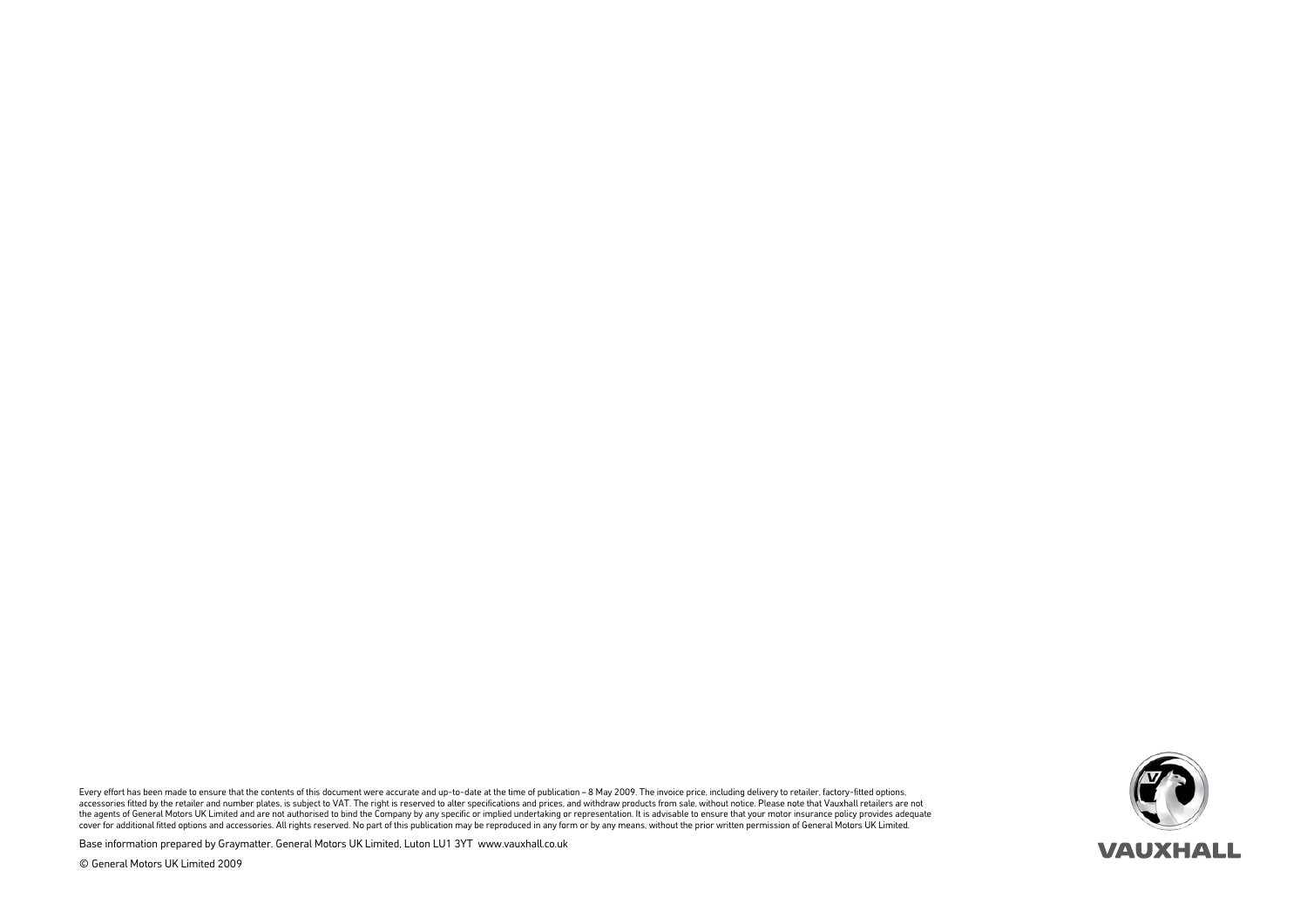Every effort has been made to ensure that the contents of this document were accurate and up-to-date at the time of publication – 8 May 2009. The invoice price, including delivery to retailer, factory-fitted options, accessories fitted by the retailer and number plates, is subject to VAT. The right is reserved to alter specifications and prices, and withdraw products from sale, without notice. Please note that Vauxhall retailers are not the agents of General Motors UK Limited and are not authorised to bind the Company by any specific or implied undertaking or representation. It is advisable to ensure that your motor insurance policy provides adequate cover for additional fitted options and accessories. All rights reserved. No part of this publication may be reproduced in any form or by any means, without the prior written permission of General Motors UK Limited.

Base information prepared by Graymatter. General Motors UK Limited, Luton LU1 3YT www.vauxhall.co.uk

© General Motors UK Limited 2009

VAUXHALL